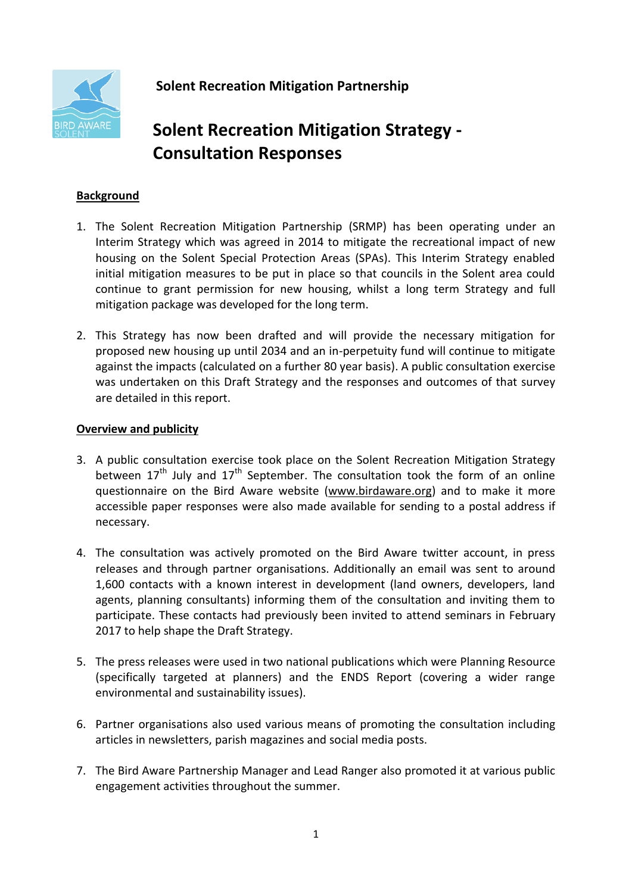## Solent Recreation Mitigation Partnership

# Solent Recreation Mitigation Strategy - Consultation Responses

**Background**

1. The Solent Recreation Mitigation Partnership (SRMP) has been operating under an Interim Strategy which was agreed in 2014 to mitigate the recreational impact of new housing on the Solent Special Protection Areas (SPAs). This Interim Strategy enabled initial mitigation measures to be put in place so that councils in the Solent area could continue to grant permission for new housing, whilst a long term Strategy and full mitigation package was developed for the long term.

2. This Strategy has now been drafted and will provide the necessary mitigation for proposed new housing up until 2034 and an in-perpetuity fund will continue to mitigate against the impacts (calculated on a further 80 year basis). A public consultation exercise was undertaken on this Draft Strategy and the responses and outcomes of that survey are detailed in this report.

**Overview and publicity**

3. A public consultation exercise took place on the Solent Recreation Mitigation Strategy between 17th July and 17th September. The consultation took the form of an online questionnaire on the Bird Aware website (www.birdaware.org) and to make it more accessible paper responses were also made available for sending to a postal address if necessary.

4. The consultation was actively promoted on the Bird Aware twitter account, in press releases and through partner organisations. Additionally an email was sent to around 1,600 contacts with a known interest in development (land owners, developers, land agents, planning consultants) informing them of the consultation and inviting them to participate. These contacts had previously been invited to attend seminars in February 2017 to help shape the Draft Strategy.

5. The press releases were used in two national publications which were Planning Resource (specifically targeted at planners) and the ENDS Report (covering a wider range environmental and sustainability issues).

6. Partner organisations also used various means of promoting the consultation including articles in newsletters, parish magazines and social media posts.

7. The Bird Aware Partnership Manager and Lead Ranger also promoted it at various public engagement activities throughout the summer.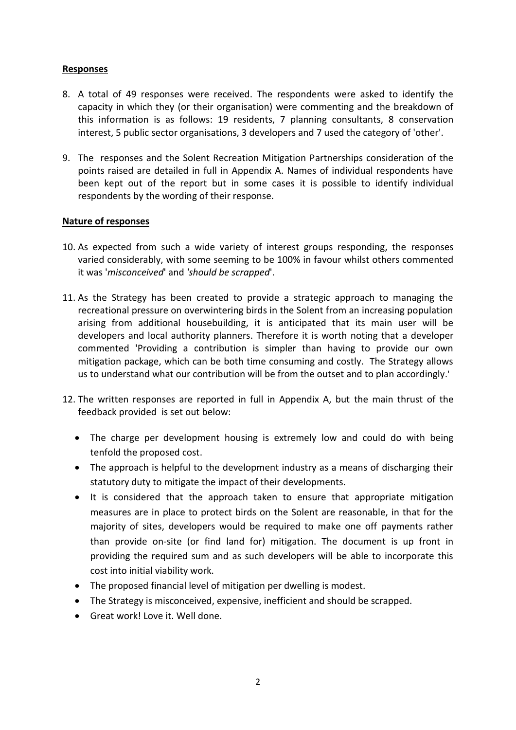**Responses**

8. A total of 49 responses were received. The respondents were asked to identify the capacity in which they (or their organisation) were commenting and the breakdown of this information is as follows: 19 residents, 7 planning consultants, 8 conservation interest, 5 public sector organisations, 3 developers and 7 used the category of 'other'.

9. The responses and the Solent Recreation Mitigation Partnerships consideration of the points raised are detailed in full in Appendix A. Names of individual respondents have been kept out of the report but in some cases it is possible to identify individual respondents by the wording of their response.

**Nature of responses**

10. As expected from such a wide variety of interest groups responding, the responses varied considerably, with some seeming to be 100% in favour whilst others commented it was '*misconceived*' and '*should be scrapped*'.

11. As the Strategy has been created to provide a strategic approach to managing the recreational pressure on overwintering birds in the Solent from an increasing population arising from additional housebuilding, it is anticipated that its main user will be developers and local authority planners. Therefore it is worth noting that a developer commented 'Providing a contribution is simpler than having to provide our own mitigation package, which can be both time consuming and costly. The Strategy allows us to understand what our contribution will be from the outset and to plan accordingly.'

12. The written responses are reported in full in Appendix A, but the main thrust of the feedback provided is set out below:

    - The charge per development housing is extremely low and could do with being tenfold the proposed cost.
    - The approach is helpful to the development industry as a means of discharging their statutory duty to mitigate the impact of their developments.
    - It is considered that the approach taken to ensure that appropriate mitigation measures are in place to protect birds on the Solent are reasonable, in that for the majority of sites, developers would be required to make one off payments rather than provide on-site (or find land for) mitigation. The document is up front in providing the required sum and as such developers will be able to incorporate this cost into initial viability work.
    - The proposed financial level of mitigation per dwelling is modest.
    - The Strategy is misconceived, expensive, inefficient and should be scrapped.
    - Great work! Love it. Well done.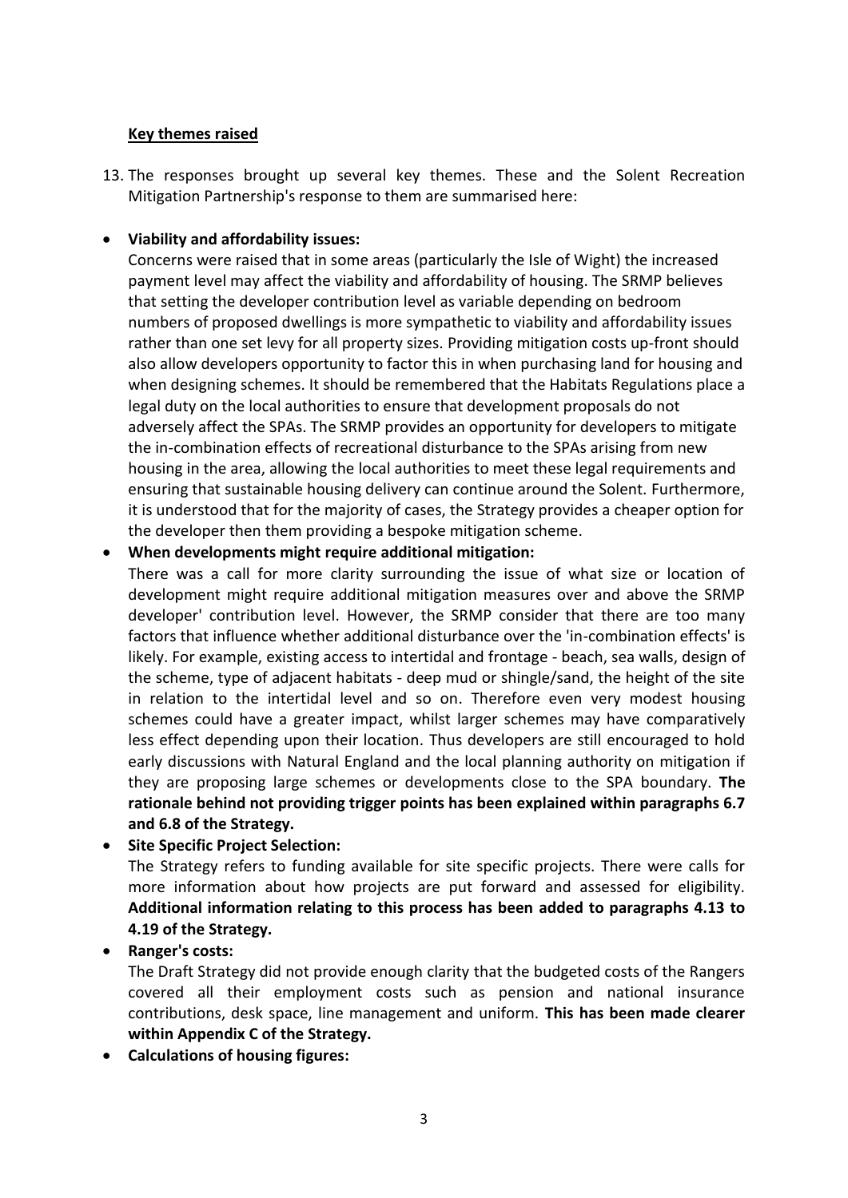**Key themes raised**

13. The responses brought up several key themes. These and the Solent Recreation Mitigation Partnership's response to them are summarised here:

- **Viability and affordability issues:**
  Concerns were raised that in some areas (particularly the Isle of Wight) the increased payment level may affect the viability and affordability of housing. The SRMP believes that setting the developer contribution level as variable depending on bedroom numbers of proposed dwellings is more sympathetic to viability and affordability issues rather than one set levy for all property sizes. Providing mitigation costs up-front should also allow developers opportunity to factor this in when purchasing land for housing and when designing schemes. It should be remembered that the Habitats Regulations place a legal duty on the local authorities to ensure that development proposals do not adversely affect the SPAs. The SRMP provides an opportunity for developers to mitigate the in-combination effects of recreational disturbance to the SPAs arising from new housing in the area, allowing the local authorities to meet these legal requirements and ensuring that sustainable housing delivery can continue around the Solent. Furthermore, it is understood that for the majority of cases, the Strategy provides a cheaper option for the developer then them providing a bespoke mitigation scheme.
- **When developments might require additional mitigation:**
  There was a call for more clarity surrounding the issue of what size or location of development might require additional mitigation measures over and above the SRMP developer' contribution level. However, the SRMP consider that there are too many factors that influence whether additional disturbance over the 'in-combination effects' is likely. For example, existing access to intertidal and frontage - beach, sea walls, design of the scheme, type of adjacent habitats - deep mud or shingle/sand, the height of the site in relation to the intertidal level and so on. Therefore even very modest housing schemes could have a greater impact, whilst larger schemes may have comparatively less effect depending upon their location. Thus developers are still encouraged to hold early discussions with Natural England and the local planning authority on mitigation if they are proposing large schemes or developments close to the SPA boundary. **The rationale behind not providing trigger points has been explained within paragraphs 6.7 and 6.8 of the Strategy.**
- **Site Specific Project Selection:**
  The Strategy refers to funding available for site specific projects. There were calls for more information about how projects are put forward and assessed for eligibility. **Additional information relating to this process has been added to paragraphs 4.13 to 4.19 of the Strategy.**
- **Ranger's costs:**
  The Draft Strategy did not provide enough clarity that the budgeted costs of the Rangers covered all their employment costs such as pension and national insurance contributions, desk space, line management and uniform. **This has been made clearer within Appendix C of the Strategy.**
- **Calculations of housing figures:**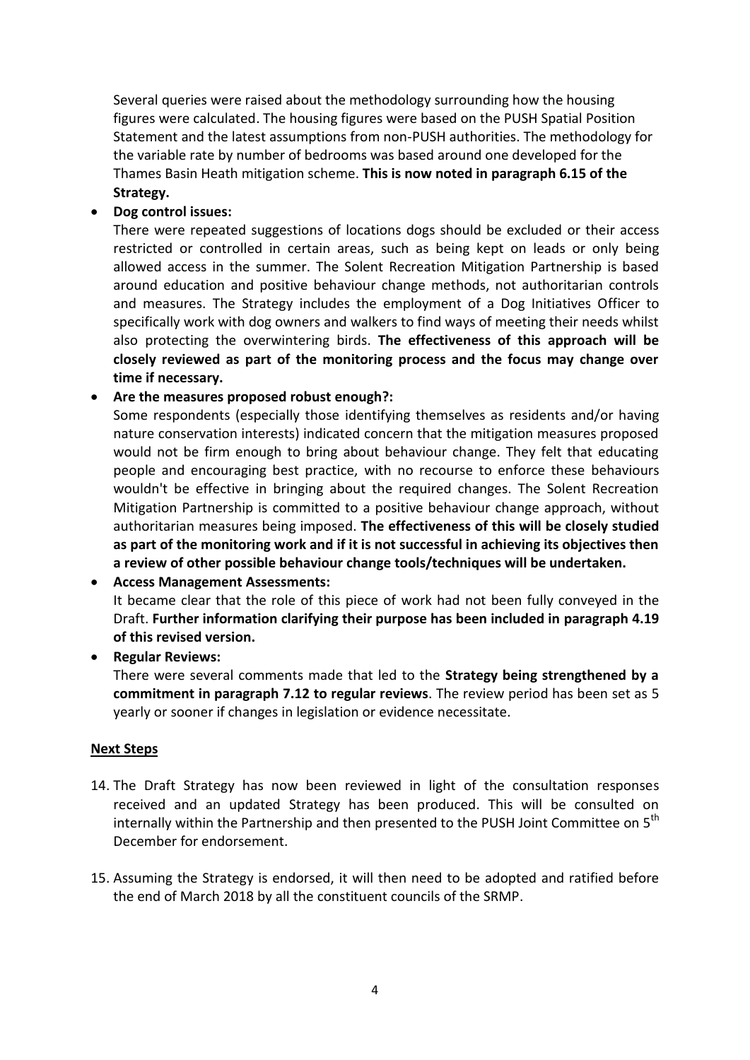Several queries were raised about the methodology surrounding how the housing figures were calculated. The housing figures were based on the PUSH Spatial Position Statement and the latest assumptions from non-PUSH authorities. The methodology for the variable rate by number of bedrooms was based around one developed for the Thames Basin Heath mitigation scheme. **This is now noted in paragraph 6.15 of the Strategy.**

- **Dog control issues:**
  There were repeated suggestions of locations dogs should be excluded or their access restricted or controlled in certain areas, such as being kept on leads or only being allowed access in the summer. The Solent Recreation Mitigation Partnership is based around education and positive behaviour change methods, not authoritarian controls and measures. The Strategy includes the employment of a Dog Initiatives Officer to specifically work with dog owners and walkers to find ways of meeting their needs whilst also protecting the overwintering birds. **The effectiveness of this approach will be closely reviewed as part of the monitoring process and the focus may change over time if necessary.**
- **Are the measures proposed robust enough?:**
  Some respondents (especially those identifying themselves as residents and/or having nature conservation interests) indicated concern that the mitigation measures proposed would not be firm enough to bring about behaviour change. They felt that educating people and encouraging best practice, with no recourse to enforce these behaviours wouldn't be effective in bringing about the required changes. The Solent Recreation Mitigation Partnership is committed to a positive behaviour change approach, without authoritarian measures being imposed. **The effectiveness of this will be closely studied as part of the monitoring work and if it is not successful in achieving its objectives then a review of other possible behaviour change tools/techniques will be undertaken.**
- **Access Management Assessments:**
  It became clear that the role of this piece of work had not been fully conveyed in the Draft. **Further information clarifying their purpose has been included in paragraph 4.19 of this revised version.**
- **Regular Reviews:**
  There were several comments made that led to the **Strategy being strengthened by a commitment in paragraph 7.12 to regular reviews**. The review period has been set as 5 yearly or sooner if changes in legislation or evidence necessitate.

**Next Steps**

14. The Draft Strategy has now been reviewed in light of the consultation responses received and an updated Strategy has been produced. This will be consulted on internally within the Partnership and then presented to the PUSH Joint Committee on 5th December for endorsement.

15. Assuming the Strategy is endorsed, it will then need to be adopted and ratified before the end of March 2018 by all the constituent councils of the SRMP.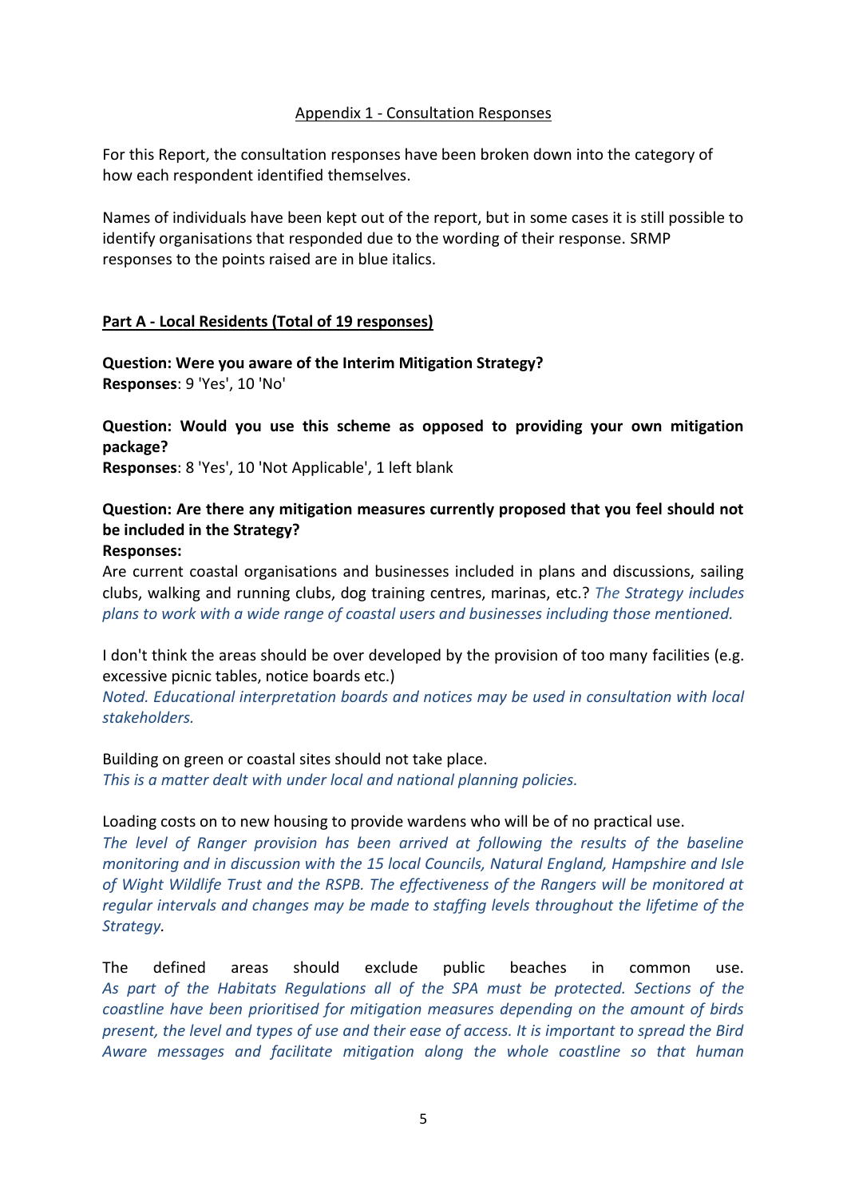## Appendix 1 - Consultation Responses

For this Report, the consultation responses have been broken down into the category of how each respondent identified themselves.

Names of individuals have been kept out of the report, but in some cases it is still possible to identify organisations that responded due to the wording of their response. SRMP responses to the points raised are in blue italics.

### Part A - Local Residents (Total of 19 responses)

**Question: Were you aware of the Interim Mitigation Strategy?**
**Responses**: 9 'Yes', 10 'No'

**Question: Would you use this scheme as opposed to providing your own mitigation package?**
**Responses**: 8 'Yes', 10 'Not Applicable', 1 left blank

**Question: Are there any mitigation measures currently proposed that you feel should not be included in the Strategy?**
**Responses:**

Are current coastal organisations and businesses included in plans and discussions, sailing clubs, walking and running clubs, dog training centres, marinas, etc.? *The Strategy includes plans to work with a wide range of coastal users and businesses including those mentioned.*

I don't think the areas should be over developed by the provision of too many facilities (e.g. excessive picnic tables, notice boards etc.)
*Noted. Educational interpretation boards and notices may be used in consultation with local stakeholders.*

Building on green or coastal sites should not take place.
*This is a matter dealt with under local and national planning policies.*

Loading costs on to new housing to provide wardens who will be of no practical use.
*The level of Ranger provision has been arrived at following the results of the baseline monitoring and in discussion with the 15 local Councils, Natural England, Hampshire and Isle of Wight Wildlife Trust and the RSPB. The effectiveness of the Rangers will be monitored at regular intervals and changes may be made to staffing levels throughout the lifetime of the Strategy.*

The defined areas should exclude public beaches in common use.
*As part of the Habitats Regulations all of the SPA must be protected. Sections of the coastline have been prioritised for mitigation measures depending on the amount of birds present, the level and types of use and their ease of access. It is important to spread the Bird Aware messages and facilitate mitigation along the whole coastline so that human*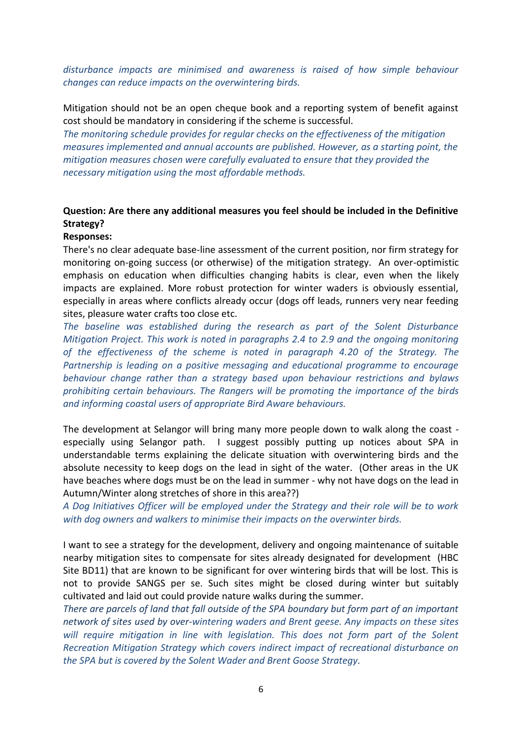*disturbance impacts are minimised and awareness is raised of how simple behaviour changes can reduce impacts on the overwintering birds.*

Mitigation should not be an open cheque book and a reporting system of benefit against cost should be mandatory in considering if the scheme is successful.

*The monitoring schedule provides for regular checks on the effectiveness of the mitigation measures implemented and annual accounts are published. However, as a starting point, the mitigation measures chosen were carefully evaluated to ensure that they provided the necessary mitigation using the most affordable methods.*

**Question: Are there any additional measures you feel should be included in the Definitive Strategy?**

**Responses:**

There's no clear adequate base-line assessment of the current position, nor firm strategy for monitoring on-going success (or otherwise) of the mitigation strategy. An over-optimistic emphasis on education when difficulties changing habits is clear, even when the likely impacts are explained. More robust protection for winter waders is obviously essential, especially in areas where conflicts already occur (dogs off leads, runners very near feeding sites, pleasure water crafts too close etc.

*The baseline was established during the research as part of the Solent Disturbance Mitigation Project. This work is noted in paragraphs 2.4 to 2.9 and the ongoing monitoring of the effectiveness of the scheme is noted in paragraph 4.20 of the Strategy. The Partnership is leading on a positive messaging and educational programme to encourage behaviour change rather than a strategy based upon behaviour restrictions and bylaws prohibiting certain behaviours. The Rangers will be promoting the importance of the birds and informing coastal users of appropriate Bird Aware behaviours.*

The development at Selangor will bring many more people down to walk along the coast - especially using Selangor path. I suggest possibly putting up notices about SPA in understandable terms explaining the delicate situation with overwintering birds and the absolute necessity to keep dogs on the lead in sight of the water. (Other areas in the UK have beaches where dogs must be on the lead in summer - why not have dogs on the lead in Autumn/Winter along stretches of shore in this area??)

*A Dog Initiatives Officer will be employed under the Strategy and their role will be to work with dog owners and walkers to minimise their impacts on the overwinter birds.*

I want to see a strategy for the development, delivery and ongoing maintenance of suitable nearby mitigation sites to compensate for sites already designated for development (HBC Site BD11) that are known to be significant for over wintering birds that will be lost. This is not to provide SANGS per se. Such sites might be closed during winter but suitably cultivated and laid out could provide nature walks during the summer.

*There are parcels of land that fall outside of the SPA boundary but form part of an important network of sites used by over-wintering waders and Brent geese. Any impacts on these sites will require mitigation in line with legislation. This does not form part of the Solent Recreation Mitigation Strategy which covers indirect impact of recreational disturbance on the SPA but is covered by the Solent Wader and Brent Goose Strategy.*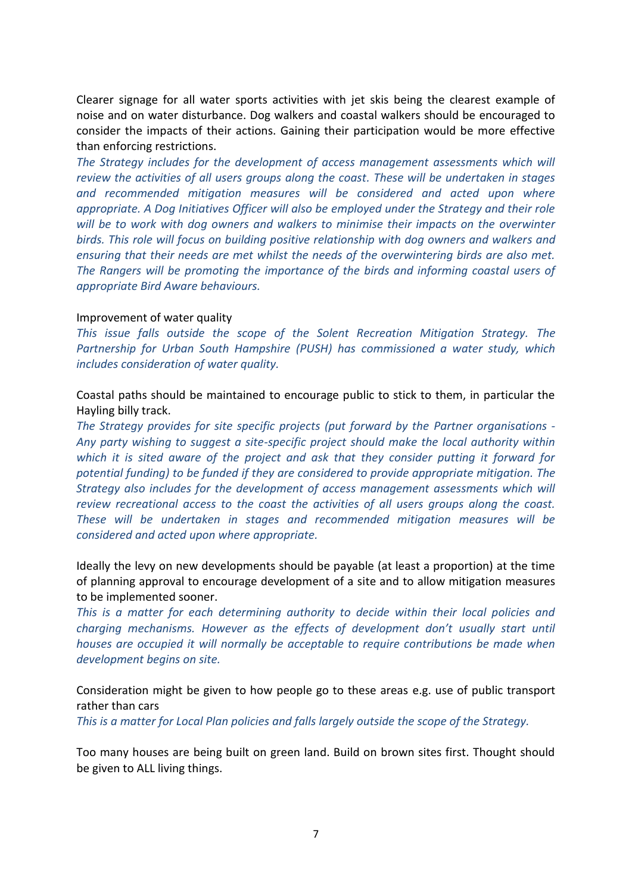Clearer signage for all water sports activities with jet skis being the clearest example of noise and on water disturbance. Dog walkers and coastal walkers should be encouraged to consider the impacts of their actions. Gaining their participation would be more effective than enforcing restrictions.

*The Strategy includes for the development of access management assessments which will review the activities of all users groups along the coast. These will be undertaken in stages and recommended mitigation measures will be considered and acted upon where appropriate. A Dog Initiatives Officer will also be employed under the Strategy and their role will be to work with dog owners and walkers to minimise their impacts on the overwinter birds. This role will focus on building positive relationship with dog owners and walkers and ensuring that their needs are met whilst the needs of the overwintering birds are also met. The Rangers will be promoting the importance of the birds and informing coastal users of appropriate Bird Aware behaviours.*

Improvement of water quality

*This issue falls outside the scope of the Solent Recreation Mitigation Strategy. The Partnership for Urban South Hampshire (PUSH) has commissioned a water study, which includes consideration of water quality.*

Coastal paths should be maintained to encourage public to stick to them, in particular the Hayling billy track.

*The Strategy provides for site specific projects (put forward by the Partner organisations - Any party wishing to suggest a site-specific project should make the local authority within which it is sited aware of the project and ask that they consider putting it forward for potential funding) to be funded if they are considered to provide appropriate mitigation. The Strategy also includes for the development of access management assessments which will review recreational access to the coast the activities of all users groups along the coast. These will be undertaken in stages and recommended mitigation measures will be considered and acted upon where appropriate.*

Ideally the levy on new developments should be payable (at least a proportion) at the time of planning approval to encourage development of a site and to allow mitigation measures to be implemented sooner.

*This is a matter for each determining authority to decide within their local policies and charging mechanisms. However as the effects of development don't usually start until houses are occupied it will normally be acceptable to require contributions be made when development begins on site.*

Consideration might be given to how people go to these areas e.g. use of public transport rather than cars

*This is a matter for Local Plan policies and falls largely outside the scope of the Strategy.*

Too many houses are being built on green land. Build on brown sites first. Thought should be given to ALL living things.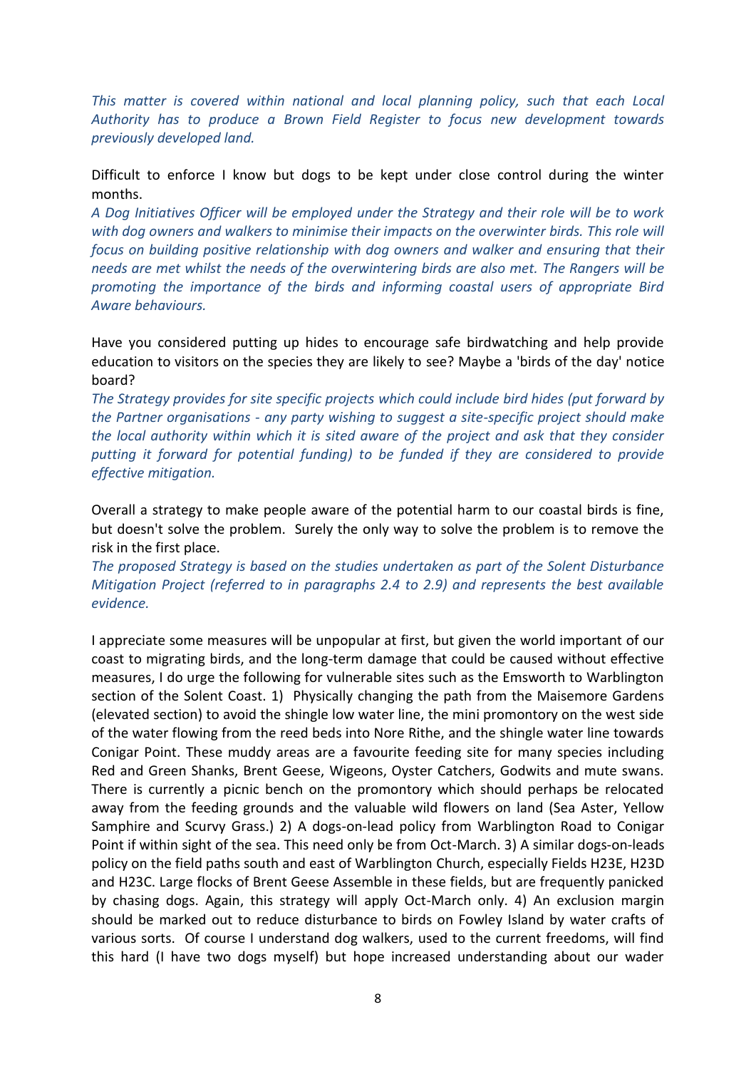*This matter is covered within national and local planning policy, such that each Local Authority has to produce a Brown Field Register to focus new development towards previously developed land.*

Difficult to enforce I know but dogs to be kept under close control during the winter months.

*A Dog Initiatives Officer will be employed under the Strategy and their role will be to work with dog owners and walkers to minimise their impacts on the overwinter birds. This role will focus on building positive relationship with dog owners and walker and ensuring that their needs are met whilst the needs of the overwintering birds are also met. The Rangers will be promoting the importance of the birds and informing coastal users of appropriate Bird Aware behaviours.*

Have you considered putting up hides to encourage safe birdwatching and help provide education to visitors on the species they are likely to see? Maybe a 'birds of the day' notice board?

*The Strategy provides for site specific projects which could include bird hides (put forward by the Partner organisations - any party wishing to suggest a site-specific project should make the local authority within which it is sited aware of the project and ask that they consider putting it forward for potential funding) to be funded if they are considered to provide effective mitigation.*

Overall a strategy to make people aware of the potential harm to our coastal birds is fine, but doesn't solve the problem. Surely the only way to solve the problem is to remove the risk in the first place.

*The proposed Strategy is based on the studies undertaken as part of the Solent Disturbance Mitigation Project (referred to in paragraphs 2.4 to 2.9) and represents the best available evidence.*

I appreciate some measures will be unpopular at first, but given the world important of our coast to migrating birds, and the long-term damage that could be caused without effective measures, I do urge the following for vulnerable sites such as the Emsworth to Warblington section of the Solent Coast. 1) Physically changing the path from the Maisemore Gardens (elevated section) to avoid the shingle low water line, the mini promontory on the west side of the water flowing from the reed beds into Nore Rithe, and the shingle water line towards Conigar Point. These muddy areas are a favourite feeding site for many species including Red and Green Shanks, Brent Geese, Wigeons, Oyster Catchers, Godwits and mute swans. There is currently a picnic bench on the promontory which should perhaps be relocated away from the feeding grounds and the valuable wild flowers on land (Sea Aster, Yellow Samphire and Scurvy Grass.) 2) A dogs-on-lead policy from Warblington Road to Conigar Point if within sight of the sea. This need only be from Oct-March. 3) A similar dogs-on-leads policy on the field paths south and east of Warblington Church, especially Fields H23E, H23D and H23C. Large flocks of Brent Geese Assemble in these fields, but are frequently panicked by chasing dogs. Again, this strategy will apply Oct-March only. 4) An exclusion margin should be marked out to reduce disturbance to birds on Fowley Island by water crafts of various sorts. Of course I understand dog walkers, used to the current freedoms, will find this hard (I have two dogs myself) but hope increased understanding about our wader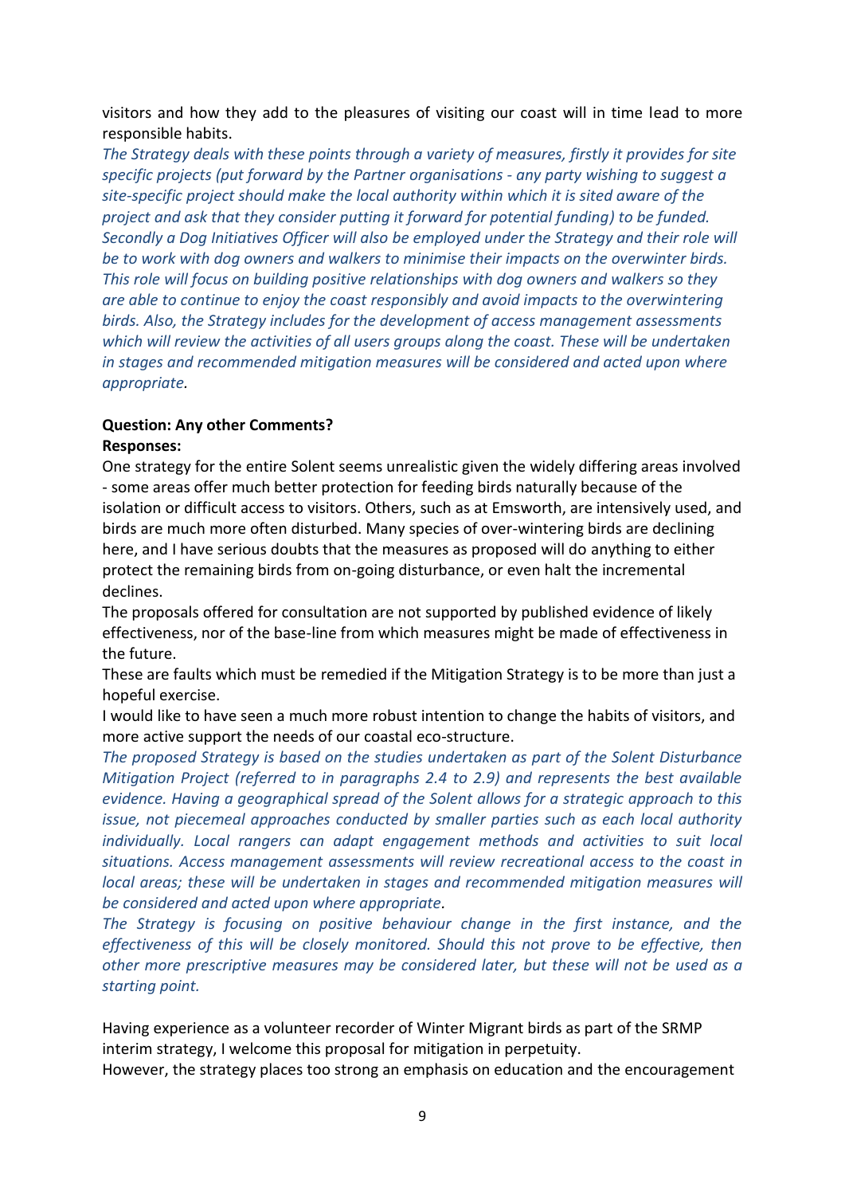visitors and how they add to the pleasures of visiting our coast will in time lead to more responsible habits.

*The Strategy deals with these points through a variety of measures, firstly it provides for site specific projects (put forward by the Partner organisations - any party wishing to suggest a site-specific project should make the local authority within which it is sited aware of the project and ask that they consider putting it forward for potential funding) to be funded. Secondly a Dog Initiatives Officer will also be employed under the Strategy and their role will be to work with dog owners and walkers to minimise their impacts on the overwinter birds. This role will focus on building positive relationships with dog owners and walkers so they are able to continue to enjoy the coast responsibly and avoid impacts to the overwintering birds. Also, the Strategy includes for the development of access management assessments which will review the activities of all users groups along the coast. These will be undertaken in stages and recommended mitigation measures will be considered and acted upon where appropriate.*

**Question: Any other Comments?**

**Responses:**

One strategy for the entire Solent seems unrealistic given the widely differing areas involved - some areas offer much better protection for feeding birds naturally because of the isolation or difficult access to visitors. Others, such as at Emsworth, are intensively used, and birds are much more often disturbed. Many species of over-wintering birds are declining here, and I have serious doubts that the measures as proposed will do anything to either protect the remaining birds from on-going disturbance, or even halt the incremental declines.

The proposals offered for consultation are not supported by published evidence of likely effectiveness, nor of the base-line from which measures might be made of effectiveness in the future.

These are faults which must be remedied if the Mitigation Strategy is to be more than just a hopeful exercise.

I would like to have seen a much more robust intention to change the habits of visitors, and more active support the needs of our coastal eco-structure.

*The proposed Strategy is based on the studies undertaken as part of the Solent Disturbance Mitigation Project (referred to in paragraphs 2.4 to 2.9) and represents the best available evidence. Having a geographical spread of the Solent allows for a strategic approach to this issue, not piecemeal approaches conducted by smaller parties such as each local authority individually. Local rangers can adapt engagement methods and activities to suit local situations. Access management assessments will review recreational access to the coast in local areas; these will be undertaken in stages and recommended mitigation measures will be considered and acted upon where appropriate.*

*The Strategy is focusing on positive behaviour change in the first instance, and the effectiveness of this will be closely monitored. Should this not prove to be effective, then other more prescriptive measures may be considered later, but these will not be used as a starting point.*

Having experience as a volunteer recorder of Winter Migrant birds as part of the SRMP interim strategy, I welcome this proposal for mitigation in perpetuity.

However, the strategy places too strong an emphasis on education and the encouragement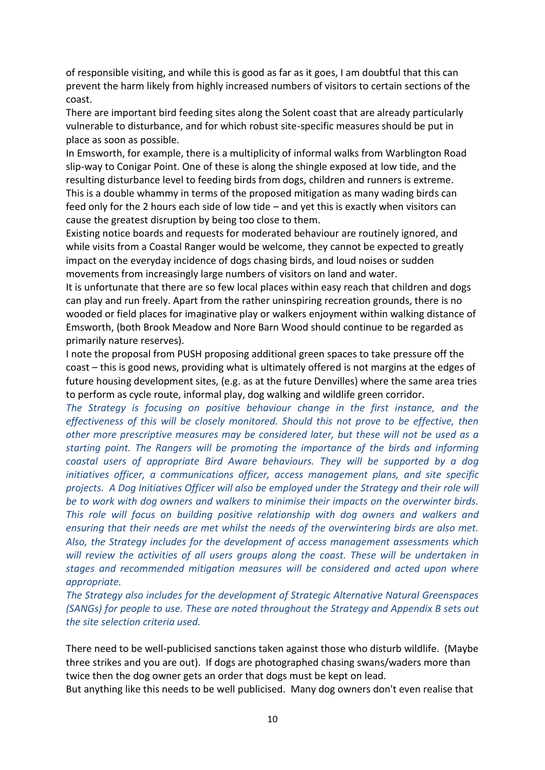of responsible visiting, and while this is good as far as it goes, I am doubtful that this can prevent the harm likely from highly increased numbers of visitors to certain sections of the coast.

There are important bird feeding sites along the Solent coast that are already particularly vulnerable to disturbance, and for which robust site-specific measures should be put in place as soon as possible.

In Emsworth, for example, there is a multiplicity of informal walks from Warblington Road slip-way to Conigar Point. One of these is along the shingle exposed at low tide, and the resulting disturbance level to feeding birds from dogs, children and runners is extreme. This is a double whammy in terms of the proposed mitigation as many wading birds can feed only for the 2 hours each side of low tide – and yet this is exactly when visitors can cause the greatest disruption by being too close to them.

Existing notice boards and requests for moderated behaviour are routinely ignored, and while visits from a Coastal Ranger would be welcome, they cannot be expected to greatly impact on the everyday incidence of dogs chasing birds, and loud noises or sudden movements from increasingly large numbers of visitors on land and water.

It is unfortunate that there are so few local places within easy reach that children and dogs can play and run freely. Apart from the rather uninspiring recreation grounds, there is no wooded or field places for imaginative play or walkers enjoyment within walking distance of Emsworth, (both Brook Meadow and Nore Barn Wood should continue to be regarded as primarily nature reserves).

I note the proposal from PUSH proposing additional green spaces to take pressure off the coast – this is good news, providing what is ultimately offered is not margins at the edges of future housing development sites, (e.g. as at the future Denvilles) where the same area tries to perform as cycle route, informal play, dog walking and wildlife green corridor.

*The Strategy is focusing on positive behaviour change in the first instance, and the effectiveness of this will be closely monitored. Should this not prove to be effective, then other more prescriptive measures may be considered later, but these will not be used as a starting point. The Rangers will be promoting the importance of the birds and informing coastal users of appropriate Bird Aware behaviours. They will be supported by a dog initiatives officer, a communications officer, access management plans, and site specific projects. A Dog Initiatives Officer will also be employed under the Strategy and their role will be to work with dog owners and walkers to minimise their impacts on the overwinter birds. This role will focus on building positive relationship with dog owners and walkers and ensuring that their needs are met whilst the needs of the overwintering birds are also met. Also, the Strategy includes for the development of access management assessments which will review the activities of all users groups along the coast. These will be undertaken in stages and recommended mitigation measures will be considered and acted upon where appropriate.*

*The Strategy also includes for the development of Strategic Alternative Natural Greenspaces (SANGs) for people to use. These are noted throughout the Strategy and Appendix B sets out the site selection criteria used.*

There need to be well-publicised sanctions taken against those who disturb wildlife. (Maybe three strikes and you are out). If dogs are photographed chasing swans/waders more than twice then the dog owner gets an order that dogs must be kept on lead.

But anything like this needs to be well publicised. Many dog owners don't even realise that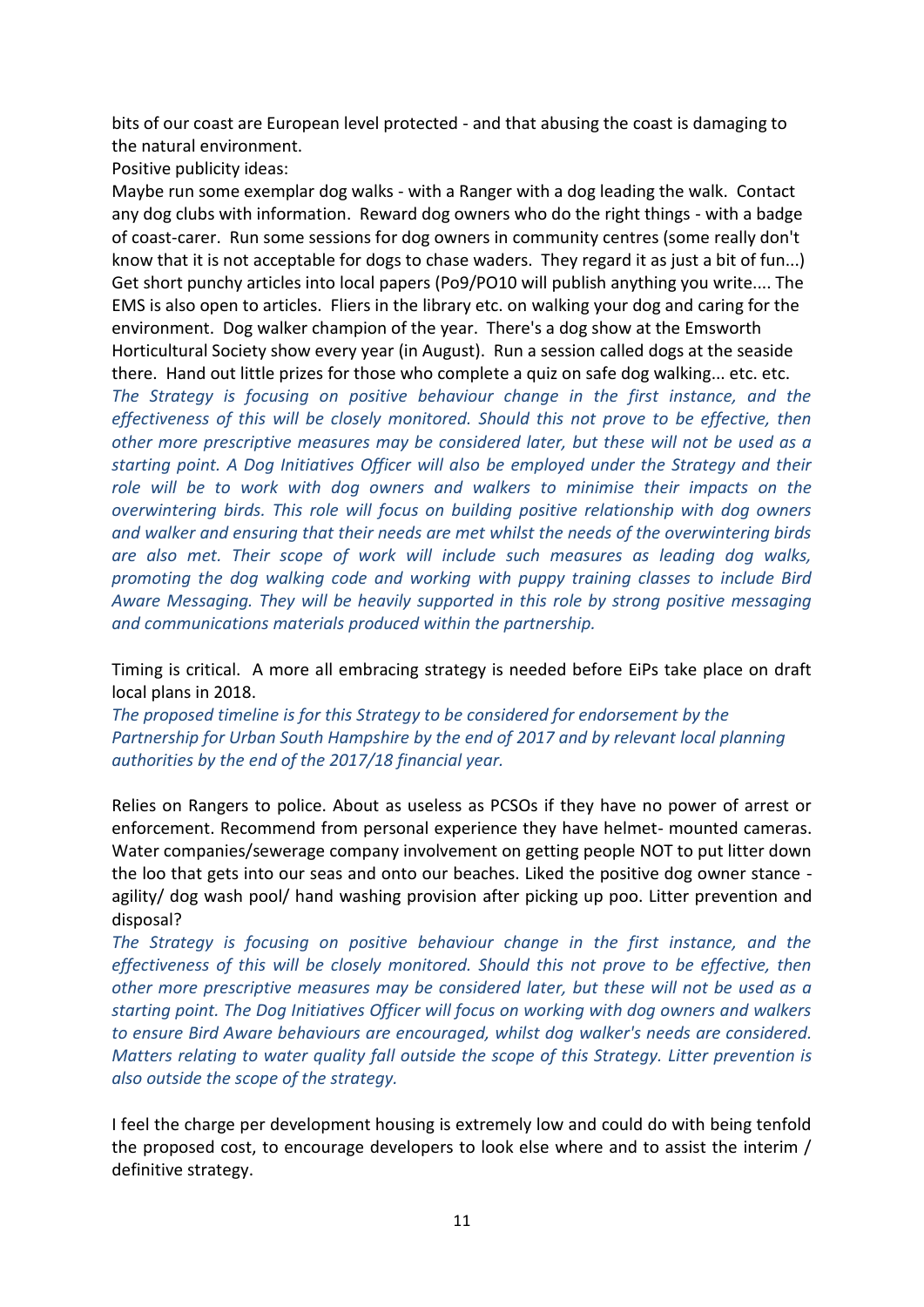bits of our coast are European level protected - and that abusing the coast is damaging to the natural environment.

Positive publicity ideas:

Maybe run some exemplar dog walks - with a Ranger with a dog leading the walk. Contact any dog clubs with information. Reward dog owners who do the right things - with a badge of coast-carer. Run some sessions for dog owners in community centres (some really don't know that it is not acceptable for dogs to chase waders. They regard it as just a bit of fun...) Get short punchy articles into local papers (Po9/PO10 will publish anything you write.... The EMS is also open to articles. Fliers in the library etc. on walking your dog and caring for the environment. Dog walker champion of the year. There's a dog show at the Emsworth Horticultural Society show every year (in August). Run a session called dogs at the seaside there. Hand out little prizes for those who complete a quiz on safe dog walking... etc. etc.

*The Strategy is focusing on positive behaviour change in the first instance, and the effectiveness of this will be closely monitored. Should this not prove to be effective, then other more prescriptive measures may be considered later, but these will not be used as a starting point. A Dog Initiatives Officer will also be employed under the Strategy and their role will be to work with dog owners and walkers to minimise their impacts on the overwintering birds. This role will focus on building positive relationship with dog owners and walker and ensuring that their needs are met whilst the needs of the overwintering birds are also met. Their scope of work will include such measures as leading dog walks, promoting the dog walking code and working with puppy training classes to include Bird Aware Messaging. They will be heavily supported in this role by strong positive messaging and communications materials produced within the partnership.*

Timing is critical. A more all embracing strategy is needed before EiPs take place on draft local plans in 2018.

*The proposed timeline is for this Strategy to be considered for endorsement by the Partnership for Urban South Hampshire by the end of 2017 and by relevant local planning authorities by the end of the 2017/18 financial year.*

Relies on Rangers to police. About as useless as PCSOs if they have no power of arrest or enforcement. Recommend from personal experience they have helmet- mounted cameras. Water companies/sewerage company involvement on getting people NOT to put litter down the loo that gets into our seas and onto our beaches. Liked the positive dog owner stance - agility/ dog wash pool/ hand washing provision after picking up poo. Litter prevention and disposal?

*The Strategy is focusing on positive behaviour change in the first instance, and the effectiveness of this will be closely monitored. Should this not prove to be effective, then other more prescriptive measures may be considered later, but these will not be used as a starting point. The Dog Initiatives Officer will focus on working with dog owners and walkers to ensure Bird Aware behaviours are encouraged, whilst dog walker's needs are considered. Matters relating to water quality fall outside the scope of this Strategy. Litter prevention is also outside the scope of the strategy.*

I feel the charge per development housing is extremely low and could do with being tenfold the proposed cost, to encourage developers to look else where and to assist the interim / definitive strategy.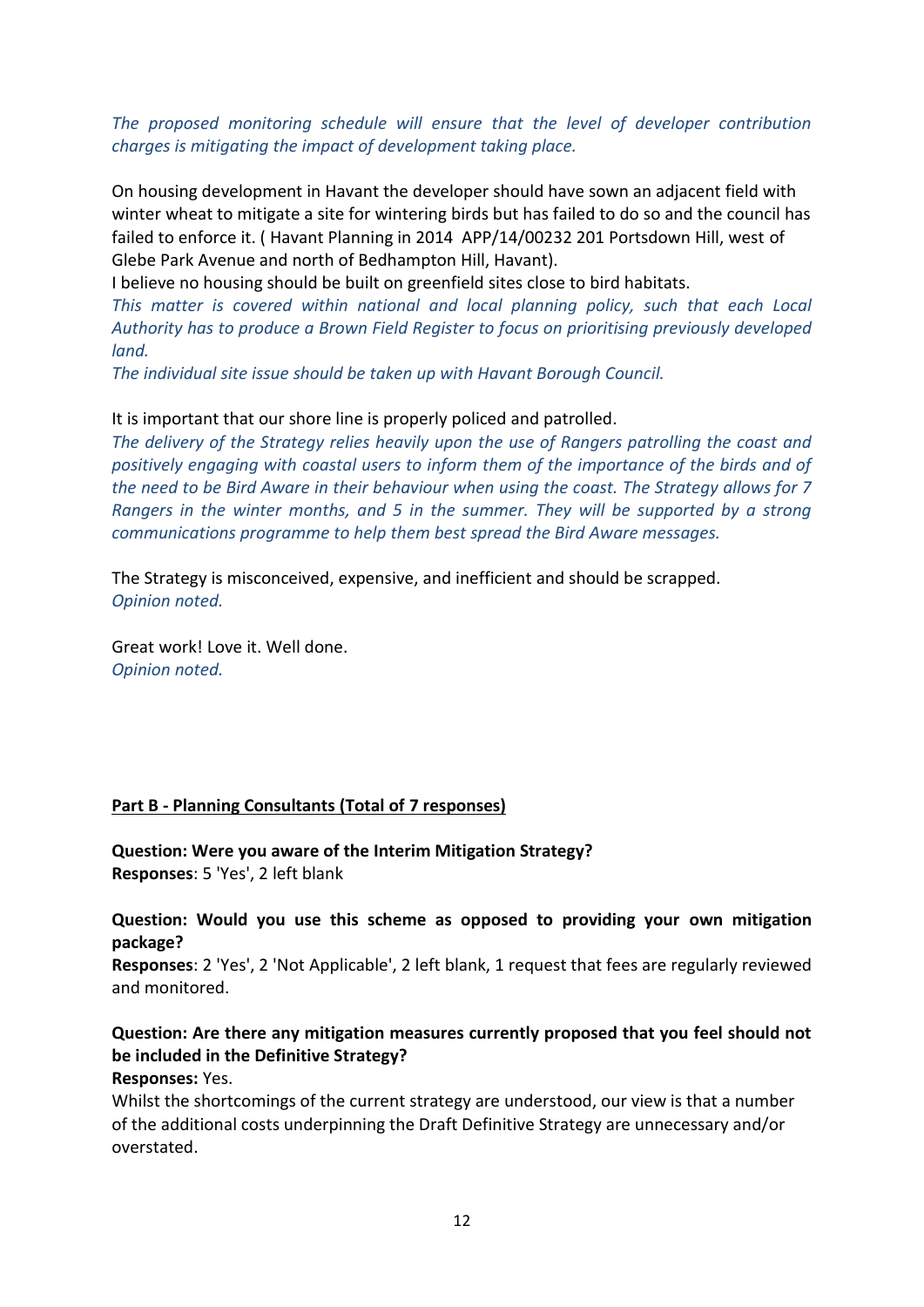*The proposed monitoring schedule will ensure that the level of developer contribution charges is mitigating the impact of development taking place.*

On housing development in Havant the developer should have sown an adjacent field with winter wheat to mitigate a site for wintering birds but has failed to do so and the council has failed to enforce it. ( Havant Planning in 2014 APP/14/00232 201 Portsdown Hill, west of Glebe Park Avenue and north of Bedhampton Hill, Havant).

I believe no housing should be built on greenfield sites close to bird habitats.

*This matter is covered within national and local planning policy, such that each Local Authority has to produce a Brown Field Register to focus on prioritising previously developed land.*

*The individual site issue should be taken up with Havant Borough Council.*

It is important that our shore line is properly policed and patrolled.

*The delivery of the Strategy relies heavily upon the use of Rangers patrolling the coast and positively engaging with coastal users to inform them of the importance of the birds and of the need to be Bird Aware in their behaviour when using the coast. The Strategy allows for 7 Rangers in the winter months, and 5 in the summer. They will be supported by a strong communications programme to help them best spread the Bird Aware messages.*

The Strategy is misconceived, expensive, and inefficient and should be scrapped.
*Opinion noted.*

Great work! Love it. Well done.
*Opinion noted.*

**Part B - Planning Consultants (Total of 7 responses)**

**Question: Were you aware of the Interim Mitigation Strategy?**
**Responses**: 5 'Yes', 2 left blank

**Question: Would you use this scheme as opposed to providing your own mitigation package?**
**Responses**: 2 'Yes', 2 'Not Applicable', 2 left blank, 1 request that fees are regularly reviewed and monitored.

**Question: Are there any mitigation measures currently proposed that you feel should not be included in the Definitive Strategy?**
**Responses:** Yes.
Whilst the shortcomings of the current strategy are understood, our view is that a number of the additional costs underpinning the Draft Definitive Strategy are unnecessary and/or overstated.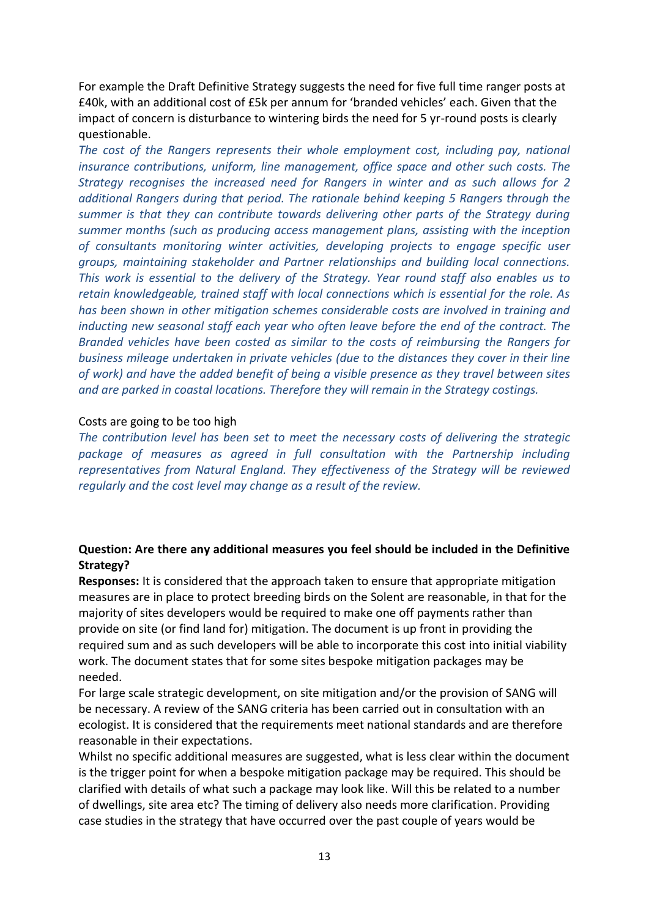For example the Draft Definitive Strategy suggests the need for five full time ranger posts at £40k, with an additional cost of £5k per annum for 'branded vehicles' each. Given that the impact of concern is disturbance to wintering birds the need for 5 yr-round posts is clearly questionable.

*The cost of the Rangers represents their whole employment cost, including pay, national insurance contributions, uniform, line management, office space and other such costs. The Strategy recognises the increased need for Rangers in winter and as such allows for 2 additional Rangers during that period. The rationale behind keeping 5 Rangers through the summer is that they can contribute towards delivering other parts of the Strategy during summer months (such as producing access management plans, assisting with the inception of consultants monitoring winter activities, developing projects to engage specific user groups, maintaining stakeholder and Partner relationships and building local connections. This work is essential to the delivery of the Strategy. Year round staff also enables us to retain knowledgeable, trained staff with local connections which is essential for the role. As has been shown in other mitigation schemes considerable costs are involved in training and inducting new seasonal staff each year who often leave before the end of the contract. The Branded vehicles have been costed as similar to the costs of reimbursing the Rangers for business mileage undertaken in private vehicles (due to the distances they cover in their line of work) and have the added benefit of being a visible presence as they travel between sites and are parked in coastal locations. Therefore they will remain in the Strategy costings.*

Costs are going to be too high

*The contribution level has been set to meet the necessary costs of delivering the strategic package of measures as agreed in full consultation with the Partnership including representatives from Natural England. They effectiveness of the Strategy will be reviewed regularly and the cost level may change as a result of the review.*

**Question: Are there any additional measures you feel should be included in the Definitive Strategy?**

**Responses:** It is considered that the approach taken to ensure that appropriate mitigation measures are in place to protect breeding birds on the Solent are reasonable, in that for the majority of sites developers would be required to make one off payments rather than provide on site (or find land for) mitigation. The document is up front in providing the required sum and as such developers will be able to incorporate this cost into initial viability work. The document states that for some sites bespoke mitigation packages may be needed.

For large scale strategic development, on site mitigation and/or the provision of SANG will be necessary. A review of the SANG criteria has been carried out in consultation with an ecologist. It is considered that the requirements meet national standards and are therefore reasonable in their expectations.

Whilst no specific additional measures are suggested, what is less clear within the document is the trigger point for when a bespoke mitigation package may be required. This should be clarified with details of what such a package may look like. Will this be related to a number of dwellings, site area etc? The timing of delivery also needs more clarification. Providing case studies in the strategy that have occurred over the past couple of years would be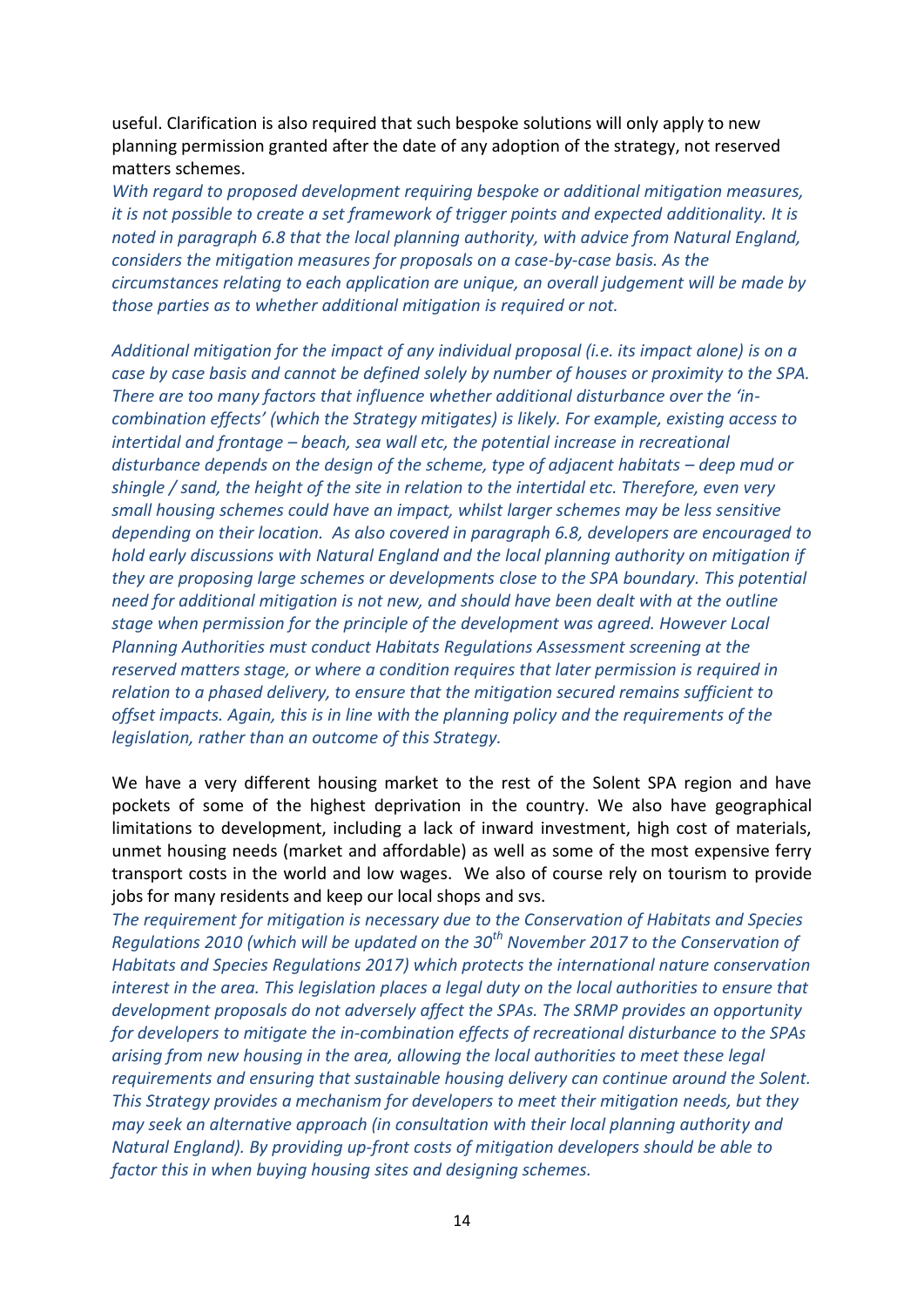useful. Clarification is also required that such bespoke solutions will only apply to new planning permission granted after the date of any adoption of the strategy, not reserved matters schemes.

*With regard to proposed development requiring bespoke or additional mitigation measures, it is not possible to create a set framework of trigger points and expected additionality. It is noted in paragraph 6.8 that the local planning authority, with advice from Natural England, considers the mitigation measures for proposals on a case-by-case basis. As the circumstances relating to each application are unique, an overall judgement will be made by those parties as to whether additional mitigation is required or not.*

*Additional mitigation for the impact of any individual proposal (i.e. its impact alone) is on a case by case basis and cannot be defined solely by number of houses or proximity to the SPA. There are too many factors that influence whether additional disturbance over the 'in-combination effects' (which the Strategy mitigates) is likely. For example, existing access to intertidal and frontage – beach, sea wall etc, the potential increase in recreational disturbance depends on the design of the scheme, type of adjacent habitats – deep mud or shingle / sand, the height of the site in relation to the intertidal etc. Therefore, even very small housing schemes could have an impact, whilst larger schemes may be less sensitive depending on their location. As also covered in paragraph 6.8, developers are encouraged to hold early discussions with Natural England and the local planning authority on mitigation if they are proposing large schemes or developments close to the SPA boundary. This potential need for additional mitigation is not new, and should have been dealt with at the outline stage when permission for the principle of the development was agreed. However Local Planning Authorities must conduct Habitats Regulations Assessment screening at the reserved matters stage, or where a condition requires that later permission is required in relation to a phased delivery, to ensure that the mitigation secured remains sufficient to offset impacts. Again, this is in line with the planning policy and the requirements of the legislation, rather than an outcome of this Strategy.*

We have a very different housing market to the rest of the Solent SPA region and have pockets of some of the highest deprivation in the country. We also have geographical limitations to development, including a lack of inward investment, high cost of materials, unmet housing needs (market and affordable) as well as some of the most expensive ferry transport costs in the world and low wages. We also of course rely on tourism to provide jobs for many residents and keep our local shops and svs.

*The requirement for mitigation is necessary due to the Conservation of Habitats and Species Regulations 2010 (which will be updated on the 30th November 2017 to the Conservation of Habitats and Species Regulations 2017) which protects the international nature conservation interest in the area. This legislation places a legal duty on the local authorities to ensure that development proposals do not adversely affect the SPAs. The SRMP provides an opportunity for developers to mitigate the in-combination effects of recreational disturbance to the SPAs arising from new housing in the area, allowing the local authorities to meet these legal requirements and ensuring that sustainable housing delivery can continue around the Solent. This Strategy provides a mechanism for developers to meet their mitigation needs, but they may seek an alternative approach (in consultation with their local planning authority and Natural England). By providing up-front costs of mitigation developers should be able to factor this in when buying housing sites and designing schemes.*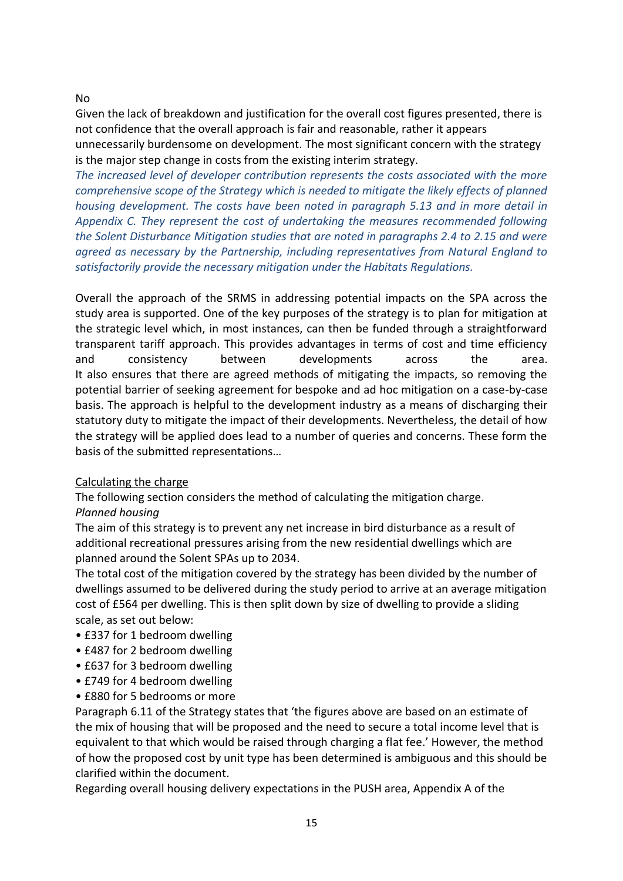No

Given the lack of breakdown and justification for the overall cost figures presented, there is not confidence that the overall approach is fair and reasonable, rather it appears unnecessarily burdensome on development. The most significant concern with the strategy is the major step change in costs from the existing interim strategy.

*The increased level of developer contribution represents the costs associated with the more comprehensive scope of the Strategy which is needed to mitigate the likely effects of planned housing development. The costs have been noted in paragraph 5.13 and in more detail in Appendix C. They represent the cost of undertaking the measures recommended following the Solent Disturbance Mitigation studies that are noted in paragraphs 2.4 to 2.15 and were agreed as necessary by the Partnership, including representatives from Natural England to satisfactorily provide the necessary mitigation under the Habitats Regulations.*

Overall the approach of the SRMS in addressing potential impacts on the SPA across the study area is supported. One of the key purposes of the strategy is to plan for mitigation at the strategic level which, in most instances, can then be funded through a straightforward transparent tariff approach. This provides advantages in terms of cost and time efficiency and consistency between developments across the area. It also ensures that there are agreed methods of mitigating the impacts, so removing the potential barrier of seeking agreement for bespoke and ad hoc mitigation on a case-by-case basis. The approach is helpful to the development industry as a means of discharging their statutory duty to mitigate the impact of their developments. Nevertheless, the detail of how the strategy will be applied does lead to a number of queries and concerns. These form the basis of the submitted representations…

<u>Calculating the charge</u>

The following section considers the method of calculating the mitigation charge.

*Planned housing*

The aim of this strategy is to prevent any net increase in bird disturbance as a result of additional recreational pressures arising from the new residential dwellings which are planned around the Solent SPAs up to 2034.

The total cost of the mitigation covered by the strategy has been divided by the number of dwellings assumed to be delivered during the study period to arrive at an average mitigation cost of £564 per dwelling. This is then split down by size of dwelling to provide a sliding scale, as set out below:

- £337 for 1 bedroom dwelling
- £487 for 2 bedroom dwelling
- £637 for 3 bedroom dwelling
- £749 for 4 bedroom dwelling
- £880 for 5 bedrooms or more

Paragraph 6.11 of the Strategy states that 'the figures above are based on an estimate of the mix of housing that will be proposed and the need to secure a total income level that is equivalent to that which would be raised through charging a flat fee.' However, the method of how the proposed cost by unit type has been determined is ambiguous and this should be clarified within the document.

Regarding overall housing delivery expectations in the PUSH area, Appendix A of the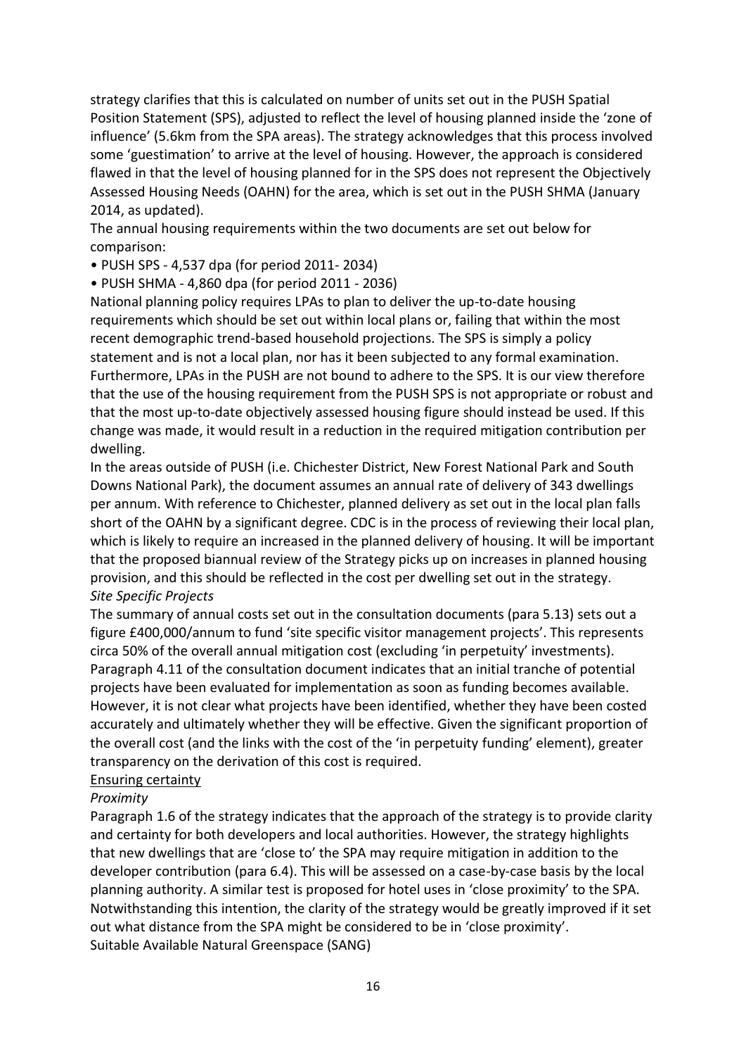strategy clarifies that this is calculated on number of units set out in the PUSH Spatial Position Statement (SPS), adjusted to reflect the level of housing planned inside the 'zone of influence' (5.6km from the SPA areas). The strategy acknowledges that this process involved some 'guestimation' to arrive at the level of housing. However, the approach is considered flawed in that the level of housing planned for in the SPS does not represent the Objectively Assessed Housing Needs (OAHN) for the area, which is set out in the PUSH SHMA (January 2014, as updated).

The annual housing requirements within the two documents are set out below for comparison:

- PUSH SPS - 4,537 dpa (for period 2011- 2034)
- PUSH SHMA - 4,860 dpa (for period 2011 - 2036)

National planning policy requires LPAs to plan to deliver the up-to-date housing requirements which should be set out within local plans or, failing that within the most recent demographic trend-based household projections. The SPS is simply a policy statement and is not a local plan, nor has it been subjected to any formal examination. Furthermore, LPAs in the PUSH are not bound to adhere to the SPS. It is our view therefore that the use of the housing requirement from the PUSH SPS is not appropriate or robust and that the most up-to-date objectively assessed housing figure should instead be used. If this change was made, it would result in a reduction in the required mitigation contribution per dwelling.

In the areas outside of PUSH (i.e. Chichester District, New Forest National Park and South Downs National Park), the document assumes an annual rate of delivery of 343 dwellings per annum. With reference to Chichester, planned delivery as set out in the local plan falls short of the OAHN by a significant degree. CDC is in the process of reviewing their local plan, which is likely to require an increased in the planned delivery of housing. It will be important that the proposed biannual review of the Strategy picks up on increases in planned housing provision, and this should be reflected in the cost per dwelling set out in the strategy.

*Site Specific Projects*

The summary of annual costs set out in the consultation documents (para 5.13) sets out a figure £400,000/annum to fund 'site specific visitor management projects'. This represents circa 50% of the overall annual mitigation cost (excluding 'in perpetuity' investments). Paragraph 4.11 of the consultation document indicates that an initial tranche of potential projects have been evaluated for implementation as soon as funding becomes available. However, it is not clear what projects have been identified, whether they have been costed accurately and ultimately whether they will be effective. Given the significant proportion of the overall cost (and the links with the cost of the 'in perpetuity funding' element), greater transparency on the derivation of this cost is required.

<u>Ensuring certainty</u>

*Proximity*

Paragraph 1.6 of the strategy indicates that the approach of the strategy is to provide clarity and certainty for both developers and local authorities. However, the strategy highlights that new dwellings that are 'close to' the SPA may require mitigation in addition to the developer contribution (para 6.4). This will be assessed on a case-by-case basis by the local planning authority. A similar test is proposed for hotel uses in 'close proximity' to the SPA. Notwithstanding this intention, the clarity of the strategy would be greatly improved if it set out what distance from the SPA might be considered to be in 'close proximity'.

Suitable Available Natural Greenspace (SANG)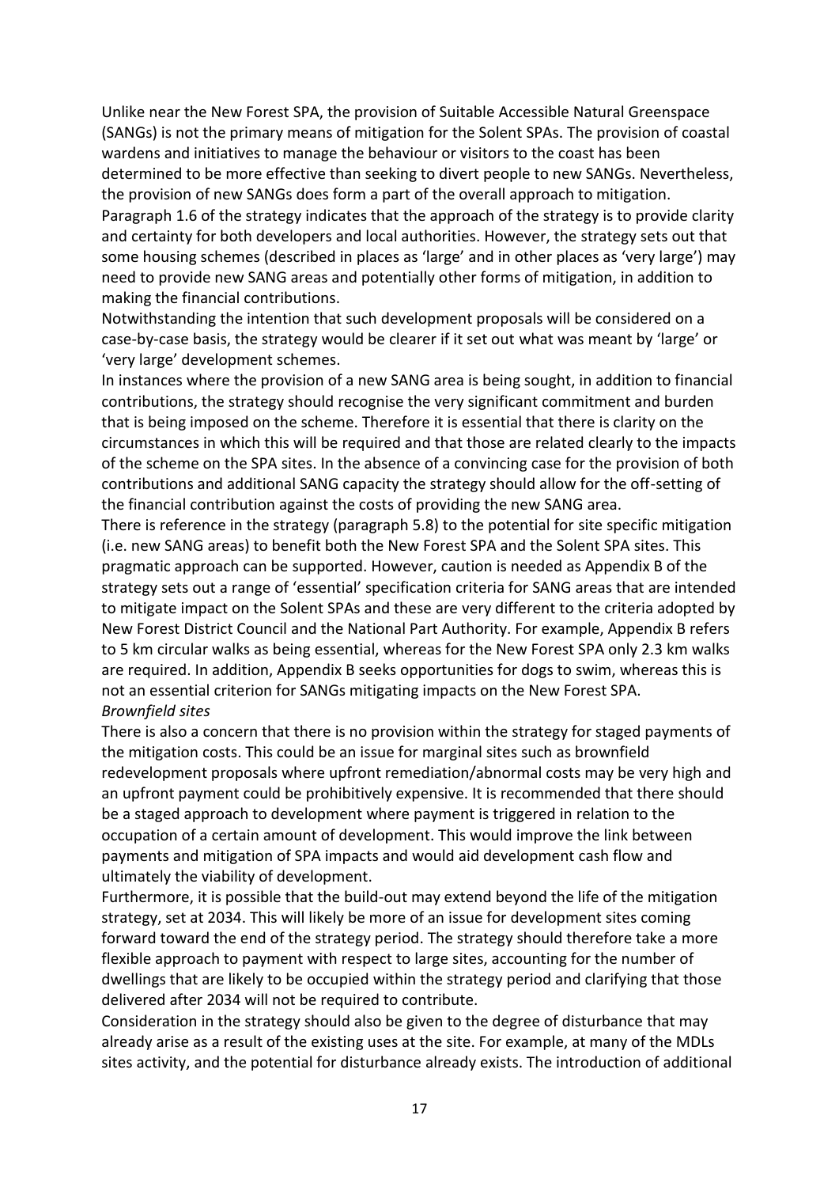Unlike near the New Forest SPA, the provision of Suitable Accessible Natural Greenspace (SANGs) is not the primary means of mitigation for the Solent SPAs. The provision of coastal wardens and initiatives to manage the behaviour or visitors to the coast has been determined to be more effective than seeking to divert people to new SANGs. Nevertheless, the provision of new SANGs does form a part of the overall approach to mitigation.

Paragraph 1.6 of the strategy indicates that the approach of the strategy is to provide clarity and certainty for both developers and local authorities. However, the strategy sets out that some housing schemes (described in places as 'large' and in other places as 'very large') may need to provide new SANG areas and potentially other forms of mitigation, in addition to making the financial contributions.

Notwithstanding the intention that such development proposals will be considered on a case-by-case basis, the strategy would be clearer if it set out what was meant by 'large' or 'very large' development schemes.

In instances where the provision of a new SANG area is being sought, in addition to financial contributions, the strategy should recognise the very significant commitment and burden that is being imposed on the scheme. Therefore it is essential that there is clarity on the circumstances in which this will be required and that those are related clearly to the impacts of the scheme on the SPA sites. In the absence of a convincing case for the provision of both contributions and additional SANG capacity the strategy should allow for the off-setting of the financial contribution against the costs of providing the new SANG area.

There is reference in the strategy (paragraph 5.8) to the potential for site specific mitigation (i.e. new SANG areas) to benefit both the New Forest SPA and the Solent SPA sites. This pragmatic approach can be supported. However, caution is needed as Appendix B of the strategy sets out a range of 'essential' specification criteria for SANG areas that are intended to mitigate impact on the Solent SPAs and these are very different to the criteria adopted by New Forest District Council and the National Part Authority. For example, Appendix B refers to 5 km circular walks as being essential, whereas for the New Forest SPA only 2.3 km walks are required. In addition, Appendix B seeks opportunities for dogs to swim, whereas this is not an essential criterion for SANGs mitigating impacts on the New Forest SPA.

*Brownfield sites*

There is also a concern that there is no provision within the strategy for staged payments of the mitigation costs. This could be an issue for marginal sites such as brownfield redevelopment proposals where upfront remediation/abnormal costs may be very high and an upfront payment could be prohibitively expensive. It is recommended that there should be a staged approach to development where payment is triggered in relation to the occupation of a certain amount of development. This would improve the link between payments and mitigation of SPA impacts and would aid development cash flow and ultimately the viability of development.

Furthermore, it is possible that the build-out may extend beyond the life of the mitigation strategy, set at 2034. This will likely be more of an issue for development sites coming forward toward the end of the strategy period. The strategy should therefore take a more flexible approach to payment with respect to large sites, accounting for the number of dwellings that are likely to be occupied within the strategy period and clarifying that those delivered after 2034 will not be required to contribute.

Consideration in the strategy should also be given to the degree of disturbance that may already arise as a result of the existing uses at the site. For example, at many of the MDLs sites activity, and the potential for disturbance already exists. The introduction of additional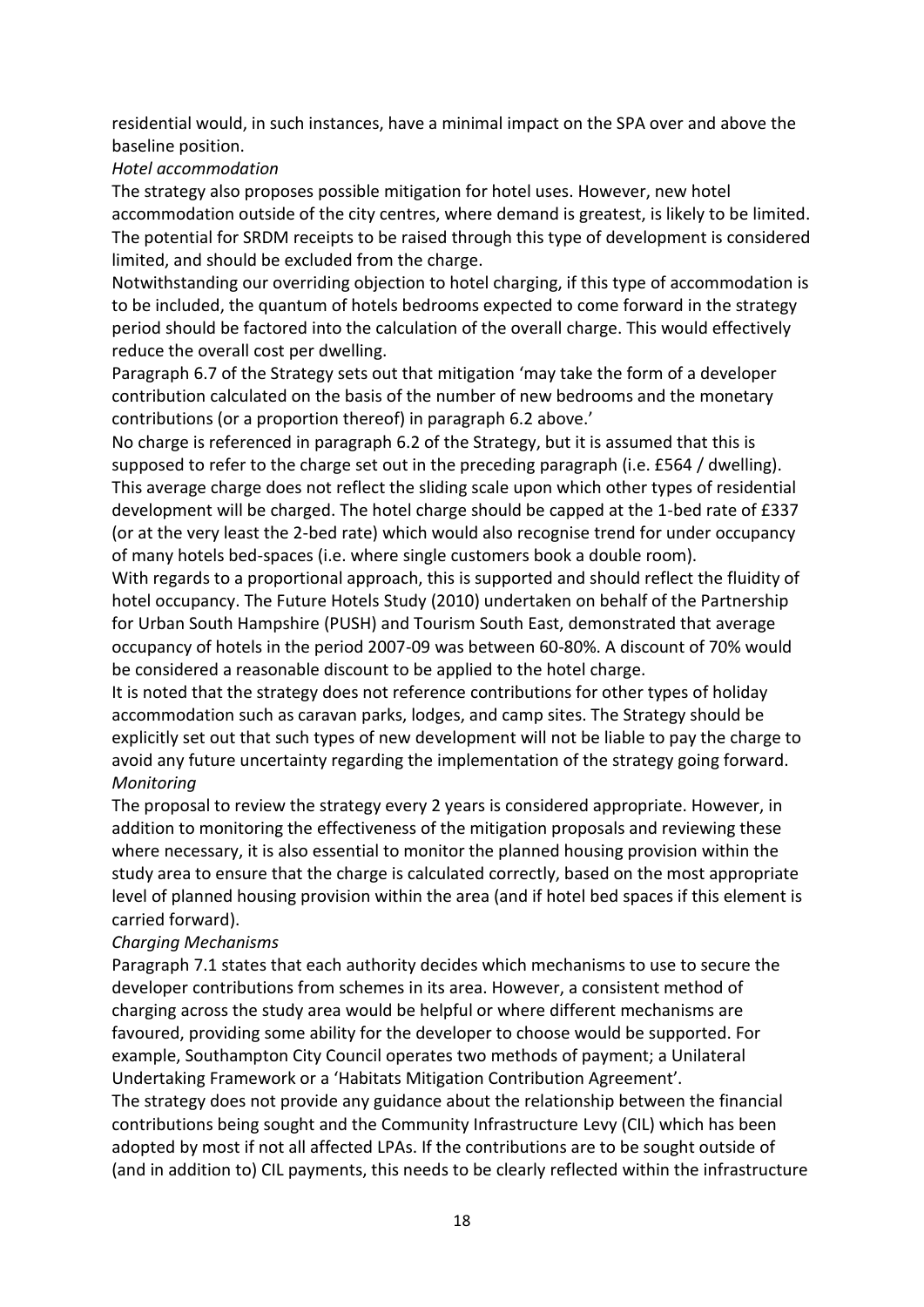residential would, in such instances, have a minimal impact on the SPA over and above the baseline position.

*Hotel accommodation*

The strategy also proposes possible mitigation for hotel uses. However, new hotel accommodation outside of the city centres, where demand is greatest, is likely to be limited. The potential for SRDM receipts to be raised through this type of development is considered limited, and should be excluded from the charge.

Notwithstanding our overriding objection to hotel charging, if this type of accommodation is to be included, the quantum of hotels bedrooms expected to come forward in the strategy period should be factored into the calculation of the overall charge. This would effectively reduce the overall cost per dwelling.

Paragraph 6.7 of the Strategy sets out that mitigation 'may take the form of a developer contribution calculated on the basis of the number of new bedrooms and the monetary contributions (or a proportion thereof) in paragraph 6.2 above.'

No charge is referenced in paragraph 6.2 of the Strategy, but it is assumed that this is supposed to refer to the charge set out in the preceding paragraph (i.e. £564 / dwelling). This average charge does not reflect the sliding scale upon which other types of residential development will be charged. The hotel charge should be capped at the 1-bed rate of £337 (or at the very least the 2-bed rate) which would also recognise trend for under occupancy of many hotels bed-spaces (i.e. where single customers book a double room).

With regards to a proportional approach, this is supported and should reflect the fluidity of hotel occupancy. The Future Hotels Study (2010) undertaken on behalf of the Partnership for Urban South Hampshire (PUSH) and Tourism South East, demonstrated that average occupancy of hotels in the period 2007-09 was between 60-80%. A discount of 70% would be considered a reasonable discount to be applied to the hotel charge.

It is noted that the strategy does not reference contributions for other types of holiday accommodation such as caravan parks, lodges, and camp sites. The Strategy should be explicitly set out that such types of new development will not be liable to pay the charge to avoid any future uncertainty regarding the implementation of the strategy going forward.

*Monitoring*

The proposal to review the strategy every 2 years is considered appropriate. However, in addition to monitoring the effectiveness of the mitigation proposals and reviewing these where necessary, it is also essential to monitor the planned housing provision within the study area to ensure that the charge is calculated correctly, based on the most appropriate level of planned housing provision within the area (and if hotel bed spaces if this element is carried forward).

*Charging Mechanisms*

Paragraph 7.1 states that each authority decides which mechanisms to use to secure the developer contributions from schemes in its area. However, a consistent method of charging across the study area would be helpful or where different mechanisms are favoured, providing some ability for the developer to choose would be supported. For example, Southampton City Council operates two methods of payment; a Unilateral Undertaking Framework or a 'Habitats Mitigation Contribution Agreement'.

The strategy does not provide any guidance about the relationship between the financial contributions being sought and the Community Infrastructure Levy (CIL) which has been adopted by most if not all affected LPAs. If the contributions are to be sought outside of (and in addition to) CIL payments, this needs to be clearly reflected within the infrastructure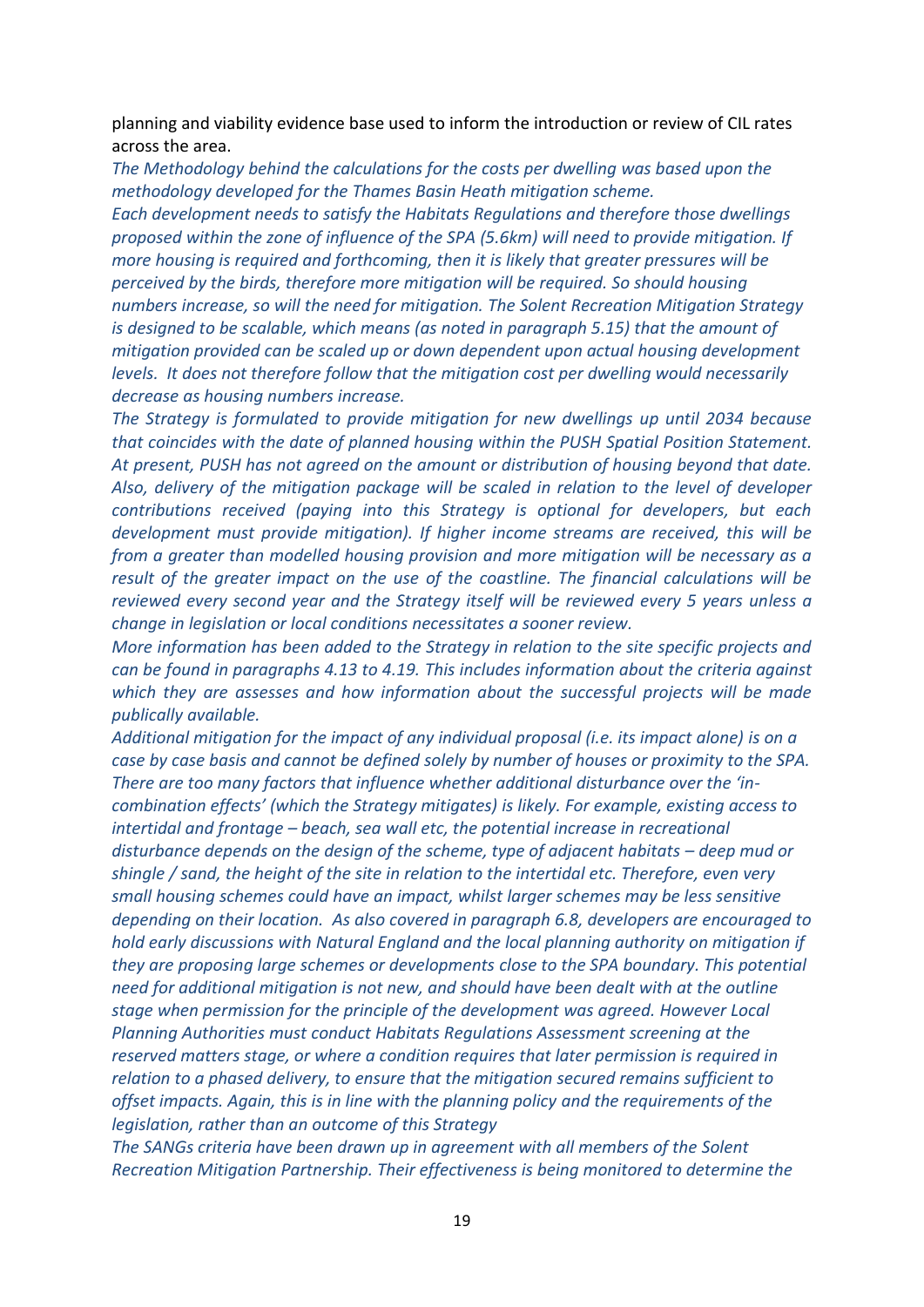planning and viability evidence base used to inform the introduction or review of CIL rates across the area.

*The Methodology behind the calculations for the costs per dwelling was based upon the methodology developed for the Thames Basin Heath mitigation scheme.*

*Each development needs to satisfy the Habitats Regulations and therefore those dwellings proposed within the zone of influence of the SPA (5.6km) will need to provide mitigation. If more housing is required and forthcoming, then it is likely that greater pressures will be perceived by the birds, therefore more mitigation will be required. So should housing numbers increase, so will the need for mitigation. The Solent Recreation Mitigation Strategy is designed to be scalable, which means (as noted in paragraph 5.15) that the amount of mitigation provided can be scaled up or down dependent upon actual housing development levels. It does not therefore follow that the mitigation cost per dwelling would necessarily decrease as housing numbers increase.*

*The Strategy is formulated to provide mitigation for new dwellings up until 2034 because that coincides with the date of planned housing within the PUSH Spatial Position Statement. At present, PUSH has not agreed on the amount or distribution of housing beyond that date. Also, delivery of the mitigation package will be scaled in relation to the level of developer contributions received (paying into this Strategy is optional for developers, but each development must provide mitigation). If higher income streams are received, this will be from a greater than modelled housing provision and more mitigation will be necessary as a result of the greater impact on the use of the coastline. The financial calculations will be reviewed every second year and the Strategy itself will be reviewed every 5 years unless a change in legislation or local conditions necessitates a sooner review.*

*More information has been added to the Strategy in relation to the site specific projects and can be found in paragraphs 4.13 to 4.19. This includes information about the criteria against which they are assesses and how information about the successful projects will be made publically available.*

*Additional mitigation for the impact of any individual proposal (i.e. its impact alone) is on a case by case basis and cannot be defined solely by number of houses or proximity to the SPA. There are too many factors that influence whether additional disturbance over the 'in-combination effects' (which the Strategy mitigates) is likely. For example, existing access to intertidal and frontage – beach, sea wall etc, the potential increase in recreational disturbance depends on the design of the scheme, type of adjacent habitats – deep mud or shingle / sand, the height of the site in relation to the intertidal etc. Therefore, even very small housing schemes could have an impact, whilst larger schemes may be less sensitive depending on their location. As also covered in paragraph 6.8, developers are encouraged to hold early discussions with Natural England and the local planning authority on mitigation if they are proposing large schemes or developments close to the SPA boundary. This potential need for additional mitigation is not new, and should have been dealt with at the outline stage when permission for the principle of the development was agreed. However Local Planning Authorities must conduct Habitats Regulations Assessment screening at the reserved matters stage, or where a condition requires that later permission is required in relation to a phased delivery, to ensure that the mitigation secured remains sufficient to offset impacts. Again, this is in line with the planning policy and the requirements of the legislation, rather than an outcome of this Strategy*

*The SANGs criteria have been drawn up in agreement with all members of the Solent Recreation Mitigation Partnership. Their effectiveness is being monitored to determine the*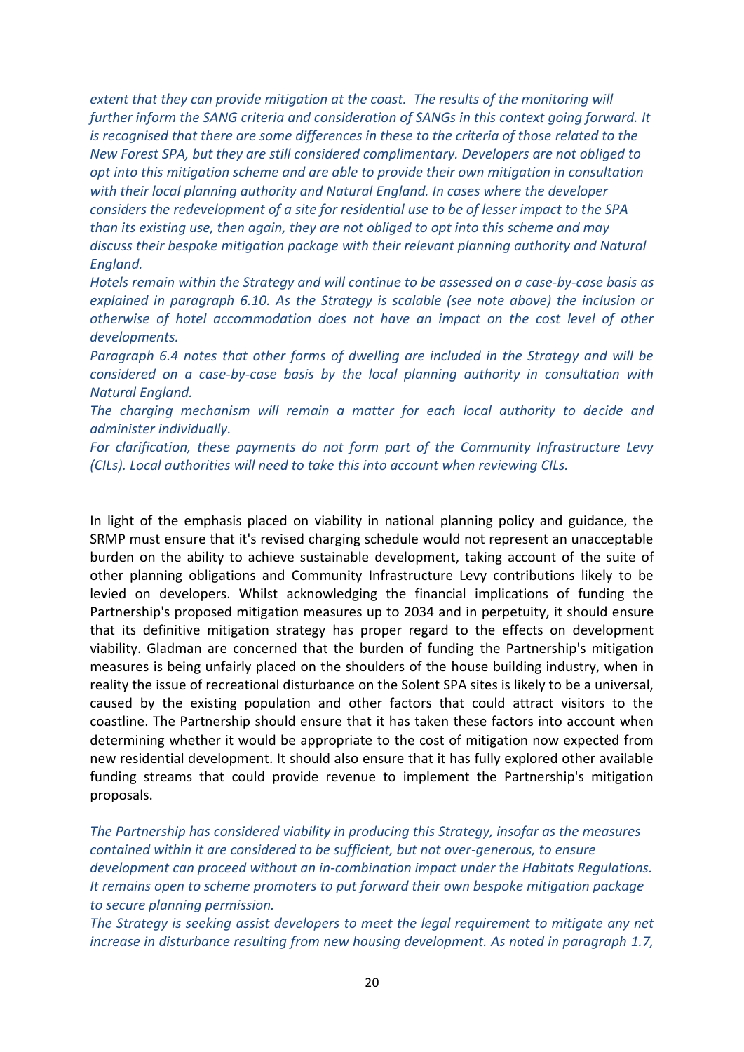*extent that they can provide mitigation at the coast. The results of the monitoring will further inform the SANG criteria and consideration of SANGs in this context going forward. It is recognised that there are some differences in these to the criteria of those related to the New Forest SPA, but they are still considered complimentary. Developers are not obliged to opt into this mitigation scheme and are able to provide their own mitigation in consultation with their local planning authority and Natural England. In cases where the developer considers the redevelopment of a site for residential use to be of lesser impact to the SPA than its existing use, then again, they are not obliged to opt into this scheme and may discuss their bespoke mitigation package with their relevant planning authority and Natural England.*

*Hotels remain within the Strategy and will continue to be assessed on a case-by-case basis as explained in paragraph 6.10. As the Strategy is scalable (see note above) the inclusion or otherwise of hotel accommodation does not have an impact on the cost level of other developments.*

*Paragraph 6.4 notes that other forms of dwelling are included in the Strategy and will be considered on a case-by-case basis by the local planning authority in consultation with Natural England.*

*The charging mechanism will remain a matter for each local authority to decide and administer individually.*

*For clarification, these payments do not form part of the Community Infrastructure Levy (CILs). Local authorities will need to take this into account when reviewing CILs.*

In light of the emphasis placed on viability in national planning policy and guidance, the SRMP must ensure that it's revised charging schedule would not represent an unacceptable burden on the ability to achieve sustainable development, taking account of the suite of other planning obligations and Community Infrastructure Levy contributions likely to be levied on developers. Whilst acknowledging the financial implications of funding the Partnership's proposed mitigation measures up to 2034 and in perpetuity, it should ensure that its definitive mitigation strategy has proper regard to the effects on development viability. Gladman are concerned that the burden of funding the Partnership's mitigation measures is being unfairly placed on the shoulders of the house building industry, when in reality the issue of recreational disturbance on the Solent SPA sites is likely to be a universal, caused by the existing population and other factors that could attract visitors to the coastline. The Partnership should ensure that it has taken these factors into account when determining whether it would be appropriate to the cost of mitigation now expected from new residential development. It should also ensure that it has fully explored other available funding streams that could provide revenue to implement the Partnership's mitigation proposals.

*The Partnership has considered viability in producing this Strategy, insofar as the measures contained within it are considered to be sufficient, but not over-generous, to ensure development can proceed without an in-combination impact under the Habitats Regulations. It remains open to scheme promoters to put forward their own bespoke mitigation package to secure planning permission.*

*The Strategy is seeking assist developers to meet the legal requirement to mitigate any net increase in disturbance resulting from new housing development. As noted in paragraph 1.7,*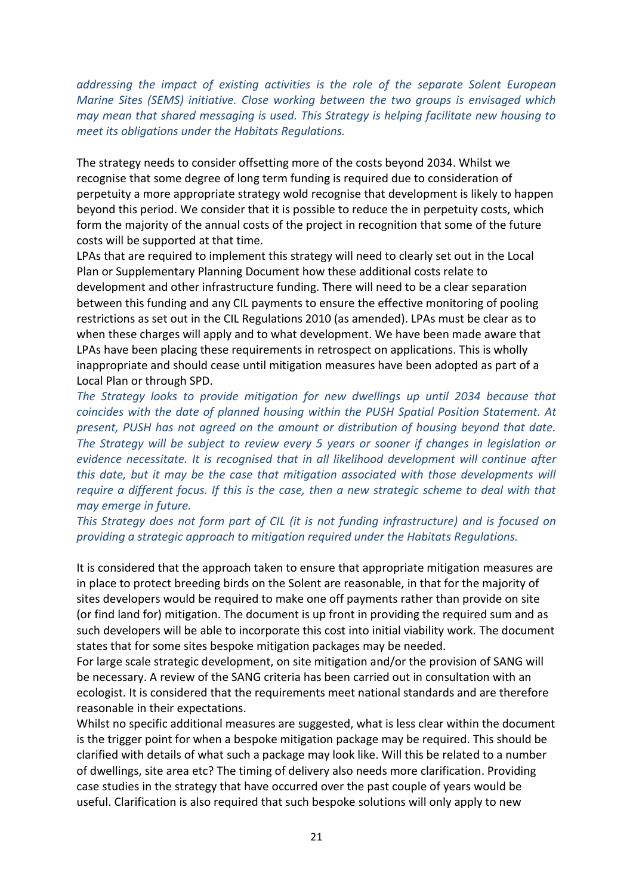*addressing the impact of existing activities is the role of the separate Solent European Marine Sites (SEMS) initiative. Close working between the two groups is envisaged which may mean that shared messaging is used. This Strategy is helping facilitate new housing to meet its obligations under the Habitats Regulations.*

The strategy needs to consider offsetting more of the costs beyond 2034. Whilst we recognise that some degree of long term funding is required due to consideration of perpetuity a more appropriate strategy wold recognise that development is likely to happen beyond this period. We consider that it is possible to reduce the in perpetuity costs, which form the majority of the annual costs of the project in recognition that some of the future costs will be supported at that time.

LPAs that are required to implement this strategy will need to clearly set out in the Local Plan or Supplementary Planning Document how these additional costs relate to development and other infrastructure funding. There will need to be a clear separation between this funding and any CIL payments to ensure the effective monitoring of pooling restrictions as set out in the CIL Regulations 2010 (as amended). LPAs must be clear as to when these charges will apply and to what development. We have been made aware that LPAs have been placing these requirements in retrospect on applications. This is wholly inappropriate and should cease until mitigation measures have been adopted as part of a Local Plan or through SPD.

*The Strategy looks to provide mitigation for new dwellings up until 2034 because that coincides with the date of planned housing within the PUSH Spatial Position Statement. At present, PUSH has not agreed on the amount or distribution of housing beyond that date. The Strategy will be subject to review every 5 years or sooner if changes in legislation or evidence necessitate. It is recognised that in all likelihood development will continue after this date, but it may be the case that mitigation associated with those developments will require a different focus. If this is the case, then a new strategic scheme to deal with that may emerge in future.*

*This Strategy does not form part of CIL (it is not funding infrastructure) and is focused on providing a strategic approach to mitigation required under the Habitats Regulations.*

It is considered that the approach taken to ensure that appropriate mitigation measures are in place to protect breeding birds on the Solent are reasonable, in that for the majority of sites developers would be required to make one off payments rather than provide on site (or find land for) mitigation. The document is up front in providing the required sum and as such developers will be able to incorporate this cost into initial viability work. The document states that for some sites bespoke mitigation packages may be needed.

For large scale strategic development, on site mitigation and/or the provision of SANG will be necessary. A review of the SANG criteria has been carried out in consultation with an ecologist. It is considered that the requirements meet national standards and are therefore reasonable in their expectations.

Whilst no specific additional measures are suggested, what is less clear within the document is the trigger point for when a bespoke mitigation package may be required. This should be clarified with details of what such a package may look like. Will this be related to a number of dwellings, site area etc? The timing of delivery also needs more clarification. Providing case studies in the strategy that have occurred over the past couple of years would be useful. Clarification is also required that such bespoke solutions will only apply to new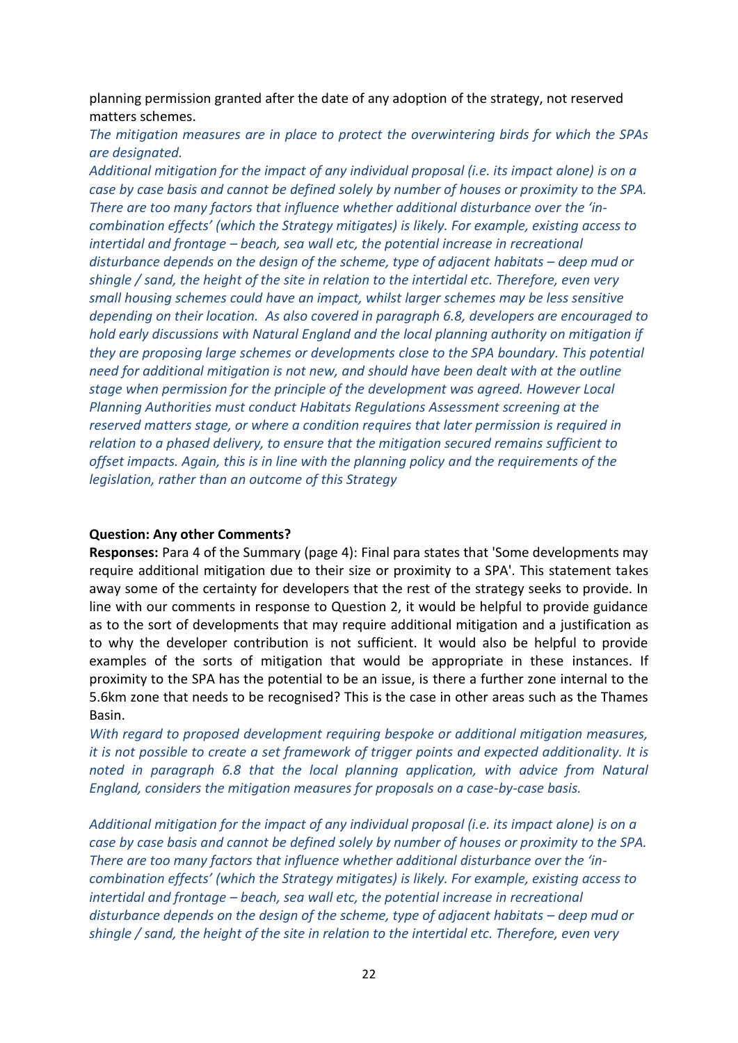planning permission granted after the date of any adoption of the strategy, not reserved matters schemes.

*The mitigation measures are in place to protect the overwintering birds for which the SPAs are designated.*

*Additional mitigation for the impact of any individual proposal (i.e. its impact alone) is on a case by case basis and cannot be defined solely by number of houses or proximity to the SPA. There are too many factors that influence whether additional disturbance over the 'in-combination effects' (which the Strategy mitigates) is likely. For example, existing access to intertidal and frontage – beach, sea wall etc, the potential increase in recreational disturbance depends on the design of the scheme, type of adjacent habitats – deep mud or shingle / sand, the height of the site in relation to the intertidal etc. Therefore, even very small housing schemes could have an impact, whilst larger schemes may be less sensitive depending on their location. As also covered in paragraph 6.8, developers are encouraged to hold early discussions with Natural England and the local planning authority on mitigation if they are proposing large schemes or developments close to the SPA boundary. This potential need for additional mitigation is not new, and should have been dealt with at the outline stage when permission for the principle of the development was agreed. However Local Planning Authorities must conduct Habitats Regulations Assessment screening at the reserved matters stage, or where a condition requires that later permission is required in relation to a phased delivery, to ensure that the mitigation secured remains sufficient to offset impacts. Again, this is in line with the planning policy and the requirements of the legislation, rather than an outcome of this Strategy*

**Question: Any other Comments?**

**Responses:** Para 4 of the Summary (page 4): Final para states that 'Some developments may require additional mitigation due to their size or proximity to a SPA'. This statement takes away some of the certainty for developers that the rest of the strategy seeks to provide. In line with our comments in response to Question 2, it would be helpful to provide guidance as to the sort of developments that may require additional mitigation and a justification as to why the developer contribution is not sufficient. It would also be helpful to provide examples of the sorts of mitigation that would be appropriate in these instances. If proximity to the SPA has the potential to be an issue, is there a further zone internal to the 5.6km zone that needs to be recognised? This is the case in other areas such as the Thames Basin.

*With regard to proposed development requiring bespoke or additional mitigation measures, it is not possible to create a set framework of trigger points and expected additionality. It is noted in paragraph 6.8 that the local planning application, with advice from Natural England, considers the mitigation measures for proposals on a case-by-case basis.*

*Additional mitigation for the impact of any individual proposal (i.e. its impact alone) is on a case by case basis and cannot be defined solely by number of houses or proximity to the SPA. There are too many factors that influence whether additional disturbance over the 'in-combination effects' (which the Strategy mitigates) is likely. For example, existing access to intertidal and frontage – beach, sea wall etc, the potential increase in recreational disturbance depends on the design of the scheme, type of adjacent habitats – deep mud or shingle / sand, the height of the site in relation to the intertidal etc. Therefore, even very*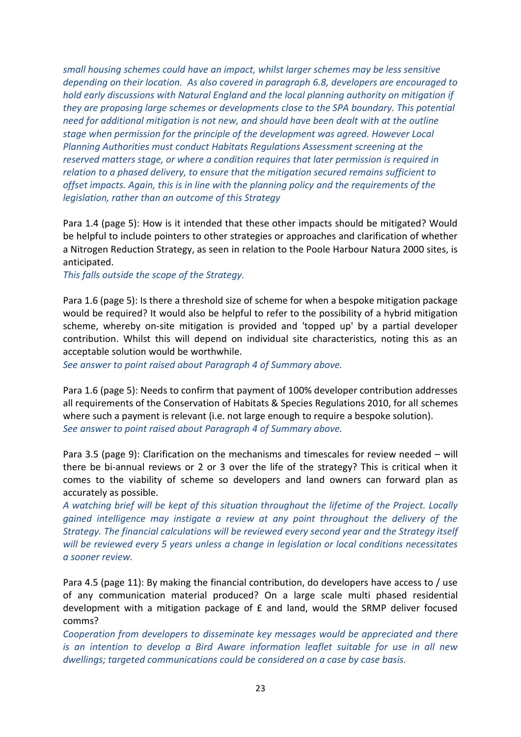*small housing schemes could have an impact, whilst larger schemes may be less sensitive depending on their location. As also covered in paragraph 6.8, developers are encouraged to hold early discussions with Natural England and the local planning authority on mitigation if they are proposing large schemes or developments close to the SPA boundary. This potential need for additional mitigation is not new, and should have been dealt with at the outline stage when permission for the principle of the development was agreed. However Local Planning Authorities must conduct Habitats Regulations Assessment screening at the reserved matters stage, or where a condition requires that later permission is required in relation to a phased delivery, to ensure that the mitigation secured remains sufficient to offset impacts. Again, this is in line with the planning policy and the requirements of the legislation, rather than an outcome of this Strategy*

Para 1.4 (page 5): How is it intended that these other impacts should be mitigated? Would be helpful to include pointers to other strategies or approaches and clarification of whether a Nitrogen Reduction Strategy, as seen in relation to the Poole Harbour Natura 2000 sites, is anticipated.

*This falls outside the scope of the Strategy.*

Para 1.6 (page 5): Is there a threshold size of scheme for when a bespoke mitigation package would be required? It would also be helpful to refer to the possibility of a hybrid mitigation scheme, whereby on-site mitigation is provided and 'topped up' by a partial developer contribution. Whilst this will depend on individual site characteristics, noting this as an acceptable solution would be worthwhile.

*See answer to point raised about Paragraph 4 of Summary above.*

Para 1.6 (page 5): Needs to confirm that payment of 100% developer contribution addresses all requirements of the Conservation of Habitats & Species Regulations 2010, for all schemes where such a payment is relevant (i.e. not large enough to require a bespoke solution).

*See answer to point raised about Paragraph 4 of Summary above.*

Para 3.5 (page 9): Clarification on the mechanisms and timescales for review needed – will there be bi-annual reviews or 2 or 3 over the life of the strategy? This is critical when it comes to the viability of scheme so developers and land owners can forward plan as accurately as possible.

*A watching brief will be kept of this situation throughout the lifetime of the Project. Locally gained intelligence may instigate a review at any point throughout the delivery of the Strategy. The financial calculations will be reviewed every second year and the Strategy itself will be reviewed every 5 years unless a change in legislation or local conditions necessitates a sooner review.*

Para 4.5 (page 11): By making the financial contribution, do developers have access to / use of any communication material produced? On a large scale multi phased residential development with a mitigation package of £ and land, would the SRMP deliver focused comms?

*Cooperation from developers to disseminate key messages would be appreciated and there is an intention to develop a Bird Aware information leaflet suitable for use in all new dwellings; targeted communications could be considered on a case by case basis.*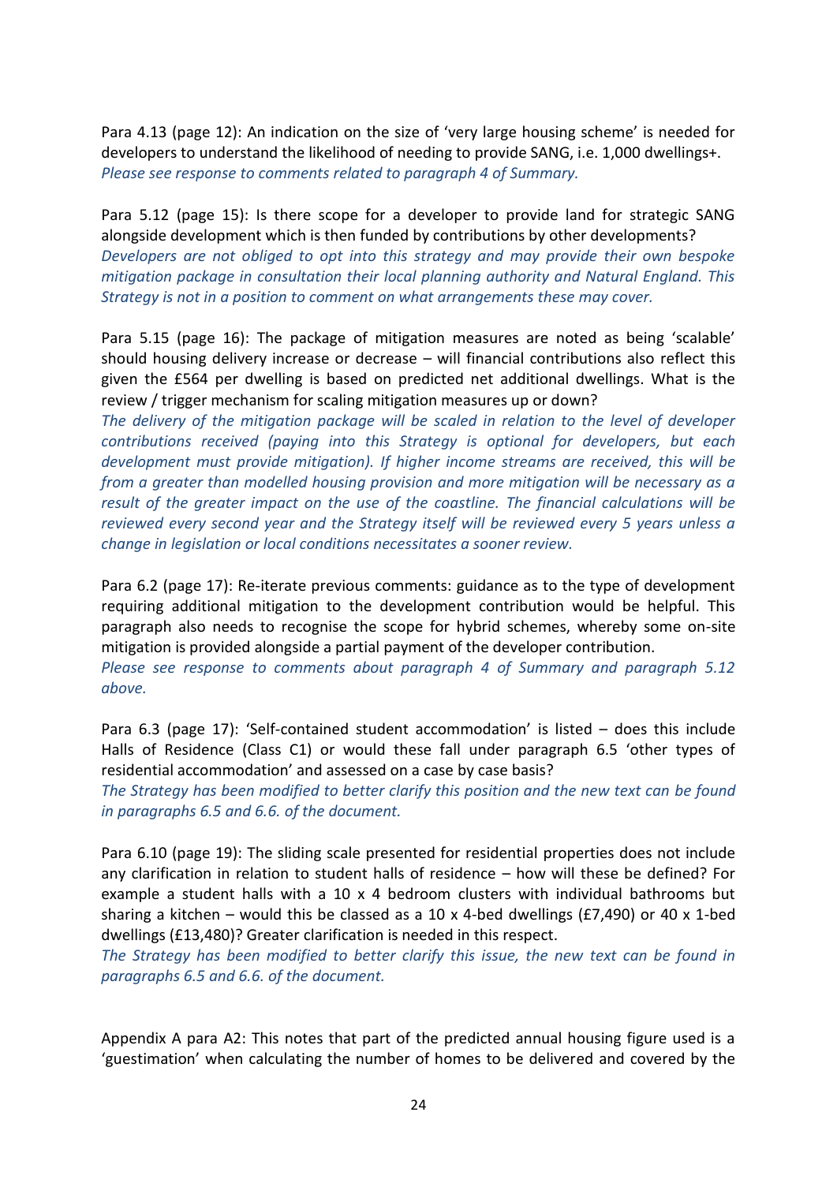Para 4.13 (page 12): An indication on the size of 'very large housing scheme' is needed for developers to understand the likelihood of needing to provide SANG, i.e. 1,000 dwellings+.
*Please see response to comments related to paragraph 4 of Summary.*

Para 5.12 (page 15): Is there scope for a developer to provide land for strategic SANG alongside development which is then funded by contributions by other developments?
*Developers are not obliged to opt into this strategy and may provide their own bespoke mitigation package in consultation their local planning authority and Natural England. This Strategy is not in a position to comment on what arrangements these may cover.*

Para 5.15 (page 16): The package of mitigation measures are noted as being 'scalable' should housing delivery increase or decrease – will financial contributions also reflect this given the £564 per dwelling is based on predicted net additional dwellings. What is the review / trigger mechanism for scaling mitigation measures up or down?
*The delivery of the mitigation package will be scaled in relation to the level of developer contributions received (paying into this Strategy is optional for developers, but each development must provide mitigation). If higher income streams are received, this will be from a greater than modelled housing provision and more mitigation will be necessary as a result of the greater impact on the use of the coastline. The financial calculations will be reviewed every second year and the Strategy itself will be reviewed every 5 years unless a change in legislation or local conditions necessitates a sooner review.*

Para 6.2 (page 17): Re-iterate previous comments: guidance as to the type of development requiring additional mitigation to the development contribution would be helpful. This paragraph also needs to recognise the scope for hybrid schemes, whereby some on-site mitigation is provided alongside a partial payment of the developer contribution.
*Please see response to comments about paragraph 4 of Summary and paragraph 5.12 above.*

Para 6.3 (page 17): 'Self-contained student accommodation' is listed – does this include Halls of Residence (Class C1) or would these fall under paragraph 6.5 'other types of residential accommodation' and assessed on a case by case basis?
*The Strategy has been modified to better clarify this position and the new text can be found in paragraphs 6.5 and 6.6. of the document.*

Para 6.10 (page 19): The sliding scale presented for residential properties does not include any clarification in relation to student halls of residence – how will these be defined? For example a student halls with a 10 x 4 bedroom clusters with individual bathrooms but sharing a kitchen – would this be classed as a 10 x 4-bed dwellings (£7,490) or 40 x 1-bed dwellings (£13,480)? Greater clarification is needed in this respect.
*The Strategy has been modified to better clarify this issue, the new text can be found in paragraphs 6.5 and 6.6. of the document.*

Appendix A para A2: This notes that part of the predicted annual housing figure used is a 'guestimation' when calculating the number of homes to be delivered and covered by the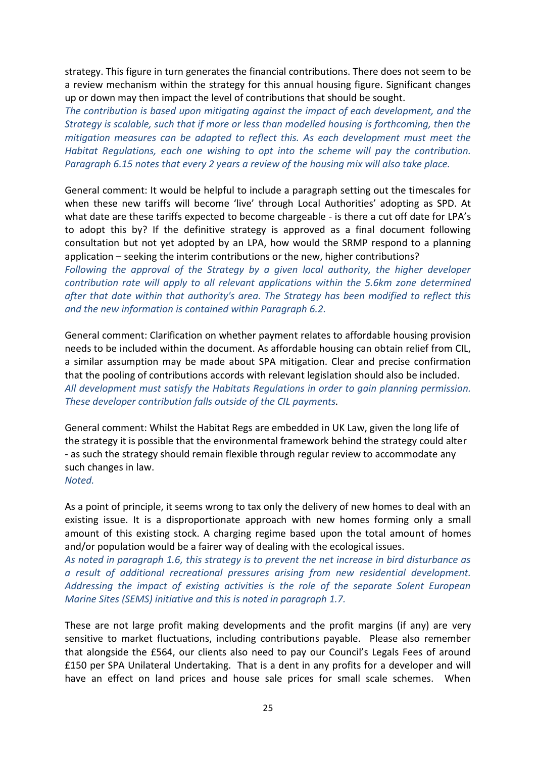strategy. This figure in turn generates the financial contributions. There does not seem to be a review mechanism within the strategy for this annual housing figure. Significant changes up or down may then impact the level of contributions that should be sought.

*The contribution is based upon mitigating against the impact of each development, and the Strategy is scalable, such that if more or less than modelled housing is forthcoming, then the mitigation measures can be adapted to reflect this. As each development must meet the Habitat Regulations, each one wishing to opt into the scheme will pay the contribution. Paragraph 6.15 notes that every 2 years a review of the housing mix will also take place.*

General comment: It would be helpful to include a paragraph setting out the timescales for when these new tariffs will become 'live' through Local Authorities' adopting as SPD. At what date are these tariffs expected to become chargeable - is there a cut off date for LPA's to adopt this by? If the definitive strategy is approved as a final document following consultation but not yet adopted by an LPA, how would the SRMP respond to a planning application – seeking the interim contributions or the new, higher contributions?

*Following the approval of the Strategy by a given local authority, the higher developer contribution rate will apply to all relevant applications within the 5.6km zone determined after that date within that authority's area. The Strategy has been modified to reflect this and the new information is contained within Paragraph 6.2.*

General comment: Clarification on whether payment relates to affordable housing provision needs to be included within the document. As affordable housing can obtain relief from CIL, a similar assumption may be made about SPA mitigation. Clear and precise confirmation that the pooling of contributions accords with relevant legislation should also be included.

*All development must satisfy the Habitats Regulations in order to gain planning permission. These developer contribution falls outside of the CIL payments.*

General comment: Whilst the Habitat Regs are embedded in UK Law, given the long life of the strategy it is possible that the environmental framework behind the strategy could alter - as such the strategy should remain flexible through regular review to accommodate any such changes in law.

*Noted.*

As a point of principle, it seems wrong to tax only the delivery of new homes to deal with an existing issue. It is a disproportionate approach with new homes forming only a small amount of this existing stock. A charging regime based upon the total amount of homes and/or population would be a fairer way of dealing with the ecological issues.

*As noted in paragraph 1.6, this strategy is to prevent the net increase in bird disturbance as a result of additional recreational pressures arising from new residential development. Addressing the impact of existing activities is the role of the separate Solent European Marine Sites (SEMS) initiative and this is noted in paragraph 1.7.*

These are not large profit making developments and the profit margins (if any) are very sensitive to market fluctuations, including contributions payable. Please also remember that alongside the £564, our clients also need to pay our Council's Legals Fees of around £150 per SPA Unilateral Undertaking. That is a dent in any profits for a developer and will have an effect on land prices and house sale prices for small scale schemes. When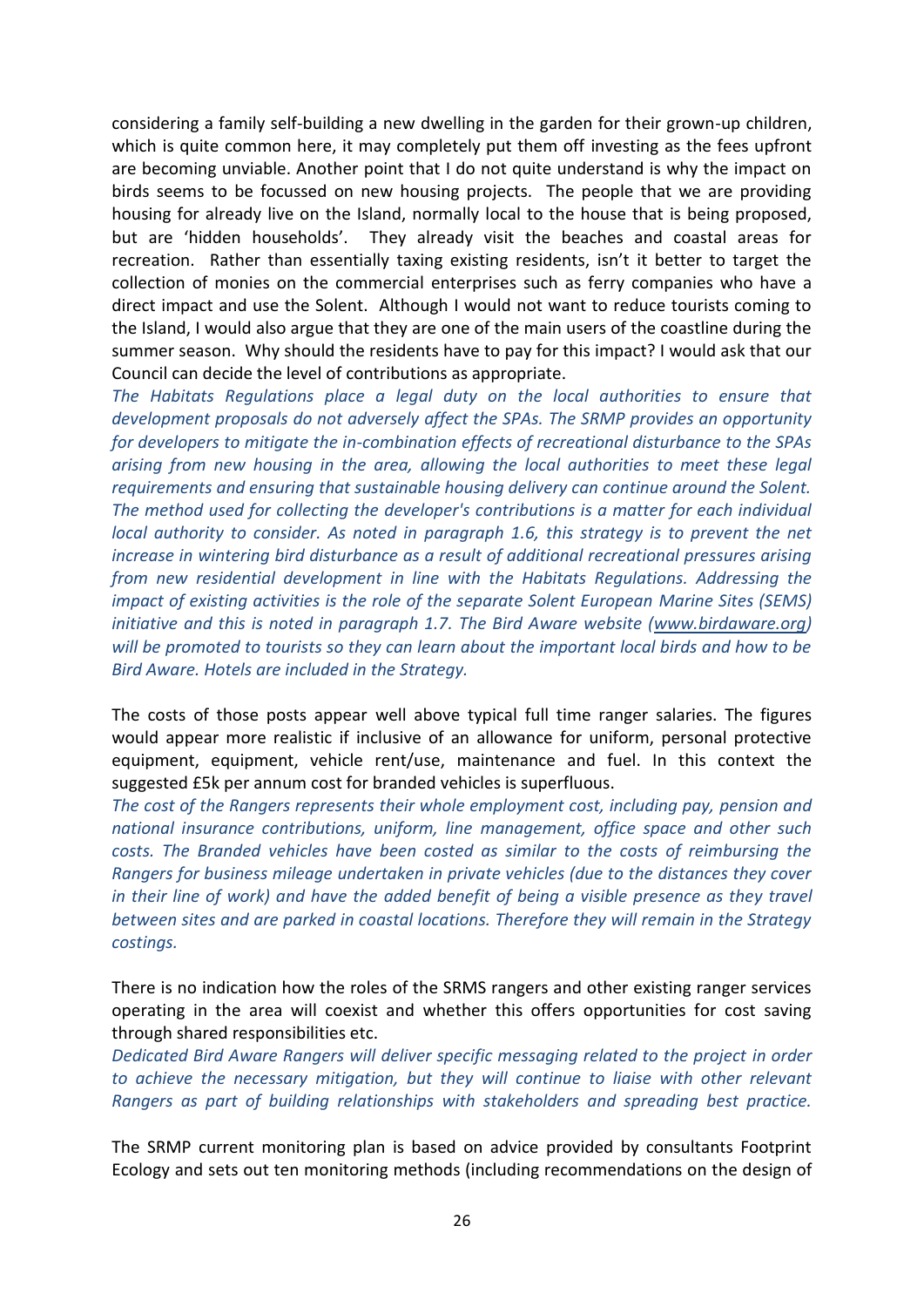considering a family self-building a new dwelling in the garden for their grown-up children, which is quite common here, it may completely put them off investing as the fees upfront are becoming unviable. Another point that I do not quite understand is why the impact on birds seems to be focussed on new housing projects. The people that we are providing housing for already live on the Island, normally local to the house that is being proposed, but are 'hidden households'. They already visit the beaches and coastal areas for recreation. Rather than essentially taxing existing residents, isn't it better to target the collection of monies on the commercial enterprises such as ferry companies who have a direct impact and use the Solent. Although I would not want to reduce tourists coming to the Island, I would also argue that they are one of the main users of the coastline during the summer season. Why should the residents have to pay for this impact? I would ask that our Council can decide the level of contributions as appropriate.

*The Habitats Regulations place a legal duty on the local authorities to ensure that development proposals do not adversely affect the SPAs. The SRMP provides an opportunity for developers to mitigate the in-combination effects of recreational disturbance to the SPAs arising from new housing in the area, allowing the local authorities to meet these legal requirements and ensuring that sustainable housing delivery can continue around the Solent. The method used for collecting the developer's contributions is a matter for each individual local authority to consider. As noted in paragraph 1.6, this strategy is to prevent the net increase in wintering bird disturbance as a result of additional recreational pressures arising from new residential development in line with the Habitats Regulations. Addressing the impact of existing activities is the role of the separate Solent European Marine Sites (SEMS) initiative and this is noted in paragraph 1.7. The Bird Aware website (www.birdaware.org) will be promoted to tourists so they can learn about the important local birds and how to be Bird Aware. Hotels are included in the Strategy.*

The costs of those posts appear well above typical full time ranger salaries. The figures would appear more realistic if inclusive of an allowance for uniform, personal protective equipment, equipment, vehicle rent/use, maintenance and fuel. In this context the suggested £5k per annum cost for branded vehicles is superfluous.

*The cost of the Rangers represents their whole employment cost, including pay, pension and national insurance contributions, uniform, line management, office space and other such costs. The Branded vehicles have been costed as similar to the costs of reimbursing the Rangers for business mileage undertaken in private vehicles (due to the distances they cover in their line of work) and have the added benefit of being a visible presence as they travel between sites and are parked in coastal locations. Therefore they will remain in the Strategy costings.*

There is no indication how the roles of the SRMS rangers and other existing ranger services operating in the area will coexist and whether this offers opportunities for cost saving through shared responsibilities etc.

*Dedicated Bird Aware Rangers will deliver specific messaging related to the project in order to achieve the necessary mitigation, but they will continue to liaise with other relevant Rangers as part of building relationships with stakeholders and spreading best practice.*

The SRMP current monitoring plan is based on advice provided by consultants Footprint Ecology and sets out ten monitoring methods (including recommendations on the design of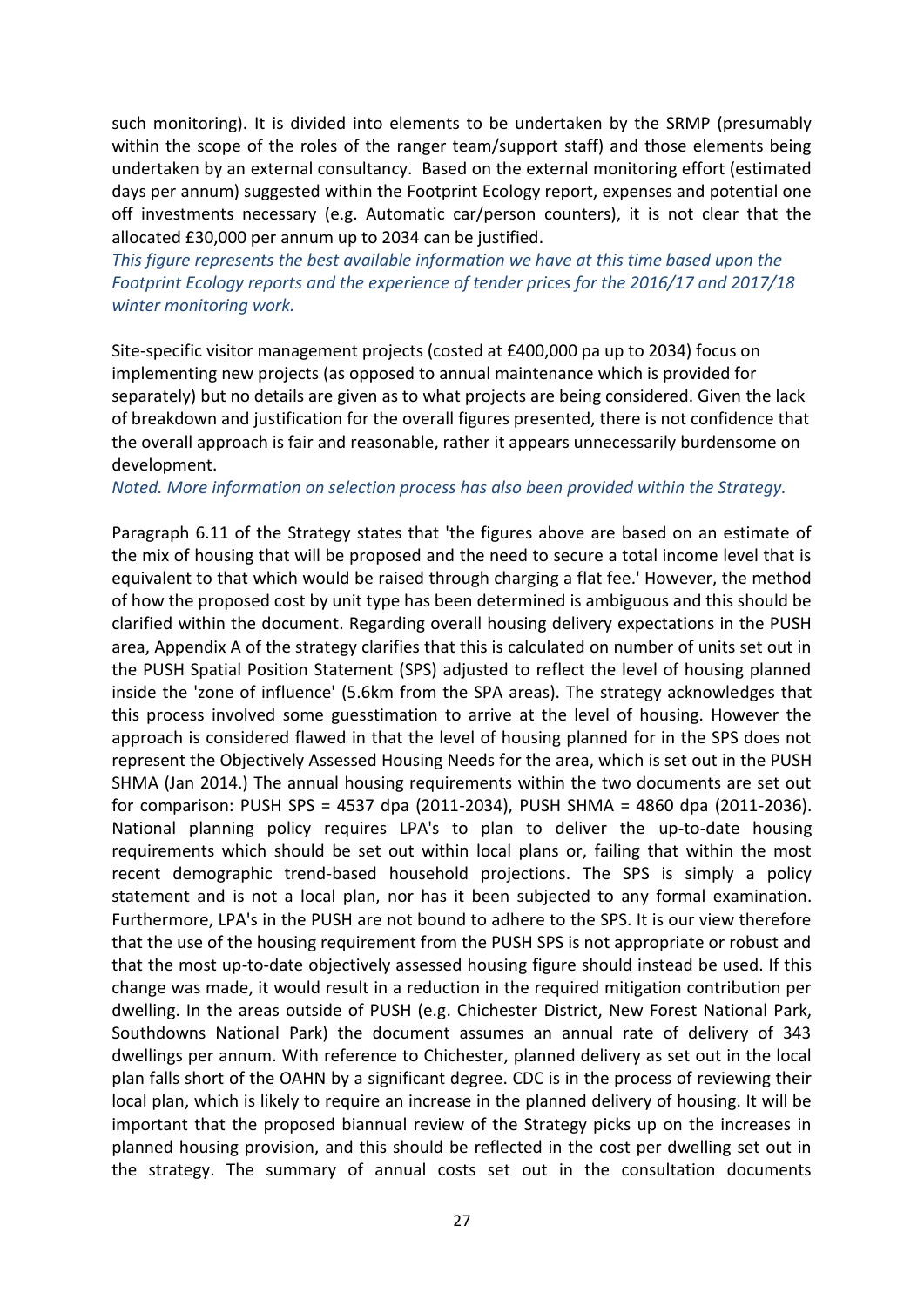such monitoring). It is divided into elements to be undertaken by the SRMP (presumably within the scope of the roles of the ranger team/support staff) and those elements being undertaken by an external consultancy. Based on the external monitoring effort (estimated days per annum) suggested within the Footprint Ecology report, expenses and potential one off investments necessary (e.g. Automatic car/person counters), it is not clear that the allocated £30,000 per annum up to 2034 can be justified.

*This figure represents the best available information we have at this time based upon the Footprint Ecology reports and the experience of tender prices for the 2016/17 and 2017/18 winter monitoring work.*

Site-specific visitor management projects (costed at £400,000 pa up to 2034) focus on implementing new projects (as opposed to annual maintenance which is provided for separately) but no details are given as to what projects are being considered. Given the lack of breakdown and justification for the overall figures presented, there is not confidence that the overall approach is fair and reasonable, rather it appears unnecessarily burdensome on development.

*Noted. More information on selection process has also been provided within the Strategy.*

Paragraph 6.11 of the Strategy states that 'the figures above are based on an estimate of the mix of housing that will be proposed and the need to secure a total income level that is equivalent to that which would be raised through charging a flat fee.' However, the method of how the proposed cost by unit type has been determined is ambiguous and this should be clarified within the document. Regarding overall housing delivery expectations in the PUSH area, Appendix A of the strategy clarifies that this is calculated on number of units set out in the PUSH Spatial Position Statement (SPS) adjusted to reflect the level of housing planned inside the 'zone of influence' (5.6km from the SPA areas). The strategy acknowledges that this process involved some guesstimation to arrive at the level of housing. However the approach is considered flawed in that the level of housing planned for in the SPS does not represent the Objectively Assessed Housing Needs for the area, which is set out in the PUSH SHMA (Jan 2014.) The annual housing requirements within the two documents are set out for comparison: PUSH SPS = 4537 dpa (2011-2034), PUSH SHMA = 4860 dpa (2011-2036). National planning policy requires LPA's to plan to deliver the up-to-date housing requirements which should be set out within local plans or, failing that within the most recent demographic trend-based household projections. The SPS is simply a policy statement and is not a local plan, nor has it been subjected to any formal examination. Furthermore, LPA's in the PUSH are not bound to adhere to the SPS. It is our view therefore that the use of the housing requirement from the PUSH SPS is not appropriate or robust and that the most up-to-date objectively assessed housing figure should instead be used. If this change was made, it would result in a reduction in the required mitigation contribution per dwelling. In the areas outside of PUSH (e.g. Chichester District, New Forest National Park, Southdowns National Park) the document assumes an annual rate of delivery of 343 dwellings per annum. With reference to Chichester, planned delivery as set out in the local plan falls short of the OAHN by a significant degree. CDC is in the process of reviewing their local plan, which is likely to require an increase in the planned delivery of housing. It will be important that the proposed biannual review of the Strategy picks up on the increases in planned housing provision, and this should be reflected in the cost per dwelling set out in the strategy. The summary of annual costs set out in the consultation documents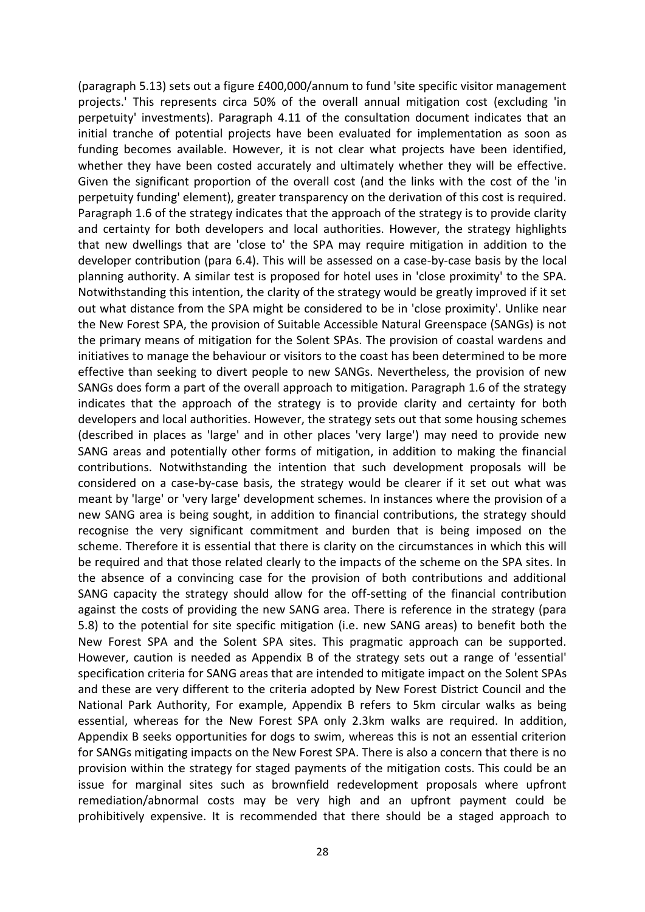(paragraph 5.13) sets out a figure £400,000/annum to fund 'site specific visitor management projects.' This represents circa 50% of the overall annual mitigation cost (excluding 'in perpetuity' investments). Paragraph 4.11 of the consultation document indicates that an initial tranche of potential projects have been evaluated for implementation as soon as funding becomes available. However, it is not clear what projects have been identified, whether they have been costed accurately and ultimately whether they will be effective. Given the significant proportion of the overall cost (and the links with the cost of the 'in perpetuity funding' element), greater transparency on the derivation of this cost is required. Paragraph 1.6 of the strategy indicates that the approach of the strategy is to provide clarity and certainty for both developers and local authorities. However, the strategy highlights that new dwellings that are 'close to' the SPA may require mitigation in addition to the developer contribution (para 6.4). This will be assessed on a case-by-case basis by the local planning authority. A similar test is proposed for hotel uses in 'close proximity' to the SPA. Notwithstanding this intention, the clarity of the strategy would be greatly improved if it set out what distance from the SPA might be considered to be in 'close proximity'. Unlike near the New Forest SPA, the provision of Suitable Accessible Natural Greenspace (SANGs) is not the primary means of mitigation for the Solent SPAs. The provision of coastal wardens and initiatives to manage the behaviour or visitors to the coast has been determined to be more effective than seeking to divert people to new SANGs. Nevertheless, the provision of new SANGs does form a part of the overall approach to mitigation. Paragraph 1.6 of the strategy indicates that the approach of the strategy is to provide clarity and certainty for both developers and local authorities. However, the strategy sets out that some housing schemes (described in places as 'large' and in other places 'very large') may need to provide new SANG areas and potentially other forms of mitigation, in addition to making the financial contributions. Notwithstanding the intention that such development proposals will be considered on a case-by-case basis, the strategy would be clearer if it set out what was meant by 'large' or 'very large' development schemes. In instances where the provision of a new SANG area is being sought, in addition to financial contributions, the strategy should recognise the very significant commitment and burden that is being imposed on the scheme. Therefore it is essential that there is clarity on the circumstances in which this will be required and that those related clearly to the impacts of the scheme on the SPA sites. In the absence of a convincing case for the provision of both contributions and additional SANG capacity the strategy should allow for the off-setting of the financial contribution against the costs of providing the new SANG area. There is reference in the strategy (para 5.8) to the potential for site specific mitigation (i.e. new SANG areas) to benefit both the New Forest SPA and the Solent SPA sites. This pragmatic approach can be supported. However, caution is needed as Appendix B of the strategy sets out a range of 'essential' specification criteria for SANG areas that are intended to mitigate impact on the Solent SPAs and these are very different to the criteria adopted by New Forest District Council and the National Park Authority, For example, Appendix B refers to 5km circular walks as being essential, whereas for the New Forest SPA only 2.3km walks are required. In addition, Appendix B seeks opportunities for dogs to swim, whereas this is not an essential criterion for SANGs mitigating impacts on the New Forest SPA. There is also a concern that there is no provision within the strategy for staged payments of the mitigation costs. This could be an issue for marginal sites such as brownfield redevelopment proposals where upfront remediation/abnormal costs may be very high and an upfront payment could be prohibitively expensive. It is recommended that there should be a staged approach to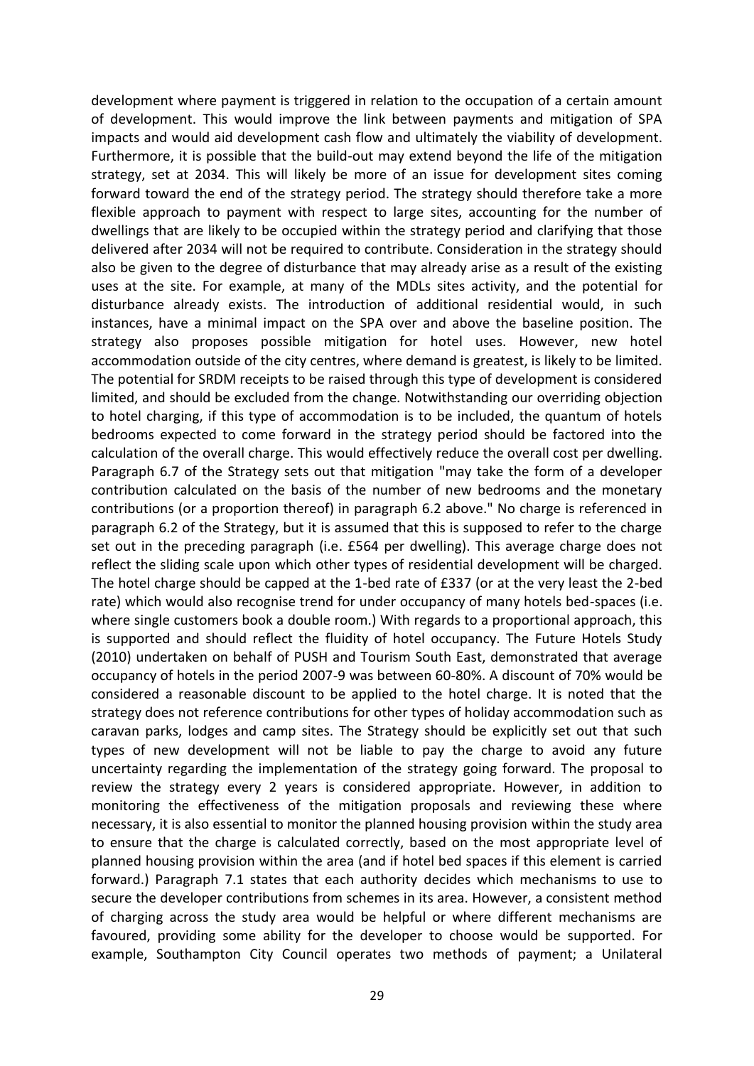development where payment is triggered in relation to the occupation of a certain amount of development. This would improve the link between payments and mitigation of SPA impacts and would aid development cash flow and ultimately the viability of development. Furthermore, it is possible that the build-out may extend beyond the life of the mitigation strategy, set at 2034. This will likely be more of an issue for development sites coming forward toward the end of the strategy period. The strategy should therefore take a more flexible approach to payment with respect to large sites, accounting for the number of dwellings that are likely to be occupied within the strategy period and clarifying that those delivered after 2034 will not be required to contribute. Consideration in the strategy should also be given to the degree of disturbance that may already arise as a result of the existing uses at the site. For example, at many of the MDLs sites activity, and the potential for disturbance already exists. The introduction of additional residential would, in such instances, have a minimal impact on the SPA over and above the baseline position. The strategy also proposes possible mitigation for hotel uses. However, new hotel accommodation outside of the city centres, where demand is greatest, is likely to be limited. The potential for SRDM receipts to be raised through this type of development is considered limited, and should be excluded from the change. Notwithstanding our overriding objection to hotel charging, if this type of accommodation is to be included, the quantum of hotels bedrooms expected to come forward in the strategy period should be factored into the calculation of the overall charge. This would effectively reduce the overall cost per dwelling. Paragraph 6.7 of the Strategy sets out that mitigation "may take the form of a developer contribution calculated on the basis of the number of new bedrooms and the monetary contributions (or a proportion thereof) in paragraph 6.2 above." No charge is referenced in paragraph 6.2 of the Strategy, but it is assumed that this is supposed to refer to the charge set out in the preceding paragraph (i.e. £564 per dwelling). This average charge does not reflect the sliding scale upon which other types of residential development will be charged. The hotel charge should be capped at the 1-bed rate of £337 (or at the very least the 2-bed rate) which would also recognise trend for under occupancy of many hotels bed-spaces (i.e. where single customers book a double room.) With regards to a proportional approach, this is supported and should reflect the fluidity of hotel occupancy. The Future Hotels Study (2010) undertaken on behalf of PUSH and Tourism South East, demonstrated that average occupancy of hotels in the period 2007-9 was between 60-80%. A discount of 70% would be considered a reasonable discount to be applied to the hotel charge. It is noted that the strategy does not reference contributions for other types of holiday accommodation such as caravan parks, lodges and camp sites. The Strategy should be explicitly set out that such types of new development will not be liable to pay the charge to avoid any future uncertainty regarding the implementation of the strategy going forward. The proposal to review the strategy every 2 years is considered appropriate. However, in addition to monitoring the effectiveness of the mitigation proposals and reviewing these where necessary, it is also essential to monitor the planned housing provision within the study area to ensure that the charge is calculated correctly, based on the most appropriate level of planned housing provision within the area (and if hotel bed spaces if this element is carried forward.) Paragraph 7.1 states that each authority decides which mechanisms to use to secure the developer contributions from schemes in its area. However, a consistent method of charging across the study area would be helpful or where different mechanisms are favoured, providing some ability for the developer to choose would be supported. For example, Southampton City Council operates two methods of payment; a Unilateral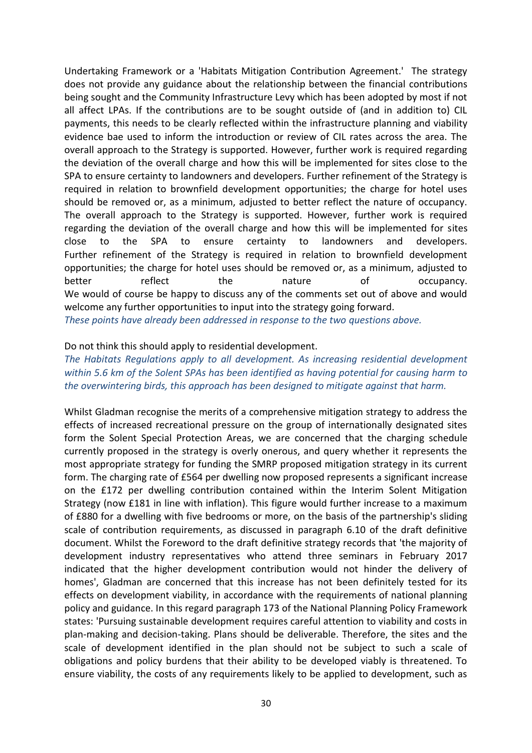Undertaking Framework or a 'Habitats Mitigation Contribution Agreement.' The strategy does not provide any guidance about the relationship between the financial contributions being sought and the Community Infrastructure Levy which has been adopted by most if not all affect LPAs. If the contributions are to be sought outside of (and in addition to) CIL payments, this needs to be clearly reflected within the infrastructure planning and viability evidence bae used to inform the introduction or review of CIL rates across the area. The overall approach to the Strategy is supported. However, further work is required regarding the deviation of the overall charge and how this will be implemented for sites close to the SPA to ensure certainty to landowners and developers. Further refinement of the Strategy is required in relation to brownfield development opportunities; the charge for hotel uses should be removed or, as a minimum, adjusted to better reflect the nature of occupancy. The overall approach to the Strategy is supported. However, further work is required regarding the deviation of the overall charge and how this will be implemented for sites close to the SPA to ensure certainty to landowners and developers. Further refinement of the Strategy is required in relation to brownfield development opportunities; the charge for hotel uses should be removed or, as a minimum, adjusted to better reflect the nature of occupancy.
We would of course be happy to discuss any of the comments set out of above and would welcome any further opportunities to input into the strategy going forward.
*These points have already been addressed in response to the two questions above.*

Do not think this should apply to residential development.
*The Habitats Regulations apply to all development. As increasing residential development within 5.6 km of the Solent SPAs has been identified as having potential for causing harm to the overwintering birds, this approach has been designed to mitigate against that harm.*

Whilst Gladman recognise the merits of a comprehensive mitigation strategy to address the effects of increased recreational pressure on the group of internationally designated sites form the Solent Special Protection Areas, we are concerned that the charging schedule currently proposed in the strategy is overly onerous, and query whether it represents the most appropriate strategy for funding the SMRP proposed mitigation strategy in its current form. The charging rate of £564 per dwelling now proposed represents a significant increase on the £172 per dwelling contribution contained within the Interim Solent Mitigation Strategy (now £181 in line with inflation). This figure would further increase to a maximum of £880 for a dwelling with five bedrooms or more, on the basis of the partnership's sliding scale of contribution requirements, as discussed in paragraph 6.10 of the draft definitive document. Whilst the Foreword to the draft definitive strategy records that 'the majority of development industry representatives who attend three seminars in February 2017 indicated that the higher development contribution would not hinder the delivery of homes', Gladman are concerned that this increase has not been definitely tested for its effects on development viability, in accordance with the requirements of national planning policy and guidance. In this regard paragraph 173 of the National Planning Policy Framework states: 'Pursuing sustainable development requires careful attention to viability and costs in plan-making and decision-taking. Plans should be deliverable. Therefore, the sites and the scale of development identified in the plan should not be subject to such a scale of obligations and policy burdens that their ability to be developed viably is threatened. To ensure viability, the costs of any requirements likely to be applied to development, such as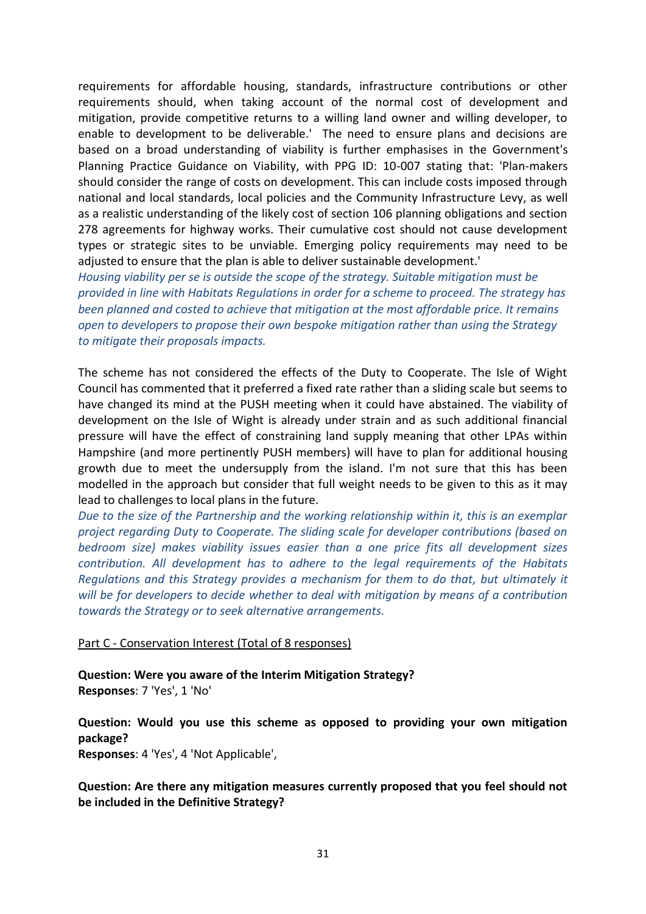requirements for affordable housing, standards, infrastructure contributions or other requirements should, when taking account of the normal cost of development and mitigation, provide competitive returns to a willing land owner and willing developer, to enable to development to be deliverable.' The need to ensure plans and decisions are based on a broad understanding of viability is further emphasises in the Government's Planning Practice Guidance on Viability, with PPG ID: 10-007 stating that: 'Plan-makers should consider the range of costs on development. This can include costs imposed through national and local standards, local policies and the Community Infrastructure Levy, as well as a realistic understanding of the likely cost of section 106 planning obligations and section 278 agreements for highway works. Their cumulative cost should not cause development types or strategic sites to be unviable. Emerging policy requirements may need to be adjusted to ensure that the plan is able to deliver sustainable development.'

*Housing viability per se is outside the scope of the strategy. Suitable mitigation must be provided in line with Habitats Regulations in order for a scheme to proceed. The strategy has been planned and costed to achieve that mitigation at the most affordable price. It remains open to developers to propose their own bespoke mitigation rather than using the Strategy to mitigate their proposals impacts.*

The scheme has not considered the effects of the Duty to Cooperate. The Isle of Wight Council has commented that it preferred a fixed rate rather than a sliding scale but seems to have changed its mind at the PUSH meeting when it could have abstained. The viability of development on the Isle of Wight is already under strain and as such additional financial pressure will have the effect of constraining land supply meaning that other LPAs within Hampshire (and more pertinently PUSH members) will have to plan for additional housing growth due to meet the undersupply from the island. I'm not sure that this has been modelled in the approach but consider that full weight needs to be given to this as it may lead to challenges to local plans in the future.

*Due to the size of the Partnership and the working relationship within it, this is an exemplar project regarding Duty to Cooperate. The sliding scale for developer contributions (based on bedroom size) makes viability issues easier than a one price fits all development sizes contribution. All development has to adhere to the legal requirements of the Habitats Regulations and this Strategy provides a mechanism for them to do that, but ultimately it will be for developers to decide whether to deal with mitigation by means of a contribution towards the Strategy or to seek alternative arrangements.*

<u>Part C - Conservation Interest (Total of 8 responses)</u>

**Question: Were you aware of the Interim Mitigation Strategy?**
**Responses**: 7 'Yes', 1 'No'

**Question: Would you use this scheme as opposed to providing your own mitigation package?**
**Responses**: 4 'Yes', 4 'Not Applicable',

**Question: Are there any mitigation measures currently proposed that you feel should not be included in the Definitive Strategy?**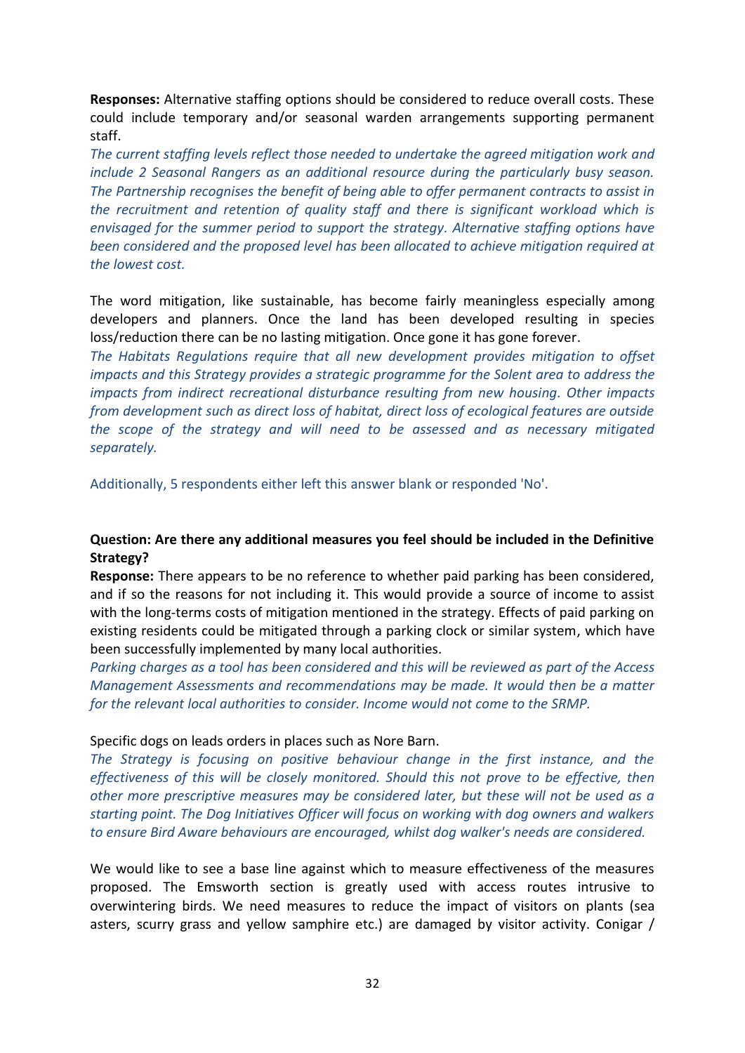**Responses:** Alternative staffing options should be considered to reduce overall costs. These could include temporary and/or seasonal warden arrangements supporting permanent staff.

*The current staffing levels reflect those needed to undertake the agreed mitigation work and include 2 Seasonal Rangers as an additional resource during the particularly busy season. The Partnership recognises the benefit of being able to offer permanent contracts to assist in the recruitment and retention of quality staff and there is significant workload which is envisaged for the summer period to support the strategy. Alternative staffing options have been considered and the proposed level has been allocated to achieve mitigation required at the lowest cost.*

The word mitigation, like sustainable, has become fairly meaningless especially among developers and planners. Once the land has been developed resulting in species loss/reduction there can be no lasting mitigation. Once gone it has gone forever.

*The Habitats Regulations require that all new development provides mitigation to offset impacts and this Strategy provides a strategic programme for the Solent area to address the impacts from indirect recreational disturbance resulting from new housing. Other impacts from development such as direct loss of habitat, direct loss of ecological features are outside the scope of the strategy and will need to be assessed and as necessary mitigated separately.*

Additionally, 5 respondents either left this answer blank or responded 'No'.

**Question: Are there any additional measures you feel should be included in the Definitive Strategy?**

**Response:** There appears to be no reference to whether paid parking has been considered, and if so the reasons for not including it. This would provide a source of income to assist with the long-terms costs of mitigation mentioned in the strategy. Effects of paid parking on existing residents could be mitigated through a parking clock or similar system, which have been successfully implemented by many local authorities.

*Parking charges as a tool has been considered and this will be reviewed as part of the Access Management Assessments and recommendations may be made. It would then be a matter for the relevant local authorities to consider. Income would not come to the SRMP.*

Specific dogs on leads orders in places such as Nore Barn.

*The Strategy is focusing on positive behaviour change in the first instance, and the effectiveness of this will be closely monitored. Should this not prove to be effective, then other more prescriptive measures may be considered later, but these will not be used as a starting point. The Dog Initiatives Officer will focus on working with dog owners and walkers to ensure Bird Aware behaviours are encouraged, whilst dog walker's needs are considered.*

We would like to see a base line against which to measure effectiveness of the measures proposed. The Emsworth section is greatly used with access routes intrusive to overwintering birds. We need measures to reduce the impact of visitors on plants (sea asters, scurry grass and yellow samphire etc.) are damaged by visitor activity. Conigar /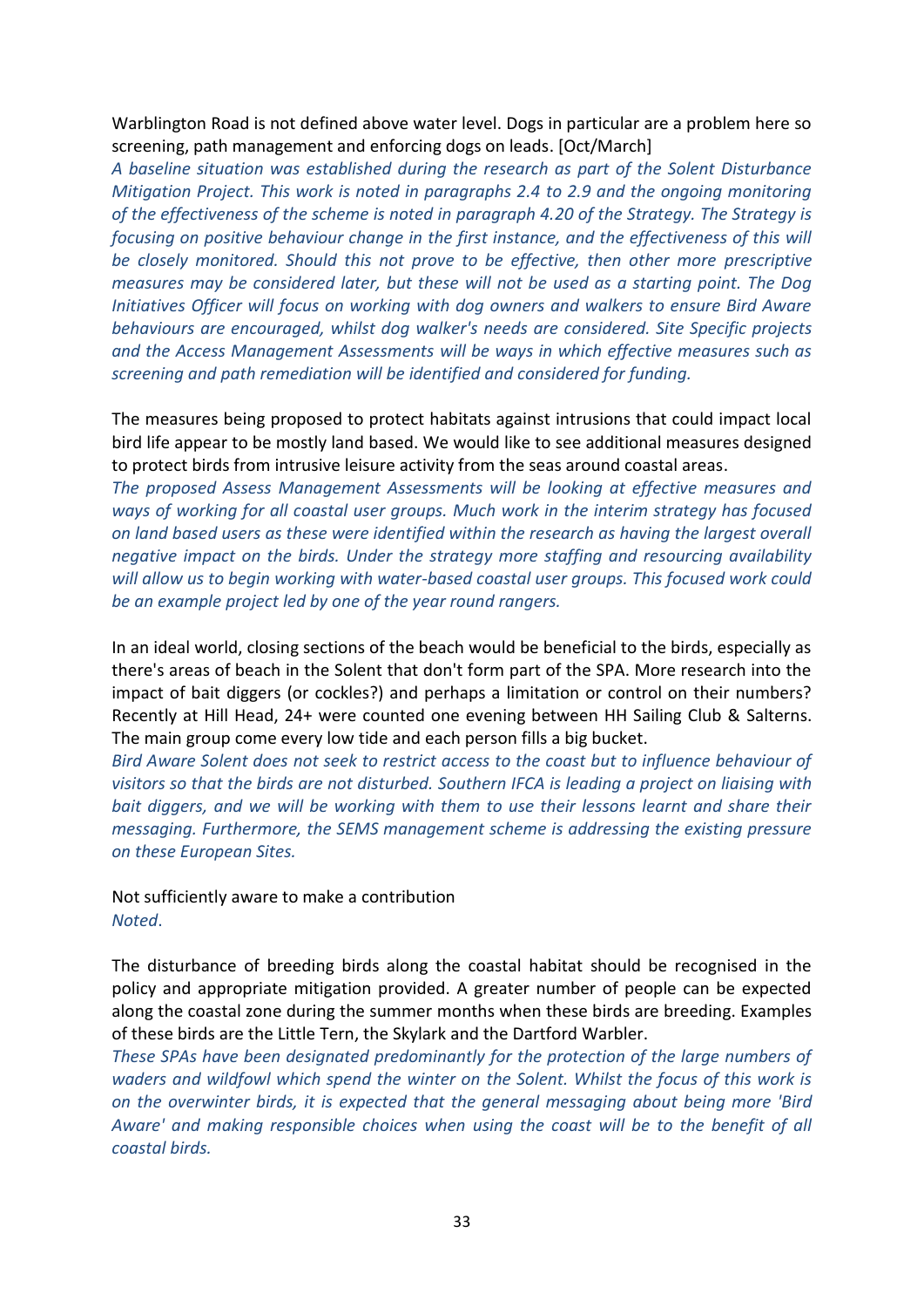Warblington Road is not defined above water level. Dogs in particular are a problem here so screening, path management and enforcing dogs on leads. [Oct/March]

*A baseline situation was established during the research as part of the Solent Disturbance Mitigation Project. This work is noted in paragraphs 2.4 to 2.9 and the ongoing monitoring of the effectiveness of the scheme is noted in paragraph 4.20 of the Strategy. The Strategy is focusing on positive behaviour change in the first instance, and the effectiveness of this will be closely monitored. Should this not prove to be effective, then other more prescriptive measures may be considered later, but these will not be used as a starting point. The Dog Initiatives Officer will focus on working with dog owners and walkers to ensure Bird Aware behaviours are encouraged, whilst dog walker's needs are considered. Site Specific projects and the Access Management Assessments will be ways in which effective measures such as screening and path remediation will be identified and considered for funding.*

The measures being proposed to protect habitats against intrusions that could impact local bird life appear to be mostly land based. We would like to see additional measures designed to protect birds from intrusive leisure activity from the seas around coastal areas.

*The proposed Assess Management Assessments will be looking at effective measures and ways of working for all coastal user groups. Much work in the interim strategy has focused on land based users as these were identified within the research as having the largest overall negative impact on the birds. Under the strategy more staffing and resourcing availability will allow us to begin working with water-based coastal user groups. This focused work could be an example project led by one of the year round rangers.*

In an ideal world, closing sections of the beach would be beneficial to the birds, especially as there's areas of beach in the Solent that don't form part of the SPA. More research into the impact of bait diggers (or cockles?) and perhaps a limitation or control on their numbers? Recently at Hill Head, 24+ were counted one evening between HH Sailing Club & Salterns. The main group come every low tide and each person fills a big bucket.

*Bird Aware Solent does not seek to restrict access to the coast but to influence behaviour of visitors so that the birds are not disturbed. Southern IFCA is leading a project on liaising with bait diggers, and we will be working with them to use their lessons learnt and share their messaging. Furthermore, the SEMS management scheme is addressing the existing pressure on these European Sites.*

Not sufficiently aware to make a contribution

*Noted.*

The disturbance of breeding birds along the coastal habitat should be recognised in the policy and appropriate mitigation provided. A greater number of people can be expected along the coastal zone during the summer months when these birds are breeding. Examples of these birds are the Little Tern, the Skylark and the Dartford Warbler.

*These SPAs have been designated predominantly for the protection of the large numbers of waders and wildfowl which spend the winter on the Solent. Whilst the focus of this work is on the overwinter birds, it is expected that the general messaging about being more 'Bird Aware' and making responsible choices when using the coast will be to the benefit of all coastal birds.*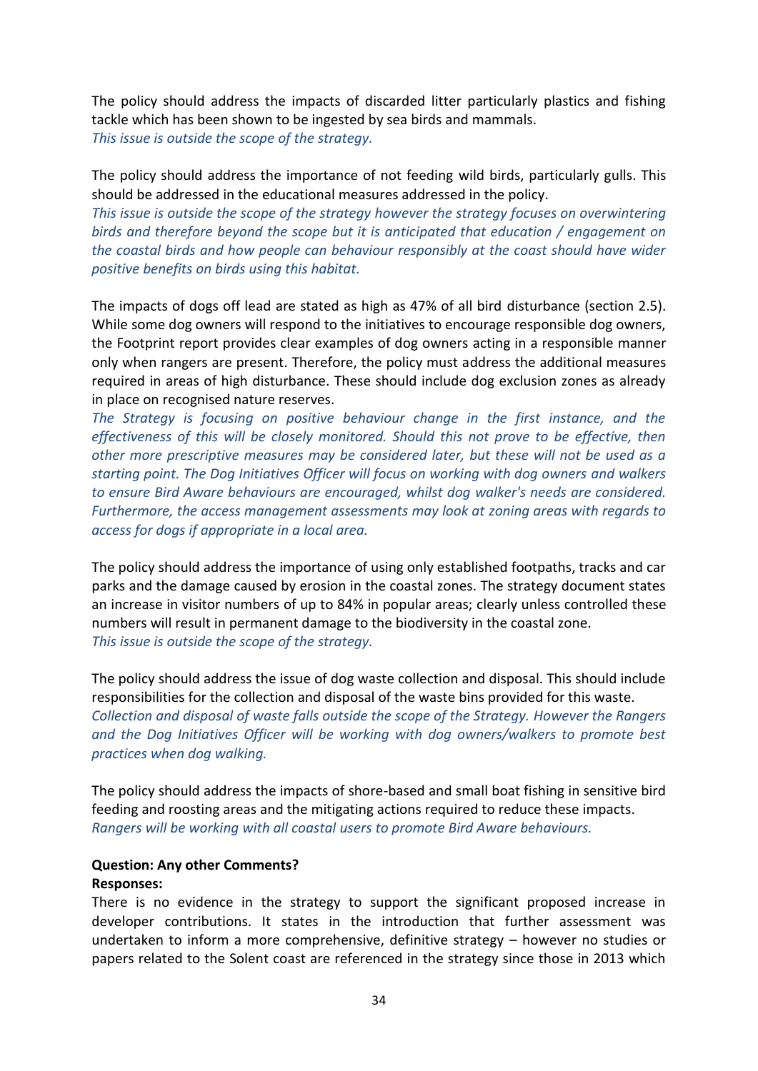The policy should address the impacts of discarded litter particularly plastics and fishing tackle which has been shown to be ingested by sea birds and mammals.
*This issue is outside the scope of the strategy.*

The policy should address the importance of not feeding wild birds, particularly gulls. This should be addressed in the educational measures addressed in the policy.
*This issue is outside the scope of the strategy however the strategy focuses on overwintering birds and therefore beyond the scope but it is anticipated that education / engagement on the coastal birds and how people can behaviour responsibly at the coast should have wider positive benefits on birds using this habitat.*

The impacts of dogs off lead are stated as high as 47% of all bird disturbance (section 2.5). While some dog owners will respond to the initiatives to encourage responsible dog owners, the Footprint report provides clear examples of dog owners acting in a responsible manner only when rangers are present. Therefore, the policy must address the additional measures required in areas of high disturbance. These should include dog exclusion zones as already in place on recognised nature reserves.
*The Strategy is focusing on positive behaviour change in the first instance, and the effectiveness of this will be closely monitored. Should this not prove to be effective, then other more prescriptive measures may be considered later, but these will not be used as a starting point. The Dog Initiatives Officer will focus on working with dog owners and walkers to ensure Bird Aware behaviours are encouraged, whilst dog walker's needs are considered. Furthermore, the access management assessments may look at zoning areas with regards to access for dogs if appropriate in a local area.*

The policy should address the importance of using only established footpaths, tracks and car parks and the damage caused by erosion in the coastal zones. The strategy document states an increase in visitor numbers of up to 84% in popular areas; clearly unless controlled these numbers will result in permanent damage to the biodiversity in the coastal zone.
*This issue is outside the scope of the strategy.*

The policy should address the issue of dog waste collection and disposal. This should include responsibilities for the collection and disposal of the waste bins provided for this waste.
*Collection and disposal of waste falls outside the scope of the Strategy. However the Rangers and the Dog Initiatives Officer will be working with dog owners/walkers to promote best practices when dog walking.*

The policy should address the impacts of shore-based and small boat fishing in sensitive bird feeding and roosting areas and the mitigating actions required to reduce these impacts.
*Rangers will be working with all coastal users to promote Bird Aware behaviours.*

**Question: Any other Comments?**
**Responses:**
There is no evidence in the strategy to support the significant proposed increase in developer contributions. It states in the introduction that further assessment was undertaken to inform a more comprehensive, definitive strategy – however no studies or papers related to the Solent coast are referenced in the strategy since those in 2013 which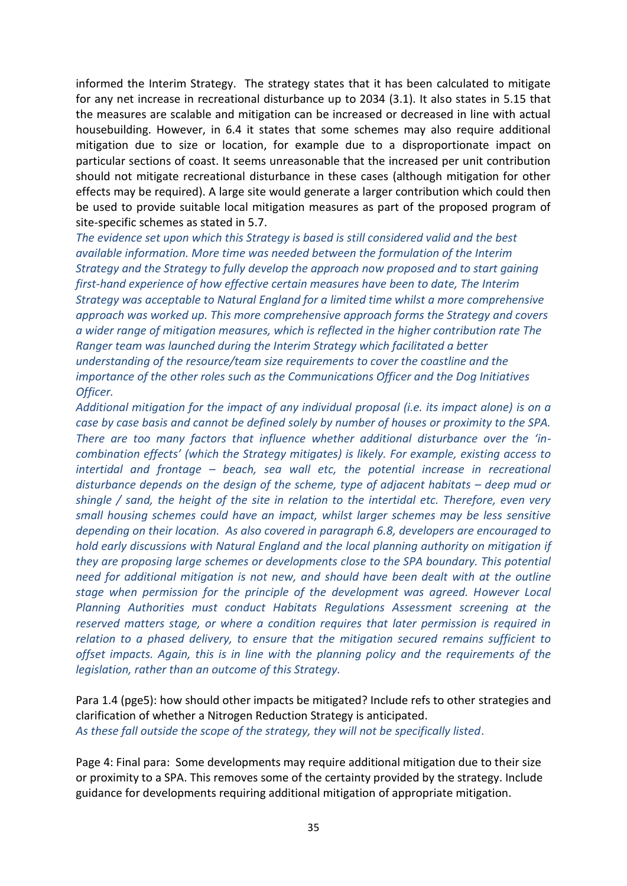informed the Interim Strategy. The strategy states that it has been calculated to mitigate for any net increase in recreational disturbance up to 2034 (3.1). It also states in 5.15 that the measures are scalable and mitigation can be increased or decreased in line with actual housebuilding. However, in 6.4 it states that some schemes may also require additional mitigation due to size or location, for example due to a disproportionate impact on particular sections of coast. It seems unreasonable that the increased per unit contribution should not mitigate recreational disturbance in these cases (although mitigation for other effects may be required). A large site would generate a larger contribution which could then be used to provide suitable local mitigation measures as part of the proposed program of site-specific schemes as stated in 5.7.

*The evidence set upon which this Strategy is based is still considered valid and the best available information. More time was needed between the formulation of the Interim Strategy and the Strategy to fully develop the approach now proposed and to start gaining first-hand experience of how effective certain measures have been to date, The Interim Strategy was acceptable to Natural England for a limited time whilst a more comprehensive approach was worked up. This more comprehensive approach forms the Strategy and covers a wider range of mitigation measures, which is reflected in the higher contribution rate The Ranger team was launched during the Interim Strategy which facilitated a better understanding of the resource/team size requirements to cover the coastline and the importance of the other roles such as the Communications Officer and the Dog Initiatives Officer.*

*Additional mitigation for the impact of any individual proposal (i.e. its impact alone) is on a case by case basis and cannot be defined solely by number of houses or proximity to the SPA. There are too many factors that influence whether additional disturbance over the 'in-combination effects' (which the Strategy mitigates) is likely. For example, existing access to intertidal and frontage – beach, sea wall etc, the potential increase in recreational disturbance depends on the design of the scheme, type of adjacent habitats – deep mud or shingle / sand, the height of the site in relation to the intertidal etc. Therefore, even very small housing schemes could have an impact, whilst larger schemes may be less sensitive depending on their location. As also covered in paragraph 6.8, developers are encouraged to hold early discussions with Natural England and the local planning authority on mitigation if they are proposing large schemes or developments close to the SPA boundary. This potential need for additional mitigation is not new, and should have been dealt with at the outline stage when permission for the principle of the development was agreed. However Local Planning Authorities must conduct Habitats Regulations Assessment screening at the reserved matters stage, or where a condition requires that later permission is required in relation to a phased delivery, to ensure that the mitigation secured remains sufficient to offset impacts. Again, this is in line with the planning policy and the requirements of the legislation, rather than an outcome of this Strategy.*

Para 1.4 (pge5): how should other impacts be mitigated? Include refs to other strategies and clarification of whether a Nitrogen Reduction Strategy is anticipated.
*As these fall outside the scope of the strategy, they will not be specifically listed.*

Page 4: Final para: Some developments may require additional mitigation due to their size or proximity to a SPA. This removes some of the certainty provided by the strategy. Include guidance for developments requiring additional mitigation of appropriate mitigation.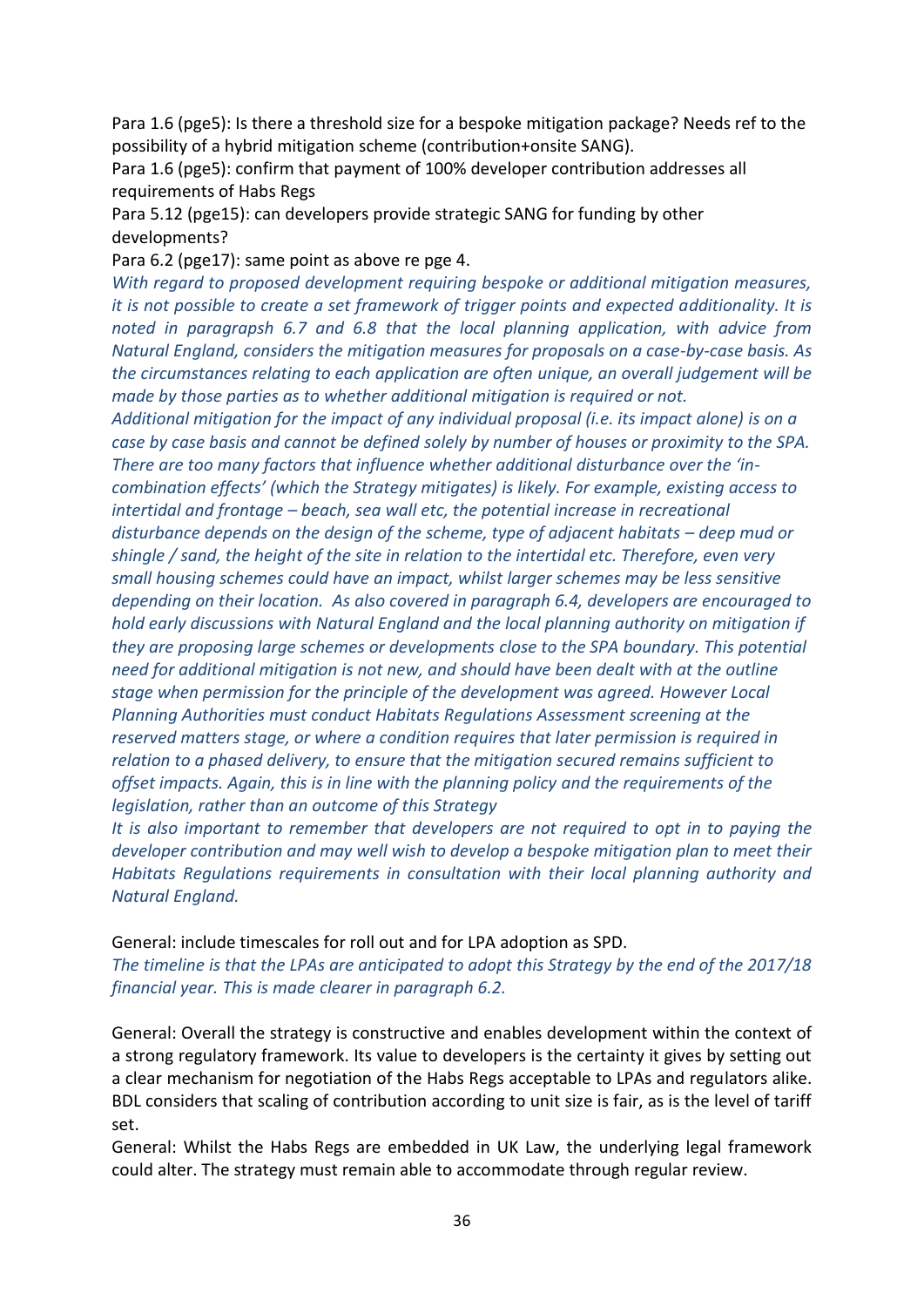Para 1.6 (pge5): Is there a threshold size for a bespoke mitigation package? Needs ref to the possibility of a hybrid mitigation scheme (contribution+onsite SANG).

Para 1.6 (pge5): confirm that payment of 100% developer contribution addresses all requirements of Habs Regs

Para 5.12 (pge15): can developers provide strategic SANG for funding by other developments?

Para 6.2 (pge17): same point as above re pge 4.

*With regard to proposed development requiring bespoke or additional mitigation measures, it is not possible to create a set framework of trigger points and expected additionality. It is noted in paragrapsh 6.7 and 6.8 that the local planning application, with advice from Natural England, considers the mitigation measures for proposals on a case-by-case basis. As the circumstances relating to each application are often unique, an overall judgement will be made by those parties as to whether additional mitigation is required or not.*

*Additional mitigation for the impact of any individual proposal (i.e. its impact alone) is on a case by case basis and cannot be defined solely by number of houses or proximity to the SPA. There are too many factors that influence whether additional disturbance over the 'in-combination effects' (which the Strategy mitigates) is likely. For example, existing access to intertidal and frontage – beach, sea wall etc, the potential increase in recreational disturbance depends on the design of the scheme, type of adjacent habitats – deep mud or shingle / sand, the height of the site in relation to the intertidal etc. Therefore, even very small housing schemes could have an impact, whilst larger schemes may be less sensitive depending on their location. As also covered in paragraph 6.4, developers are encouraged to hold early discussions with Natural England and the local planning authority on mitigation if they are proposing large schemes or developments close to the SPA boundary. This potential need for additional mitigation is not new, and should have been dealt with at the outline stage when permission for the principle of the development was agreed. However Local Planning Authorities must conduct Habitats Regulations Assessment screening at the reserved matters stage, or where a condition requires that later permission is required in relation to a phased delivery, to ensure that the mitigation secured remains sufficient to offset impacts. Again, this is in line with the planning policy and the requirements of the legislation, rather than an outcome of this Strategy*

*It is also important to remember that developers are not required to opt in to paying the developer contribution and may well wish to develop a bespoke mitigation plan to meet their Habitats Regulations requirements in consultation with their local planning authority and Natural England.*

General: include timescales for roll out and for LPA adoption as SPD.

*The timeline is that the LPAs are anticipated to adopt this Strategy by the end of the 2017/18 financial year. This is made clearer in paragraph 6.2.*

General: Overall the strategy is constructive and enables development within the context of a strong regulatory framework. Its value to developers is the certainty it gives by setting out a clear mechanism for negotiation of the Habs Regs acceptable to LPAs and regulators alike. BDL considers that scaling of contribution according to unit size is fair, as is the level of tariff set.

General: Whilst the Habs Regs are embedded in UK Law, the underlying legal framework could alter. The strategy must remain able to accommodate through regular review.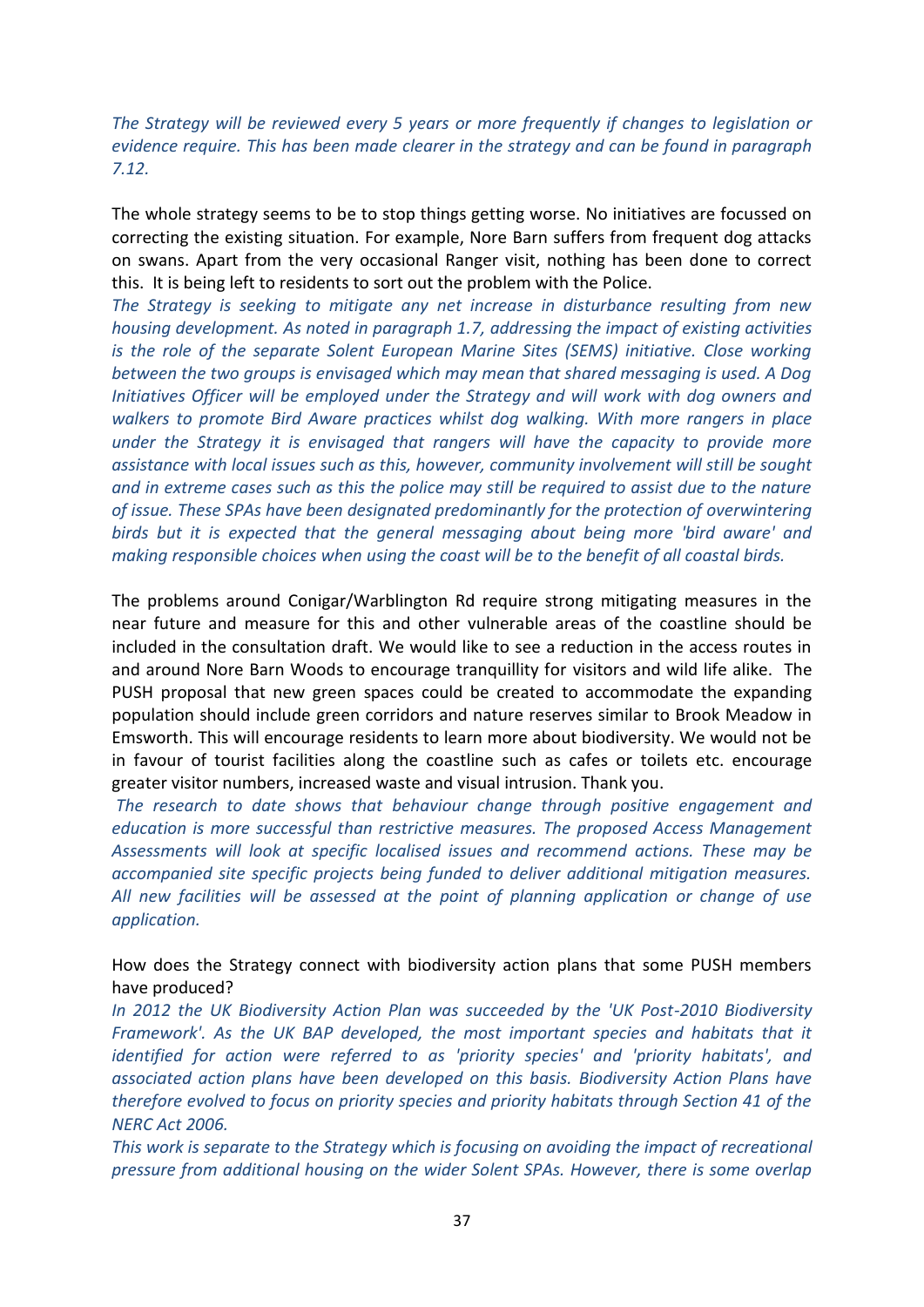*The Strategy will be reviewed every 5 years or more frequently if changes to legislation or evidence require. This has been made clearer in the strategy and can be found in paragraph 7.12.*

The whole strategy seems to be to stop things getting worse. No initiatives are focussed on correcting the existing situation. For example, Nore Barn suffers from frequent dog attacks on swans. Apart from the very occasional Ranger visit, nothing has been done to correct this. It is being left to residents to sort out the problem with the Police.
*The Strategy is seeking to mitigate any net increase in disturbance resulting from new housing development. As noted in paragraph 1.7, addressing the impact of existing activities is the role of the separate Solent European Marine Sites (SEMS) initiative. Close working between the two groups is envisaged which may mean that shared messaging is used. A Dog Initiatives Officer will be employed under the Strategy and will work with dog owners and walkers to promote Bird Aware practices whilst dog walking. With more rangers in place under the Strategy it is envisaged that rangers will have the capacity to provide more assistance with local issues such as this, however, community involvement will still be sought and in extreme cases such as this the police may still be required to assist due to the nature of issue. These SPAs have been designated predominantly for the protection of overwintering birds but it is expected that the general messaging about being more 'bird aware' and making responsible choices when using the coast will be to the benefit of all coastal birds.*

The problems around Conigar/Warblington Rd require strong mitigating measures in the near future and measure for this and other vulnerable areas of the coastline should be included in the consultation draft. We would like to see a reduction in the access routes in and around Nore Barn Woods to encourage tranquillity for visitors and wild life alike. The PUSH proposal that new green spaces could be created to accommodate the expanding population should include green corridors and nature reserves similar to Brook Meadow in Emsworth. This will encourage residents to learn more about biodiversity. We would not be in favour of tourist facilities along the coastline such as cafes or toilets etc. encourage greater visitor numbers, increased waste and visual intrusion. Thank you.
*The research to date shows that behaviour change through positive engagement and education is more successful than restrictive measures. The proposed Access Management Assessments will look at specific localised issues and recommend actions. These may be accompanied site specific projects being funded to deliver additional mitigation measures. All new facilities will be assessed at the point of planning application or change of use application.*

How does the Strategy connect with biodiversity action plans that some PUSH members have produced?
*In 2012 the UK Biodiversity Action Plan was succeeded by the 'UK Post-2010 Biodiversity Framework'. As the UK BAP developed, the most important species and habitats that it identified for action were referred to as 'priority species' and 'priority habitats', and associated action plans have been developed on this basis. Biodiversity Action Plans have therefore evolved to focus on priority species and priority habitats through Section 41 of the NERC Act 2006.*
*This work is separate to the Strategy which is focusing on avoiding the impact of recreational pressure from additional housing on the wider Solent SPAs. However, there is some overlap*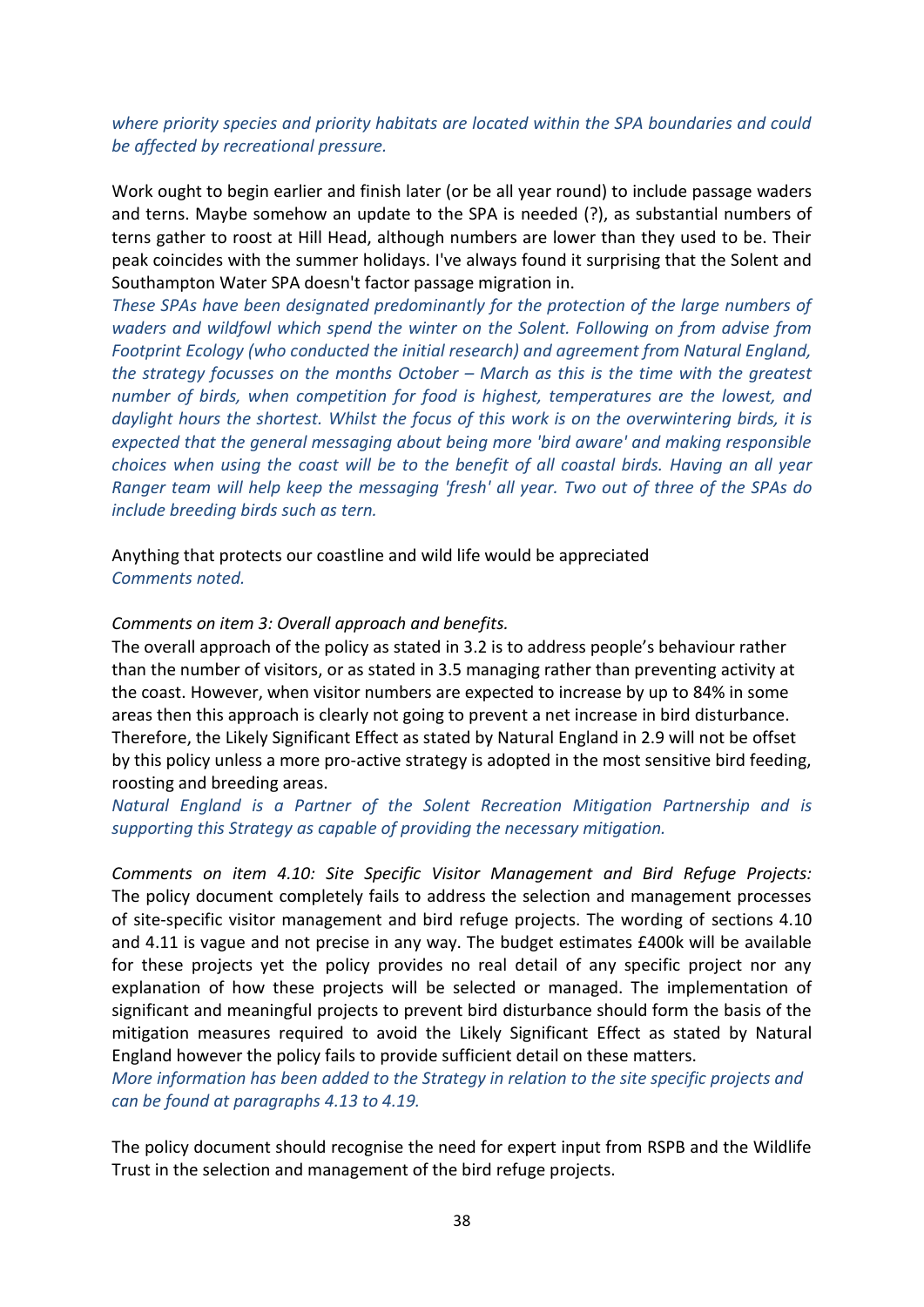*where priority species and priority habitats are located within the SPA boundaries and could be affected by recreational pressure.*

Work ought to begin earlier and finish later (or be all year round) to include passage waders and terns. Maybe somehow an update to the SPA is needed (?), as substantial numbers of terns gather to roost at Hill Head, although numbers are lower than they used to be. Their peak coincides with the summer holidays. I've always found it surprising that the Solent and Southampton Water SPA doesn't factor passage migration in.

*These SPAs have been designated predominantly for the protection of the large numbers of waders and wildfowl which spend the winter on the Solent. Following on from advise from Footprint Ecology (who conducted the initial research) and agreement from Natural England, the strategy focusses on the months October – March as this is the time with the greatest number of birds, when competition for food is highest, temperatures are the lowest, and daylight hours the shortest. Whilst the focus of this work is on the overwintering birds, it is expected that the general messaging about being more 'bird aware' and making responsible choices when using the coast will be to the benefit of all coastal birds. Having an all year Ranger team will help keep the messaging 'fresh' all year. Two out of three of the SPAs do include breeding birds such as tern.*

Anything that protects our coastline and wild life would be appreciated
*Comments noted.*

*Comments on item 3: Overall approach and benefits.*
The overall approach of the policy as stated in 3.2 is to address people's behaviour rather than the number of visitors, or as stated in 3.5 managing rather than preventing activity at the coast. However, when visitor numbers are expected to increase by up to 84% in some areas then this approach is clearly not going to prevent a net increase in bird disturbance. Therefore, the Likely Significant Effect as stated by Natural England in 2.9 will not be offset by this policy unless a more pro-active strategy is adopted in the most sensitive bird feeding, roosting and breeding areas.
*Natural England is a Partner of the Solent Recreation Mitigation Partnership and is supporting this Strategy as capable of providing the necessary mitigation.*

*Comments on item 4.10: Site Specific Visitor Management and Bird Refuge Projects:* The policy document completely fails to address the selection and management processes of site-specific visitor management and bird refuge projects. The wording of sections 4.10 and 4.11 is vague and not precise in any way. The budget estimates £400k will be available for these projects yet the policy provides no real detail of any specific project nor any explanation of how these projects will be selected or managed. The implementation of significant and meaningful projects to prevent bird disturbance should form the basis of the mitigation measures required to avoid the Likely Significant Effect as stated by Natural England however the policy fails to provide sufficient detail on these matters.
*More information has been added to the Strategy in relation to the site specific projects and can be found at paragraphs 4.13 to 4.19.*

The policy document should recognise the need for expert input from RSPB and the Wildlife Trust in the selection and management of the bird refuge projects.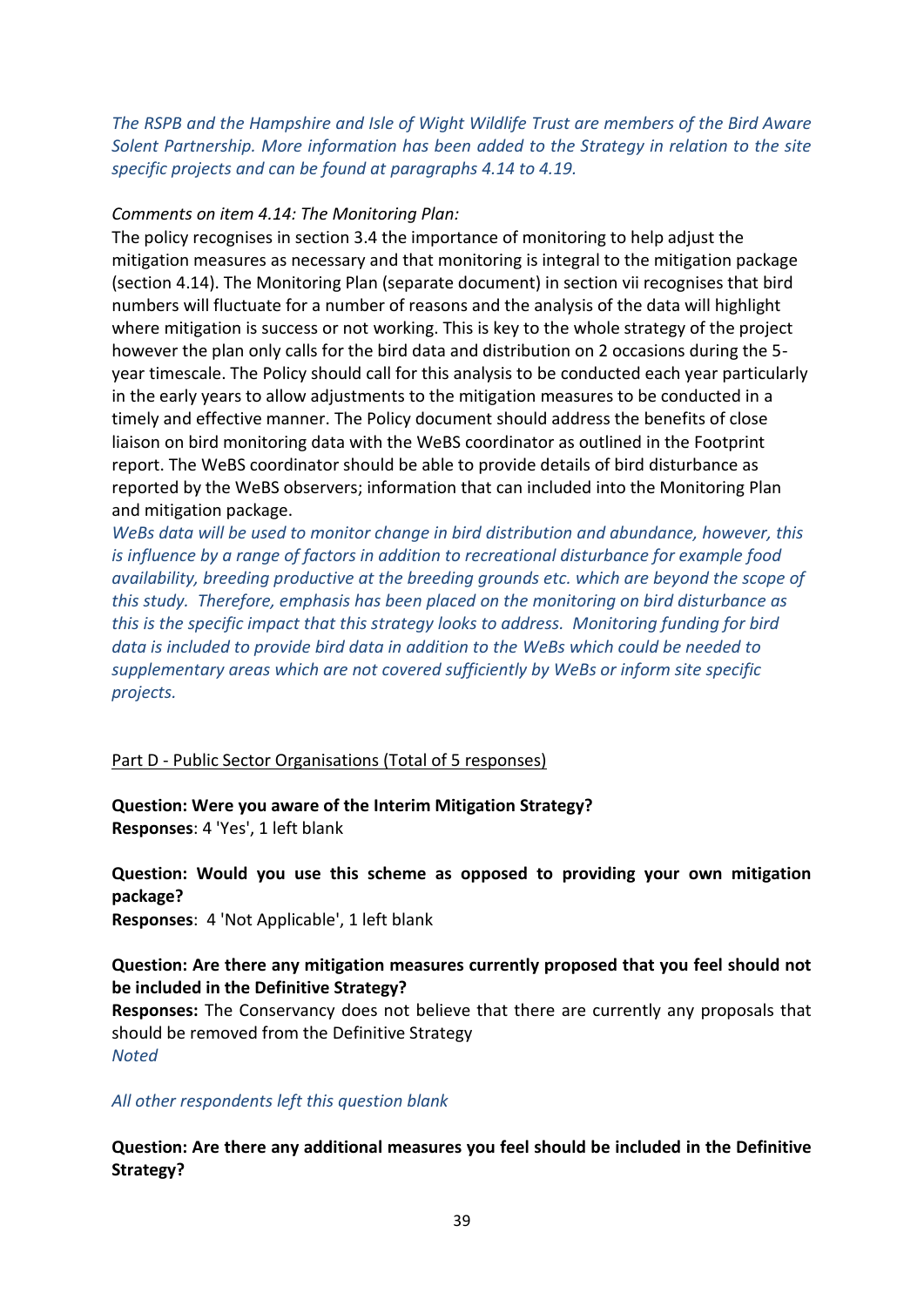*The RSPB and the Hampshire and Isle of Wight Wildlife Trust are members of the Bird Aware Solent Partnership. More information has been added to the Strategy in relation to the site specific projects and can be found at paragraphs 4.14 to 4.19.*

*Comments on item 4.14: The Monitoring Plan:*

The policy recognises in section 3.4 the importance of monitoring to help adjust the mitigation measures as necessary and that monitoring is integral to the mitigation package (section 4.14). The Monitoring Plan (separate document) in section vii recognises that bird numbers will fluctuate for a number of reasons and the analysis of the data will highlight where mitigation is success or not working. This is key to the whole strategy of the project however the plan only calls for the bird data and distribution on 2 occasions during the 5-year timescale. The Policy should call for this analysis to be conducted each year particularly in the early years to allow adjustments to the mitigation measures to be conducted in a timely and effective manner. The Policy document should address the benefits of close liaison on bird monitoring data with the WeBS coordinator as outlined in the Footprint report. The WeBS coordinator should be able to provide details of bird disturbance as reported by the WeBS observers; information that can included into the Monitoring Plan and mitigation package.

*WeBs data will be used to monitor change in bird distribution and abundance, however, this is influence by a range of factors in addition to recreational disturbance for example food availability, breeding productive at the breeding grounds etc. which are beyond the scope of this study. Therefore, emphasis has been placed on the monitoring on bird disturbance as this is the specific impact that this strategy looks to address. Monitoring funding for bird data is included to provide bird data in addition to the WeBs which could be needed to supplementary areas which are not covered sufficiently by WeBs or inform site specific projects.*

<u>Part D - Public Sector Organisations (Total of 5 responses)</u>

**Question: Were you aware of the Interim Mitigation Strategy?**
**Responses**: 4 'Yes', 1 left blank

**Question: Would you use this scheme as opposed to providing your own mitigation package?**
**Responses**: 4 'Not Applicable', 1 left blank

**Question: Are there any mitigation measures currently proposed that you feel should not be included in the Definitive Strategy?**
**Responses:** The Conservancy does not believe that there are currently any proposals that should be removed from the Definitive Strategy
*Noted*

*All other respondents left this question blank*

**Question: Are there any additional measures you feel should be included in the Definitive Strategy?**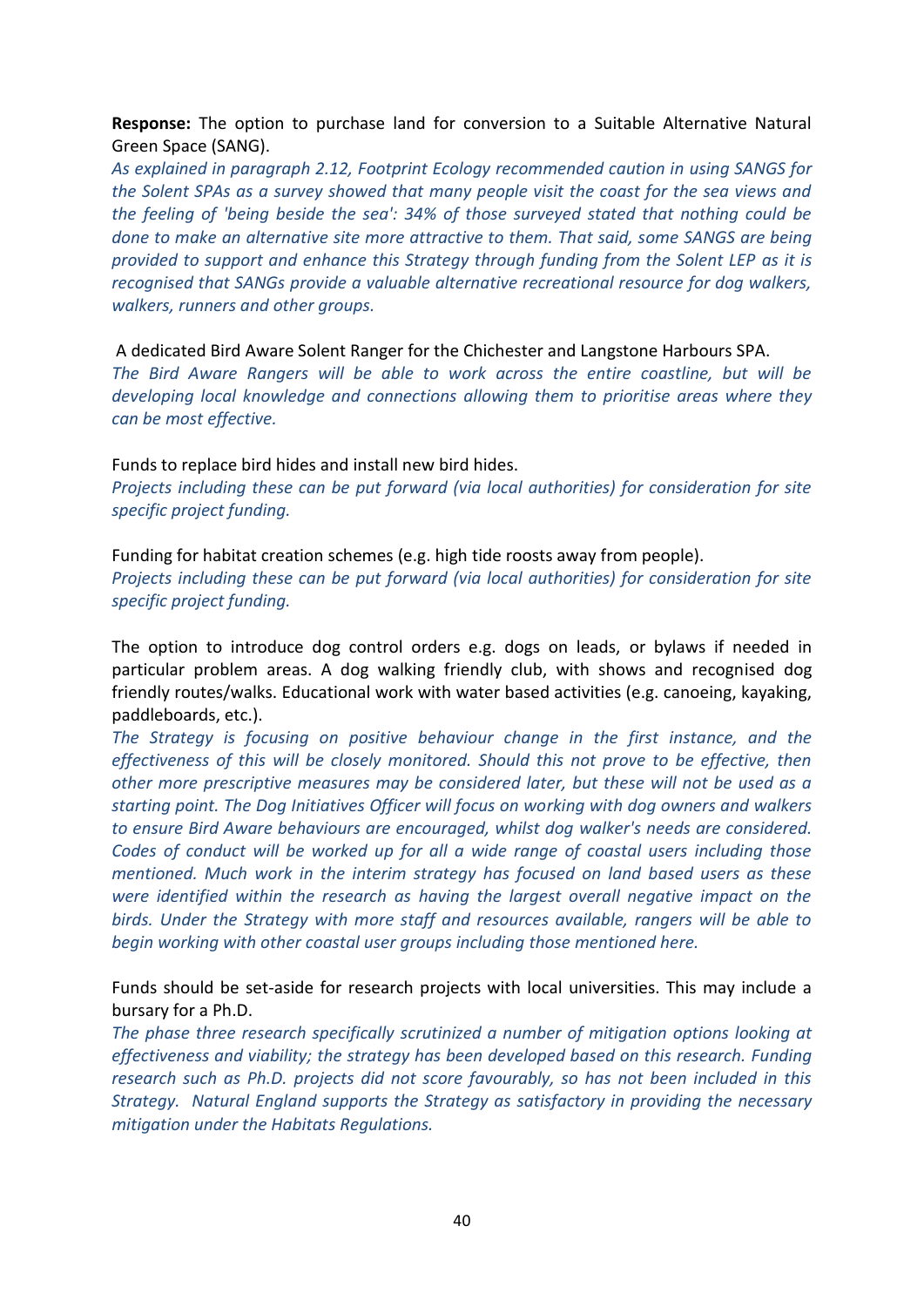**Response:** The option to purchase land for conversion to a Suitable Alternative Natural Green Space (SANG).

*As explained in paragraph 2.12, Footprint Ecology recommended caution in using SANGS for the Solent SPAs as a survey showed that many people visit the coast for the sea views and the feeling of 'being beside the sea': 34% of those surveyed stated that nothing could be done to make an alternative site more attractive to them. That said, some SANGS are being provided to support and enhance this Strategy through funding from the Solent LEP as it is recognised that SANGs provide a valuable alternative recreational resource for dog walkers, walkers, runners and other groups.*

A dedicated Bird Aware Solent Ranger for the Chichester and Langstone Harbours SPA.

*The Bird Aware Rangers will be able to work across the entire coastline, but will be developing local knowledge and connections allowing them to prioritise areas where they can be most effective.*

Funds to replace bird hides and install new bird hides.

*Projects including these can be put forward (via local authorities) for consideration for site specific project funding.*

Funding for habitat creation schemes (e.g. high tide roosts away from people).

*Projects including these can be put forward (via local authorities) for consideration for site specific project funding.*

The option to introduce dog control orders e.g. dogs on leads, or bylaws if needed in particular problem areas. A dog walking friendly club, with shows and recognised dog friendly routes/walks. Educational work with water based activities (e.g. canoeing, kayaking, paddleboards, etc.).

*The Strategy is focusing on positive behaviour change in the first instance, and the effectiveness of this will be closely monitored. Should this not prove to be effective, then other more prescriptive measures may be considered later, but these will not be used as a starting point. The Dog Initiatives Officer will focus on working with dog owners and walkers to ensure Bird Aware behaviours are encouraged, whilst dog walker's needs are considered. Codes of conduct will be worked up for all a wide range of coastal users including those mentioned. Much work in the interim strategy has focused on land based users as these were identified within the research as having the largest overall negative impact on the birds. Under the Strategy with more staff and resources available, rangers will be able to begin working with other coastal user groups including those mentioned here.*

Funds should be set-aside for research projects with local universities. This may include a bursary for a Ph.D.

*The phase three research specifically scrutinized a number of mitigation options looking at effectiveness and viability; the strategy has been developed based on this research. Funding research such as Ph.D. projects did not score favourably, so has not been included in this Strategy. Natural England supports the Strategy as satisfactory in providing the necessary mitigation under the Habitats Regulations.*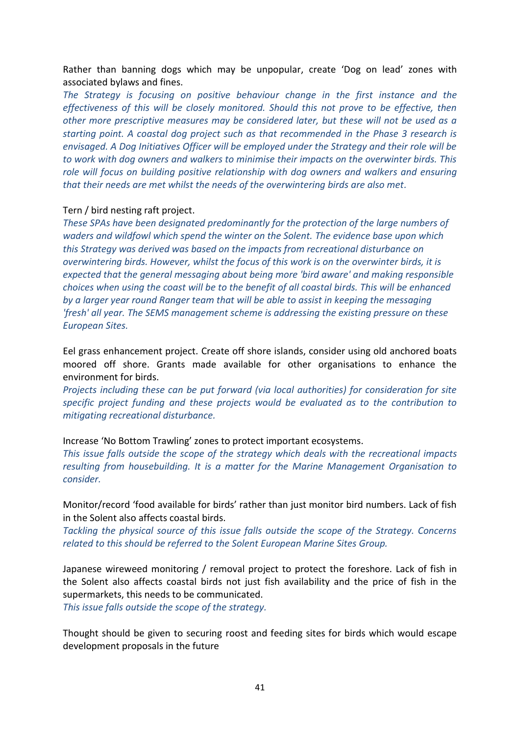Rather than banning dogs which may be unpopular, create 'Dog on lead' zones with associated bylaws and fines.

*The Strategy is focusing on positive behaviour change in the first instance and the effectiveness of this will be closely monitored. Should this not prove to be effective, then other more prescriptive measures may be considered later, but these will not be used as a starting point. A coastal dog project such as that recommended in the Phase 3 research is envisaged. A Dog Initiatives Officer will be employed under the Strategy and their role will be to work with dog owners and walkers to minimise their impacts on the overwinter birds. This role will focus on building positive relationship with dog owners and walkers and ensuring that their needs are met whilst the needs of the overwintering birds are also met.*

Tern / bird nesting raft project.

*These SPAs have been designated predominantly for the protection of the large numbers of waders and wildfowl which spend the winter on the Solent. The evidence base upon which this Strategy was derived was based on the impacts from recreational disturbance on overwintering birds. However, whilst the focus of this work is on the overwinter birds, it is expected that the general messaging about being more 'bird aware' and making responsible choices when using the coast will be to the benefit of all coastal birds. This will be enhanced by a larger year round Ranger team that will be able to assist in keeping the messaging 'fresh' all year. The SEMS management scheme is addressing the existing pressure on these European Sites.*

Eel grass enhancement project. Create off shore islands, consider using old anchored boats moored off shore. Grants made available for other organisations to enhance the environment for birds.

*Projects including these can be put forward (via local authorities) for consideration for site specific project funding and these projects would be evaluated as to the contribution to mitigating recreational disturbance.*

Increase 'No Bottom Trawling' zones to protect important ecosystems.

*This issue falls outside the scope of the strategy which deals with the recreational impacts resulting from housebuilding. It is a matter for the Marine Management Organisation to consider.*

Monitor/record 'food available for birds' rather than just monitor bird numbers. Lack of fish in the Solent also affects coastal birds.

*Tackling the physical source of this issue falls outside the scope of the Strategy. Concerns related to this should be referred to the Solent European Marine Sites Group.*

Japanese wireweed monitoring / removal project to protect the foreshore. Lack of fish in the Solent also affects coastal birds not just fish availability and the price of fish in the supermarkets, this needs to be communicated.

*This issue falls outside the scope of the strategy.*

Thought should be given to securing roost and feeding sites for birds which would escape development proposals in the future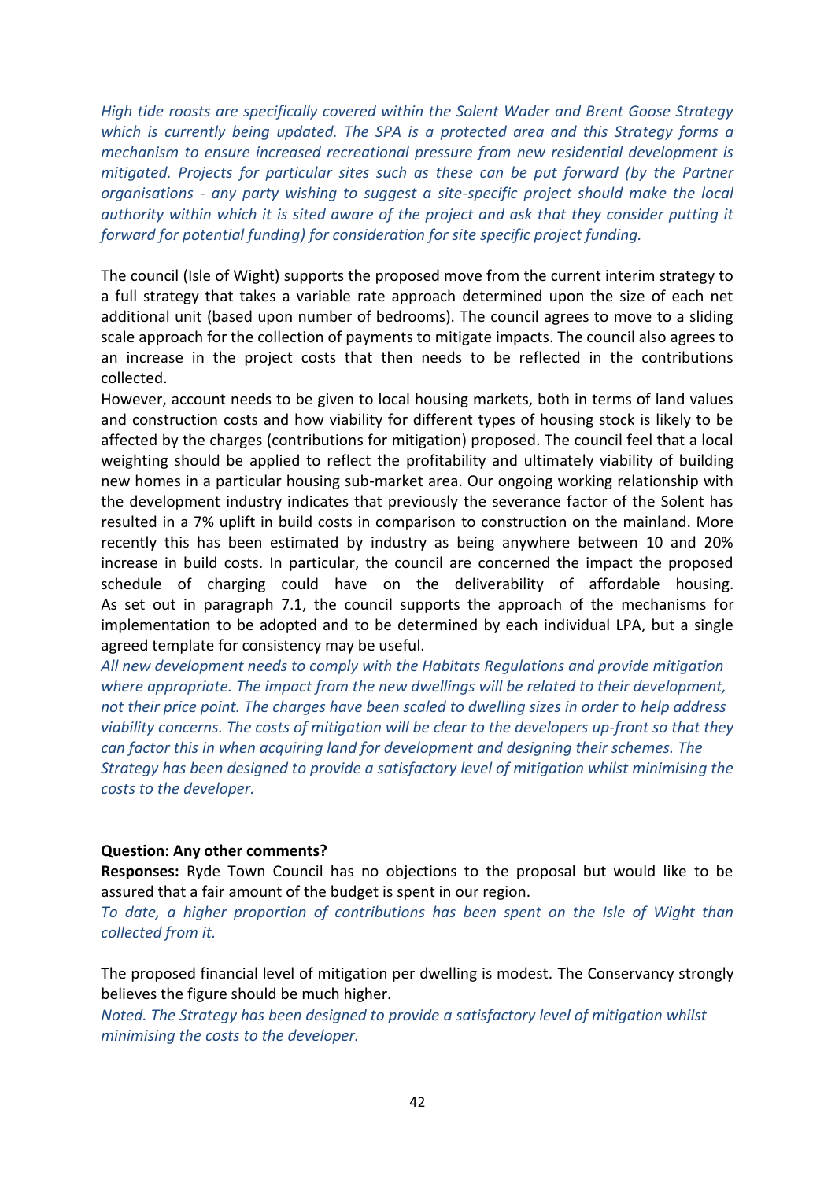*High tide roosts are specifically covered within the Solent Wader and Brent Goose Strategy which is currently being updated. The SPA is a protected area and this Strategy forms a mechanism to ensure increased recreational pressure from new residential development is mitigated. Projects for particular sites such as these can be put forward (by the Partner organisations - any party wishing to suggest a site-specific project should make the local authority within which it is sited aware of the project and ask that they consider putting it forward for potential funding) for consideration for site specific project funding.*

The council (Isle of Wight) supports the proposed move from the current interim strategy to a full strategy that takes a variable rate approach determined upon the size of each net additional unit (based upon number of bedrooms). The council agrees to move to a sliding scale approach for the collection of payments to mitigate impacts. The council also agrees to an increase in the project costs that then needs to be reflected in the contributions collected.

However, account needs to be given to local housing markets, both in terms of land values and construction costs and how viability for different types of housing stock is likely to be affected by the charges (contributions for mitigation) proposed. The council feel that a local weighting should be applied to reflect the profitability and ultimately viability of building new homes in a particular housing sub-market area. Our ongoing working relationship with the development industry indicates that previously the severance factor of the Solent has resulted in a 7% uplift in build costs in comparison to construction on the mainland. More recently this has been estimated by industry as being anywhere between 10 and 20% increase in build costs. In particular, the council are concerned the impact the proposed schedule of charging could have on the deliverability of affordable housing. As set out in paragraph 7.1, the council supports the approach of the mechanisms for implementation to be adopted and to be determined by each individual LPA, but a single agreed template for consistency may be useful.

*All new development needs to comply with the Habitats Regulations and provide mitigation where appropriate. The impact from the new dwellings will be related to their development, not their price point. The charges have been scaled to dwelling sizes in order to help address viability concerns. The costs of mitigation will be clear to the developers up-front so that they can factor this in when acquiring land for development and designing their schemes. The Strategy has been designed to provide a satisfactory level of mitigation whilst minimising the costs to the developer.*

**Question: Any other comments?**

**Responses:** Ryde Town Council has no objections to the proposal but would like to be assured that a fair amount of the budget is spent in our region.

*To date, a higher proportion of contributions has been spent on the Isle of Wight than collected from it.*

The proposed financial level of mitigation per dwelling is modest. The Conservancy strongly believes the figure should be much higher.

*Noted. The Strategy has been designed to provide a satisfactory level of mitigation whilst minimising the costs to the developer.*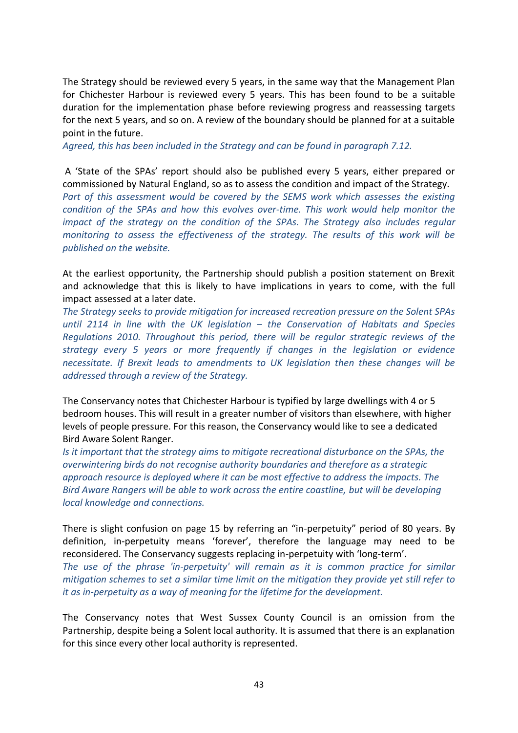The Strategy should be reviewed every 5 years, in the same way that the Management Plan for Chichester Harbour is reviewed every 5 years. This has been found to be a suitable duration for the implementation phase before reviewing progress and reassessing targets for the next 5 years, and so on. A review of the boundary should be planned for at a suitable point in the future.

*Agreed, this has been included in the Strategy and can be found in paragraph 7.12.*

A 'State of the SPAs' report should also be published every 5 years, either prepared or commissioned by Natural England, so as to assess the condition and impact of the Strategy.

*Part of this assessment would be covered by the SEMS work which assesses the existing condition of the SPAs and how this evolves over-time. This work would help monitor the impact of the strategy on the condition of the SPAs. The Strategy also includes regular monitoring to assess the effectiveness of the strategy. The results of this work will be published on the website.*

At the earliest opportunity, the Partnership should publish a position statement on Brexit and acknowledge that this is likely to have implications in years to come, with the full impact assessed at a later date.

*The Strategy seeks to provide mitigation for increased recreation pressure on the Solent SPAs until 2114 in line with the UK legislation – the Conservation of Habitats and Species Regulations 2010. Throughout this period, there will be regular strategic reviews of the strategy every 5 years or more frequently if changes in the legislation or evidence necessitate. If Brexit leads to amendments to UK legislation then these changes will be addressed through a review of the Strategy.*

The Conservancy notes that Chichester Harbour is typified by large dwellings with 4 or 5 bedroom houses. This will result in a greater number of visitors than elsewhere, with higher levels of people pressure. For this reason, the Conservancy would like to see a dedicated Bird Aware Solent Ranger.

*Is it important that the strategy aims to mitigate recreational disturbance on the SPAs, the overwintering birds do not recognise authority boundaries and therefore as a strategic approach resource is deployed where it can be most effective to address the impacts. The Bird Aware Rangers will be able to work across the entire coastline, but will be developing local knowledge and connections.*

There is slight confusion on page 15 by referring an "in-perpetuity" period of 80 years. By definition, in-perpetuity means 'forever', therefore the language may need to be reconsidered. The Conservancy suggests replacing in-perpetuity with 'long-term'.

*The use of the phrase 'in-perpetuity' will remain as it is common practice for similar mitigation schemes to set a similar time limit on the mitigation they provide yet still refer to it as in-perpetuity as a way of meaning for the lifetime for the development.*

The Conservancy notes that West Sussex County Council is an omission from the Partnership, despite being a Solent local authority. It is assumed that there is an explanation for this since every other local authority is represented.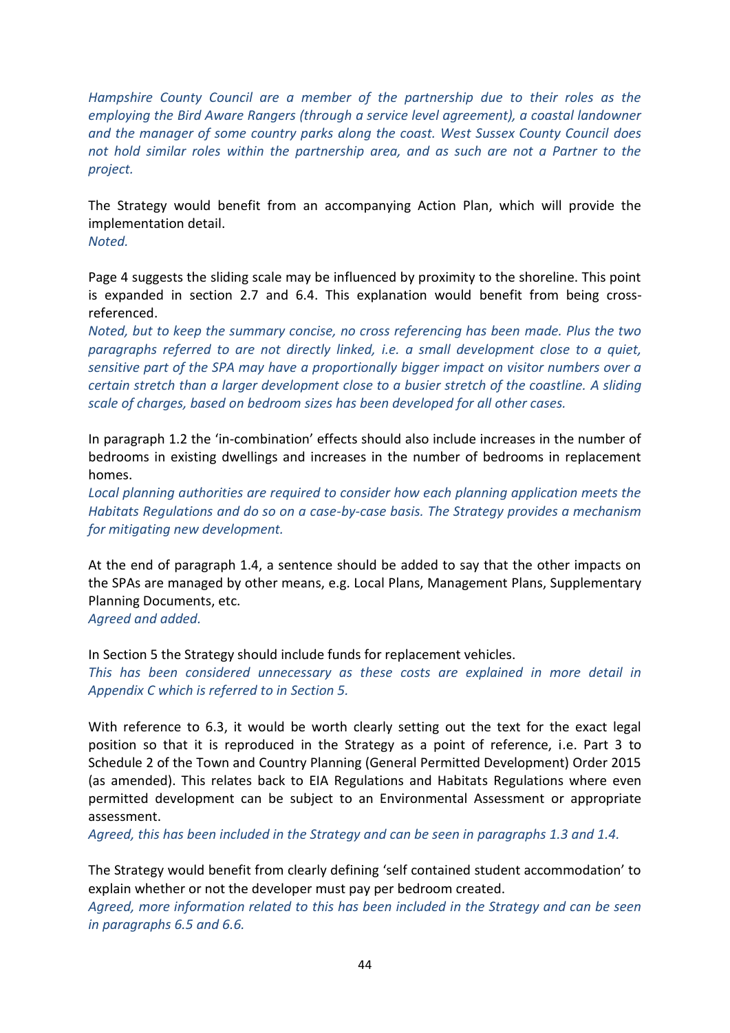*Hampshire County Council are a member of the partnership due to their roles as the employing the Bird Aware Rangers (through a service level agreement), a coastal landowner and the manager of some country parks along the coast. West Sussex County Council does not hold similar roles within the partnership area, and as such are not a Partner to the project.*

The Strategy would benefit from an accompanying Action Plan, which will provide the implementation detail.
*Noted.*

Page 4 suggests the sliding scale may be influenced by proximity to the shoreline. This point is expanded in section 2.7 and 6.4. This explanation would benefit from being cross-referenced.
*Noted, but to keep the summary concise, no cross referencing has been made. Plus the two paragraphs referred to are not directly linked, i.e. a small development close to a quiet, sensitive part of the SPA may have a proportionally bigger impact on visitor numbers over a certain stretch than a larger development close to a busier stretch of the coastline. A sliding scale of charges, based on bedroom sizes has been developed for all other cases.*

In paragraph 1.2 the 'in-combination' effects should also include increases in the number of bedrooms in existing dwellings and increases in the number of bedrooms in replacement homes.
*Local planning authorities are required to consider how each planning application meets the Habitats Regulations and do so on a case-by-case basis. The Strategy provides a mechanism for mitigating new development.*

At the end of paragraph 1.4, a sentence should be added to say that the other impacts on the SPAs are managed by other means, e.g. Local Plans, Management Plans, Supplementary Planning Documents, etc.
*Agreed and added.*

In Section 5 the Strategy should include funds for replacement vehicles.
*This has been considered unnecessary as these costs are explained in more detail in Appendix C which is referred to in Section 5.*

With reference to 6.3, it would be worth clearly setting out the text for the exact legal position so that it is reproduced in the Strategy as a point of reference, i.e. Part 3 to Schedule 2 of the Town and Country Planning (General Permitted Development) Order 2015 (as amended). This relates back to EIA Regulations and Habitats Regulations where even permitted development can be subject to an Environmental Assessment or appropriate assessment.
*Agreed, this has been included in the Strategy and can be seen in paragraphs 1.3 and 1.4.*

The Strategy would benefit from clearly defining 'self contained student accommodation' to explain whether or not the developer must pay per bedroom created.
*Agreed, more information related to this has been included in the Strategy and can be seen in paragraphs 6.5 and 6.6.*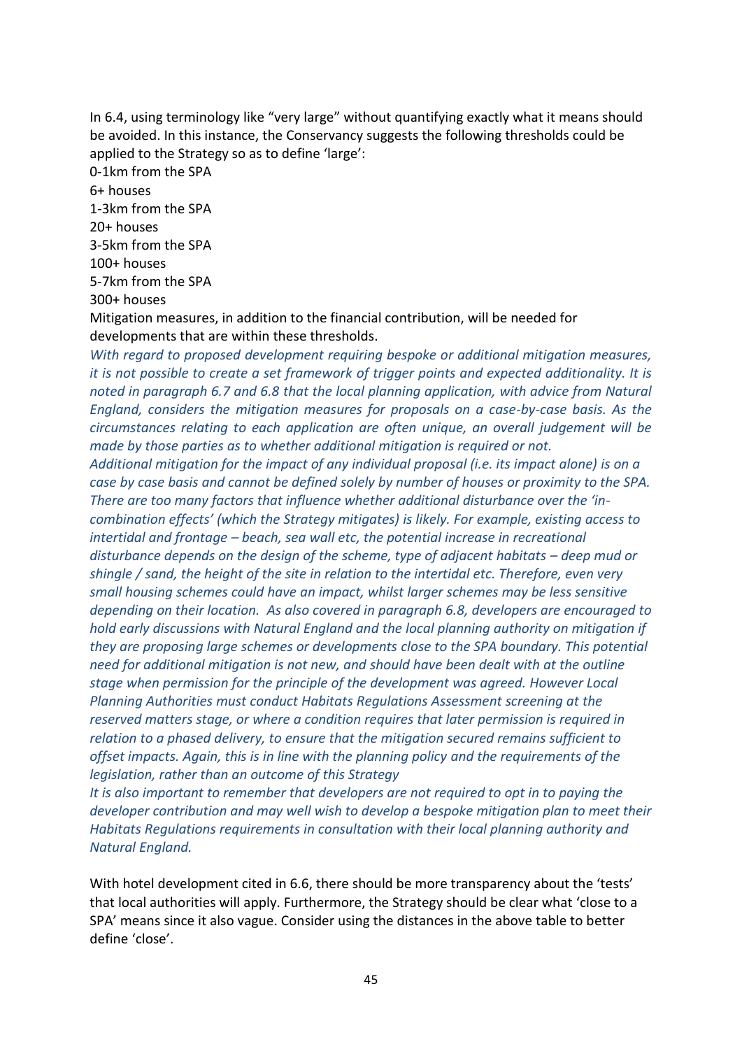In 6.4, using terminology like "very large" without quantifying exactly what it means should be avoided. In this instance, the Conservancy suggests the following thresholds could be applied to the Strategy so as to define 'large':

0-1km from the SPA
6+ houses
1-3km from the SPA
20+ houses
3-5km from the SPA
100+ houses
5-7km from the SPA
300+ houses

Mitigation measures, in addition to the financial contribution, will be needed for developments that are within these thresholds.

*With regard to proposed development requiring bespoke or additional mitigation measures, it is not possible to create a set framework of trigger points and expected additionality. It is noted in paragraph 6.7 and 6.8 that the local planning application, with advice from Natural England, considers the mitigation measures for proposals on a case-by-case basis. As the circumstances relating to each application are often unique, an overall judgement will be made by those parties as to whether additional mitigation is required or not.*

*Additional mitigation for the impact of any individual proposal (i.e. its impact alone) is on a case by case basis and cannot be defined solely by number of houses or proximity to the SPA. There are too many factors that influence whether additional disturbance over the 'in-combination effects' (which the Strategy mitigates) is likely. For example, existing access to intertidal and frontage – beach, sea wall etc, the potential increase in recreational disturbance depends on the design of the scheme, type of adjacent habitats – deep mud or shingle / sand, the height of the site in relation to the intertidal etc. Therefore, even very small housing schemes could have an impact, whilst larger schemes may be less sensitive depending on their location. As also covered in paragraph 6.8, developers are encouraged to hold early discussions with Natural England and the local planning authority on mitigation if they are proposing large schemes or developments close to the SPA boundary. This potential need for additional mitigation is not new, and should have been dealt with at the outline stage when permission for the principle of the development was agreed. However Local Planning Authorities must conduct Habitats Regulations Assessment screening at the reserved matters stage, or where a condition requires that later permission is required in relation to a phased delivery, to ensure that the mitigation secured remains sufficient to offset impacts. Again, this is in line with the planning policy and the requirements of the legislation, rather than an outcome of this Strategy*

*It is also important to remember that developers are not required to opt in to paying the developer contribution and may well wish to develop a bespoke mitigation plan to meet their Habitats Regulations requirements in consultation with their local planning authority and Natural England.*

With hotel development cited in 6.6, there should be more transparency about the 'tests' that local authorities will apply. Furthermore, the Strategy should be clear what 'close to a SPA' means since it also vague. Consider using the distances in the above table to better define 'close'.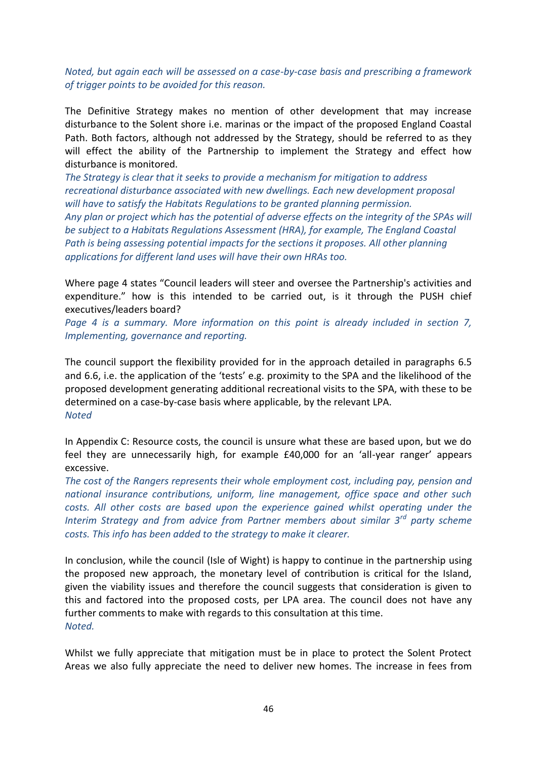*Noted, but again each will be assessed on a case-by-case basis and prescribing a framework of trigger points to be avoided for this reason.*

The Definitive Strategy makes no mention of other development that may increase disturbance to the Solent shore i.e. marinas or the impact of the proposed England Coastal Path. Both factors, although not addressed by the Strategy, should be referred to as they will effect the ability of the Partnership to implement the Strategy and effect how disturbance is monitored.

*The Strategy is clear that it seeks to provide a mechanism for mitigation to address recreational disturbance associated with new dwellings. Each new development proposal will have to satisfy the Habitats Regulations to be granted planning permission.*

*Any plan or project which has the potential of adverse effects on the integrity of the SPAs will be subject to a Habitats Regulations Assessment (HRA), for example, The England Coastal Path is being assessing potential impacts for the sections it proposes. All other planning applications for different land uses will have their own HRAs too.*

Where page 4 states "Council leaders will steer and oversee the Partnership's activities and expenditure." how is this intended to be carried out, is it through the PUSH chief executives/leaders board?

*Page 4 is a summary. More information on this point is already included in section 7, Implementing, governance and reporting.*

The council support the flexibility provided for in the approach detailed in paragraphs 6.5 and 6.6, i.e. the application of the 'tests' e.g. proximity to the SPA and the likelihood of the proposed development generating additional recreational visits to the SPA, with these to be determined on a case-by-case basis where applicable, by the relevant LPA.

*Noted*

In Appendix C: Resource costs, the council is unsure what these are based upon, but we do feel they are unnecessarily high, for example £40,000 for an 'all-year ranger' appears excessive.

*The cost of the Rangers represents their whole employment cost, including pay, pension and national insurance contributions, uniform, line management, office space and other such costs. All other costs are based upon the experience gained whilst operating under the Interim Strategy and from advice from Partner members about similar 3rd party scheme costs. This info has been added to the strategy to make it clearer.*

In conclusion, while the council (Isle of Wight) is happy to continue in the partnership using the proposed new approach, the monetary level of contribution is critical for the Island, given the viability issues and therefore the council suggests that consideration is given to this and factored into the proposed costs, per LPA area. The council does not have any further comments to make with regards to this consultation at this time.

*Noted.*

Whilst we fully appreciate that mitigation must be in place to protect the Solent Protect Areas we also fully appreciate the need to deliver new homes. The increase in fees from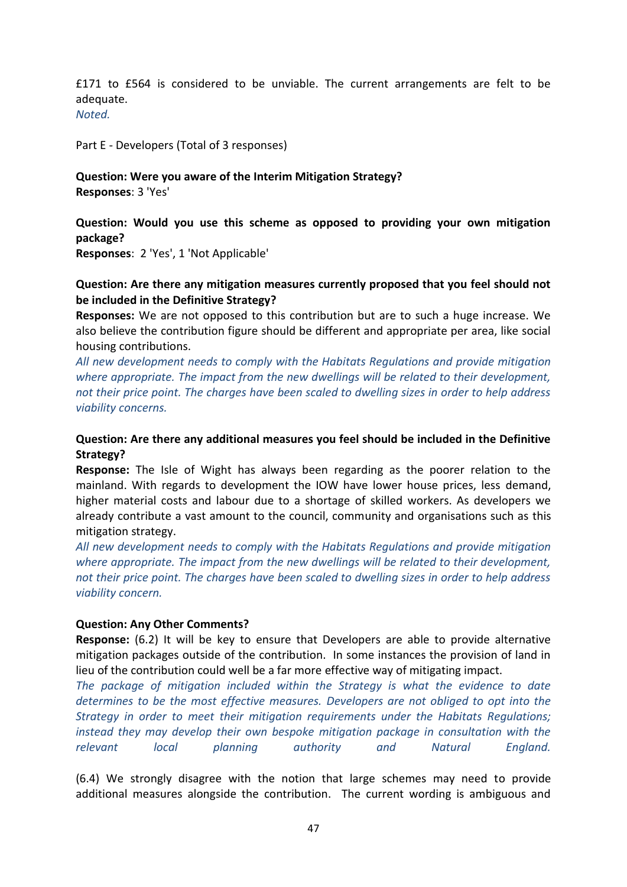£171 to £564 is considered to be unviable. The current arrangements are felt to be adequate.
*Noted.*

Part E - Developers (Total of 3 responses)

**Question: Were you aware of the Interim Mitigation Strategy?**
**Responses**: 3 'Yes'

**Question: Would you use this scheme as opposed to providing your own mitigation package?**
**Responses**: 2 'Yes', 1 'Not Applicable'

**Question: Are there any mitigation measures currently proposed that you feel should not be included in the Definitive Strategy?**
**Responses:** We are not opposed to this contribution but are to such a huge increase. We also believe the contribution figure should be different and appropriate per area, like social housing contributions.
*All new development needs to comply with the Habitats Regulations and provide mitigation where appropriate. The impact from the new dwellings will be related to their development, not their price point. The charges have been scaled to dwelling sizes in order to help address viability concerns.*

**Question: Are there any additional measures you feel should be included in the Definitive Strategy?**
**Response:** The Isle of Wight has always been regarding as the poorer relation to the mainland. With regards to development the IOW have lower house prices, less demand, higher material costs and labour due to a shortage of skilled workers. As developers we already contribute a vast amount to the council, community and organisations such as this mitigation strategy.
*All new development needs to comply with the Habitats Regulations and provide mitigation where appropriate. The impact from the new dwellings will be related to their development, not their price point. The charges have been scaled to dwelling sizes in order to help address viability concern.*

**Question: Any Other Comments?**
**Response:** (6.2) It will be key to ensure that Developers are able to provide alternative mitigation packages outside of the contribution. In some instances the provision of land in lieu of the contribution could well be a far more effective way of mitigating impact.
*The package of mitigation included within the Strategy is what the evidence to date determines to be the most effective measures. Developers are not obliged to opt into the Strategy in order to meet their mitigation requirements under the Habitats Regulations; instead they may develop their own bespoke mitigation package in consultation with the relevant local planning authority and Natural England.*

(6.4) We strongly disagree with the notion that large schemes may need to provide additional measures alongside the contribution. The current wording is ambiguous and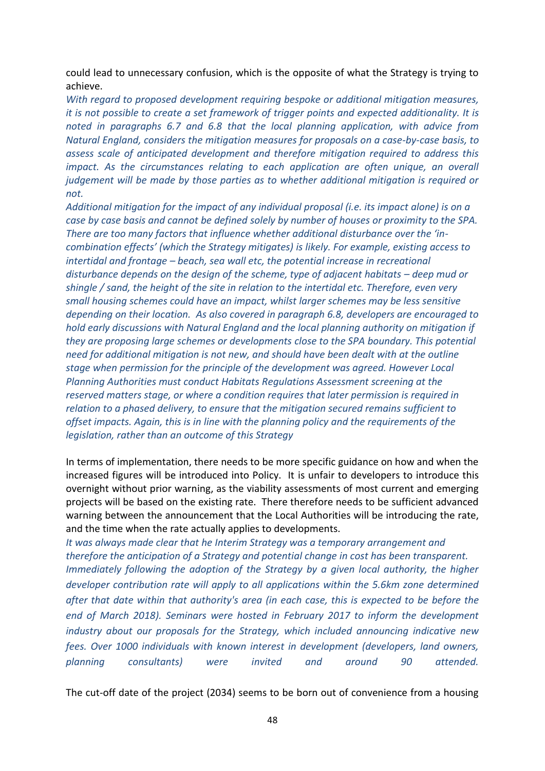could lead to unnecessary confusion, which is the opposite of what the Strategy is trying to achieve.

*With regard to proposed development requiring bespoke or additional mitigation measures, it is not possible to create a set framework of trigger points and expected additionality. It is noted in paragraphs 6.7 and 6.8 that the local planning application, with advice from Natural England, considers the mitigation measures for proposals on a case-by-case basis, to assess scale of anticipated development and therefore mitigation required to address this impact. As the circumstances relating to each application are often unique, an overall judgement will be made by those parties as to whether additional mitigation is required or not.*

*Additional mitigation for the impact of any individual proposal (i.e. its impact alone) is on a case by case basis and cannot be defined solely by number of houses or proximity to the SPA. There are too many factors that influence whether additional disturbance over the 'in-combination effects' (which the Strategy mitigates) is likely. For example, existing access to intertidal and frontage – beach, sea wall etc, the potential increase in recreational disturbance depends on the design of the scheme, type of adjacent habitats – deep mud or shingle / sand, the height of the site in relation to the intertidal etc. Therefore, even very small housing schemes could have an impact, whilst larger schemes may be less sensitive depending on their location. As also covered in paragraph 6.8, developers are encouraged to hold early discussions with Natural England and the local planning authority on mitigation if they are proposing large schemes or developments close to the SPA boundary. This potential need for additional mitigation is not new, and should have been dealt with at the outline stage when permission for the principle of the development was agreed. However Local Planning Authorities must conduct Habitats Regulations Assessment screening at the reserved matters stage, or where a condition requires that later permission is required in relation to a phased delivery, to ensure that the mitigation secured remains sufficient to offset impacts. Again, this is in line with the planning policy and the requirements of the legislation, rather than an outcome of this Strategy*

In terms of implementation, there needs to be more specific guidance on how and when the increased figures will be introduced into Policy. It is unfair to developers to introduce this overnight without prior warning, as the viability assessments of most current and emerging projects will be based on the existing rate. There therefore needs to be sufficient advanced warning between the announcement that the Local Authorities will be introducing the rate, and the time when the rate actually applies to developments.

*It was always made clear that he Interim Strategy was a temporary arrangement and therefore the anticipation of a Strategy and potential change in cost has been transparent. Immediately following the adoption of the Strategy by a given local authority, the higher developer contribution rate will apply to all applications within the 5.6km zone determined after that date within that authority's area (in each case, this is expected to be before the end of March 2018). Seminars were hosted in February 2017 to inform the development industry about our proposals for the Strategy, which included announcing indicative new fees. Over 1000 individuals with known interest in development (developers, land owners, planning consultants) were invited and around 90 attended.*

The cut-off date of the project (2034) seems to be born out of convenience from a housing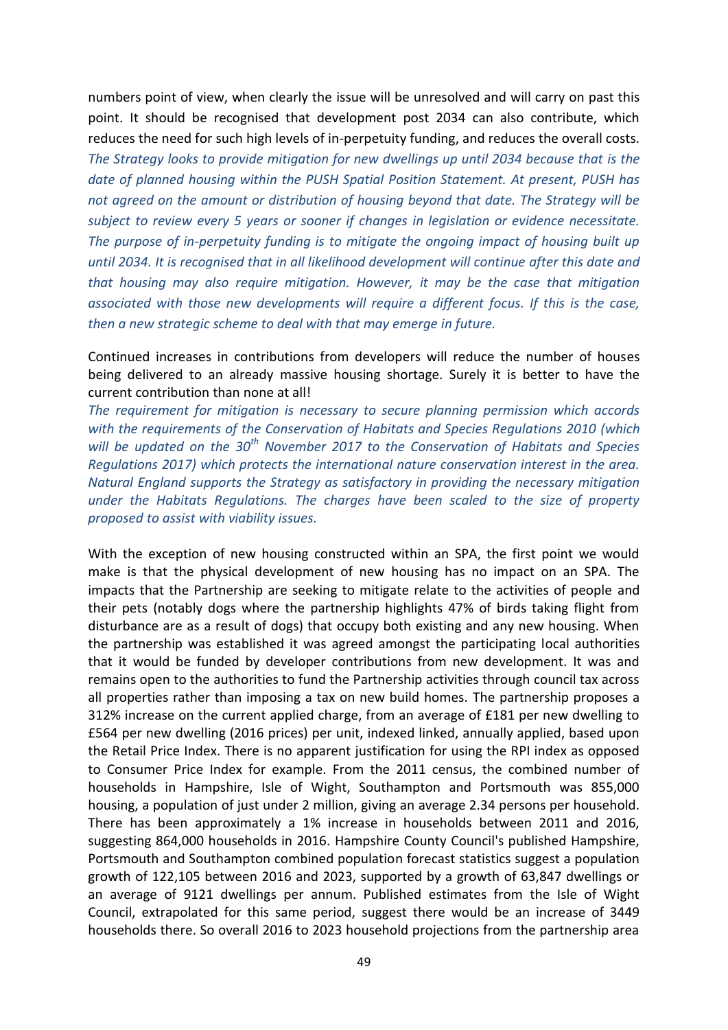numbers point of view, when clearly the issue will be unresolved and will carry on past this point. It should be recognised that development post 2034 can also contribute, which reduces the need for such high levels of in-perpetuity funding, and reduces the overall costs.
*The Strategy looks to provide mitigation for new dwellings up until 2034 because that is the date of planned housing within the PUSH Spatial Position Statement. At present, PUSH has not agreed on the amount or distribution of housing beyond that date. The Strategy will be subject to review every 5 years or sooner if changes in legislation or evidence necessitate. The purpose of in-perpetuity funding is to mitigate the ongoing impact of housing built up until 2034. It is recognised that in all likelihood development will continue after this date and that housing may also require mitigation. However, it may be the case that mitigation associated with those new developments will require a different focus. If this is the case, then a new strategic scheme to deal with that may emerge in future.*

Continued increases in contributions from developers will reduce the number of houses being delivered to an already massive housing shortage. Surely it is better to have the current contribution than none at all!
*The requirement for mitigation is necessary to secure planning permission which accords with the requirements of the Conservation of Habitats and Species Regulations 2010 (which will be updated on the 30th November 2017 to the Conservation of Habitats and Species Regulations 2017) which protects the international nature conservation interest in the area. Natural England supports the Strategy as satisfactory in providing the necessary mitigation under the Habitats Regulations. The charges have been scaled to the size of property proposed to assist with viability issues.*

With the exception of new housing constructed within an SPA, the first point we would make is that the physical development of new housing has no impact on an SPA. The impacts that the Partnership are seeking to mitigate relate to the activities of people and their pets (notably dogs where the partnership highlights 47% of birds taking flight from disturbance are as a result of dogs) that occupy both existing and any new housing. When the partnership was established it was agreed amongst the participating local authorities that it would be funded by developer contributions from new development. It was and remains open to the authorities to fund the Partnership activities through council tax across all properties rather than imposing a tax on new build homes. The partnership proposes a 312% increase on the current applied charge, from an average of £181 per new dwelling to £564 per new dwelling (2016 prices) per unit, indexed linked, annually applied, based upon the Retail Price Index. There is no apparent justification for using the RPI index as opposed to Consumer Price Index for example. From the 2011 census, the combined number of households in Hampshire, Isle of Wight, Southampton and Portsmouth was 855,000 housing, a population of just under 2 million, giving an average 2.34 persons per household. There has been approximately a 1% increase in households between 2011 and 2016, suggesting 864,000 households in 2016. Hampshire County Council's published Hampshire, Portsmouth and Southampton combined population forecast statistics suggest a population growth of 122,105 between 2016 and 2023, supported by a growth of 63,847 dwellings or an average of 9121 dwellings per annum. Published estimates from the Isle of Wight Council, extrapolated for this same period, suggest there would be an increase of 3449 households there. So overall 2016 to 2023 household projections from the partnership area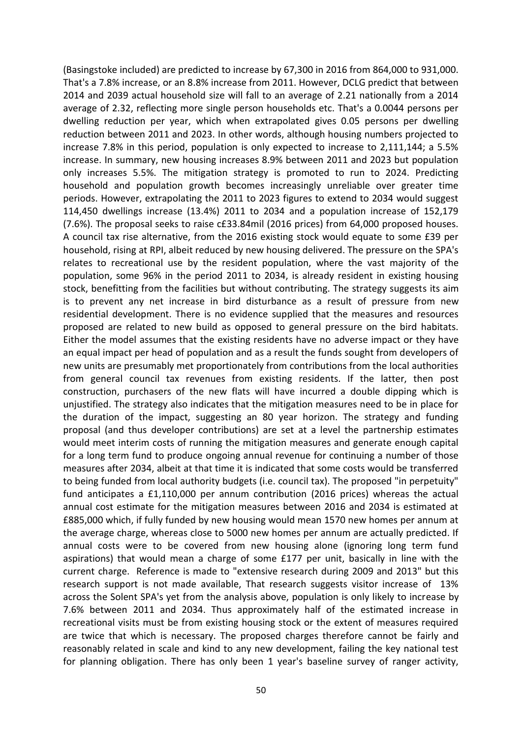(Basingstoke included) are predicted to increase by 67,300 in 2016 from 864,000 to 931,000. That's a 7.8% increase, or an 8.8% increase from 2011. However, DCLG predict that between 2014 and 2039 actual household size will fall to an average of 2.21 nationally from a 2014 average of 2.32, reflecting more single person households etc. That's a 0.0044 persons per dwelling reduction per year, which when extrapolated gives 0.05 persons per dwelling reduction between 2011 and 2023. In other words, although housing numbers projected to increase 7.8% in this period, population is only expected to increase to 2,111,144; a 5.5% increase. In summary, new housing increases 8.9% between 2011 and 2023 but population only increases 5.5%. The mitigation strategy is promoted to run to 2024. Predicting household and population growth becomes increasingly unreliable over greater time periods. However, extrapolating the 2011 to 2023 figures to extend to 2034 would suggest 114,450 dwellings increase (13.4%) 2011 to 2034 and a population increase of 152,179 (7.6%). The proposal seeks to raise c£33.84mil (2016 prices) from 64,000 proposed houses. A council tax rise alternative, from the 2016 existing stock would equate to some £39 per household, rising at RPI, albeit reduced by new housing delivered. The pressure on the SPA's relates to recreational use by the resident population, where the vast majority of the population, some 96% in the period 2011 to 2034, is already resident in existing housing stock, benefitting from the facilities but without contributing. The strategy suggests its aim is to prevent any net increase in bird disturbance as a result of pressure from new residential development. There is no evidence supplied that the measures and resources proposed are related to new build as opposed to general pressure on the bird habitats. Either the model assumes that the existing residents have no adverse impact or they have an equal impact per head of population and as a result the funds sought from developers of new units are presumably met proportionately from contributions from the local authorities from general council tax revenues from existing residents. If the latter, then post construction, purchasers of the new flats will have incurred a double dipping which is unjustified. The strategy also indicates that the mitigation measures need to be in place for the duration of the impact, suggesting an 80 year horizon. The strategy and funding proposal (and thus developer contributions) are set at a level the partnership estimates would meet interim costs of running the mitigation measures and generate enough capital for a long term fund to produce ongoing annual revenue for continuing a number of those measures after 2034, albeit at that time it is indicated that some costs would be transferred to being funded from local authority budgets (i.e. council tax). The proposed "in perpetuity" fund anticipates a £1,110,000 per annum contribution (2016 prices) whereas the actual annual cost estimate for the mitigation measures between 2016 and 2034 is estimated at £885,000 which, if fully funded by new housing would mean 1570 new homes per annum at the average charge, whereas close to 5000 new homes per annum are actually predicted. If annual costs were to be covered from new housing alone (ignoring long term fund aspirations) that would mean a charge of some £177 per unit, basically in line with the current charge. Reference is made to "extensive research during 2009 and 2013" but this research support is not made available, That research suggests visitor increase of 13% across the Solent SPA's yet from the analysis above, population is only likely to increase by 7.6% between 2011 and 2034. Thus approximately half of the estimated increase in recreational visits must be from existing housing stock or the extent of measures required are twice that which is necessary. The proposed charges therefore cannot be fairly and reasonably related in scale and kind to any new development, failing the key national test for planning obligation. There has only been 1 year's baseline survey of ranger activity,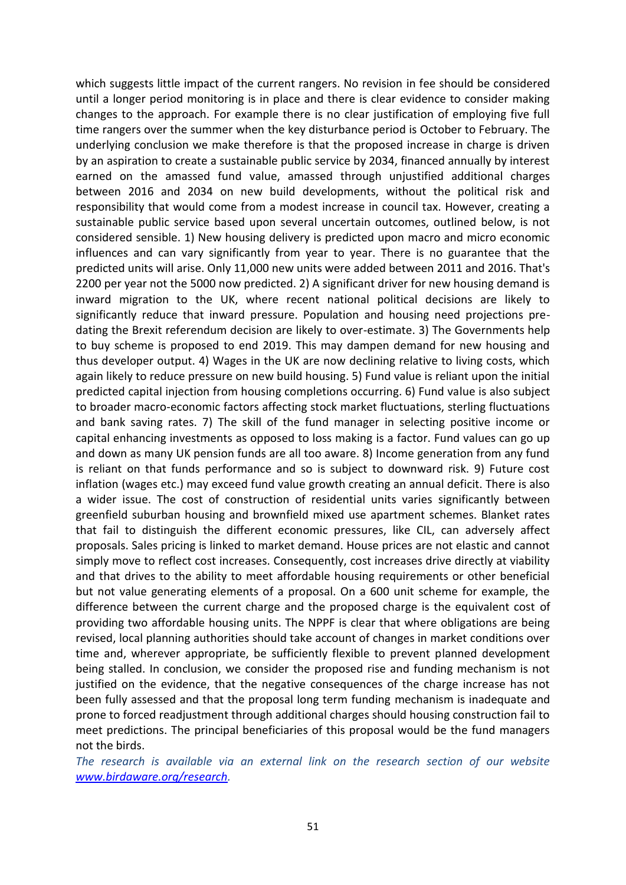which suggests little impact of the current rangers. No revision in fee should be considered until a longer period monitoring is in place and there is clear evidence to consider making changes to the approach. For example there is no clear justification of employing five full time rangers over the summer when the key disturbance period is October to February. The underlying conclusion we make therefore is that the proposed increase in charge is driven by an aspiration to create a sustainable public service by 2034, financed annually by interest earned on the amassed fund value, amassed through unjustified additional charges between 2016 and 2034 on new build developments, without the political risk and responsibility that would come from a modest increase in council tax. However, creating a sustainable public service based upon several uncertain outcomes, outlined below, is not considered sensible. 1) New housing delivery is predicted upon macro and micro economic influences and can vary significantly from year to year. There is no guarantee that the predicted units will arise. Only 11,000 new units were added between 2011 and 2016. That's 2200 per year not the 5000 now predicted. 2) A significant driver for new housing demand is inward migration to the UK, where recent national political decisions are likely to significantly reduce that inward pressure. Population and housing need projections pre-dating the Brexit referendum decision are likely to over-estimate. 3) The Governments help to buy scheme is proposed to end 2019. This may dampen demand for new housing and thus developer output. 4) Wages in the UK are now declining relative to living costs, which again likely to reduce pressure on new build housing. 5) Fund value is reliant upon the initial predicted capital injection from housing completions occurring. 6) Fund value is also subject to broader macro-economic factors affecting stock market fluctuations, sterling fluctuations and bank saving rates. 7) The skill of the fund manager in selecting positive income or capital enhancing investments as opposed to loss making is a factor. Fund values can go up and down as many UK pension funds are all too aware. 8) Income generation from any fund is reliant on that funds performance and so is subject to downward risk. 9) Future cost inflation (wages etc.) may exceed fund value growth creating an annual deficit. There is also a wider issue. The cost of construction of residential units varies significantly between greenfield suburban housing and brownfield mixed use apartment schemes. Blanket rates that fail to distinguish the different economic pressures, like CIL, can adversely affect proposals. Sales pricing is linked to market demand. House prices are not elastic and cannot simply move to reflect cost increases. Consequently, cost increases drive directly at viability and that drives to the ability to meet affordable housing requirements or other beneficial but not value generating elements of a proposal. On a 600 unit scheme for example, the difference between the current charge and the proposed charge is the equivalent cost of providing two affordable housing units. The NPPF is clear that where obligations are being revised, local planning authorities should take account of changes in market conditions over time and, wherever appropriate, be sufficiently flexible to prevent planned development being stalled. In conclusion, we consider the proposed rise and funding mechanism is not justified on the evidence, that the negative consequences of the charge increase has not been fully assessed and that the proposal long term funding mechanism is inadequate and prone to forced readjustment through additional charges should housing construction fail to meet predictions. The principal beneficiaries of this proposal would be the fund managers not the birds.

*The research is available via an external link on the research section of our website [www.birdaware.org/research](www.birdaware.org/research).*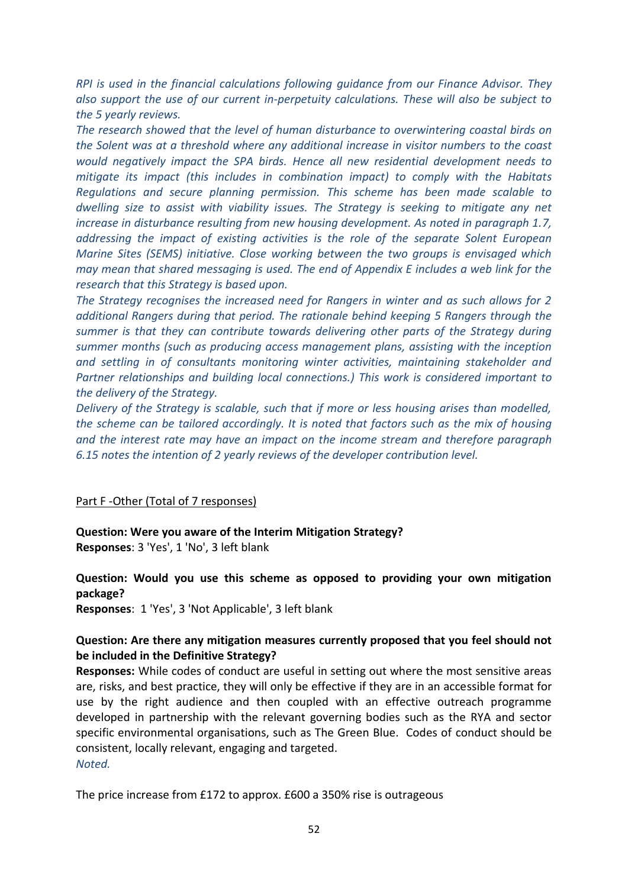*RPI is used in the financial calculations following guidance from our Finance Advisor. They also support the use of our current in-perpetuity calculations. These will also be subject to the 5 yearly reviews.*

*The research showed that the level of human disturbance to overwintering coastal birds on the Solent was at a threshold where any additional increase in visitor numbers to the coast would negatively impact the SPA birds. Hence all new residential development needs to mitigate its impact (this includes in combination impact) to comply with the Habitats Regulations and secure planning permission. This scheme has been made scalable to dwelling size to assist with viability issues. The Strategy is seeking to mitigate any net increase in disturbance resulting from new housing development. As noted in paragraph 1.7, addressing the impact of existing activities is the role of the separate Solent European Marine Sites (SEMS) initiative. Close working between the two groups is envisaged which may mean that shared messaging is used. The end of Appendix E includes a web link for the research that this Strategy is based upon.*

*The Strategy recognises the increased need for Rangers in winter and as such allows for 2 additional Rangers during that period. The rationale behind keeping 5 Rangers through the summer is that they can contribute towards delivering other parts of the Strategy during summer months (such as producing access management plans, assisting with the inception and settling in of consultants monitoring winter activities, maintaining stakeholder and Partner relationships and building local connections.) This work is considered important to the delivery of the Strategy.*

*Delivery of the Strategy is scalable, such that if more or less housing arises than modelled, the scheme can be tailored accordingly. It is noted that factors such as the mix of housing and the interest rate may have an impact on the income stream and therefore paragraph 6.15 notes the intention of 2 yearly reviews of the developer contribution level.*

Part F -Other (Total of 7 responses)

**Question: Were you aware of the Interim Mitigation Strategy?**
**Responses**: 3 'Yes', 1 'No', 3 left blank

**Question: Would you use this scheme as opposed to providing your own mitigation package?**
**Responses**: 1 'Yes', 3 'Not Applicable', 3 left blank

**Question: Are there any mitigation measures currently proposed that you feel should not be included in the Definitive Strategy?**
**Responses:** While codes of conduct are useful in setting out where the most sensitive areas are, risks, and best practice, they will only be effective if they are in an accessible format for use by the right audience and then coupled with an effective outreach programme developed in partnership with the relevant governing bodies such as the RYA and sector specific environmental organisations, such as The Green Blue. Codes of conduct should be consistent, locally relevant, engaging and targeted.
*Noted.*

The price increase from £172 to approx. £600 a 350% rise is outrageous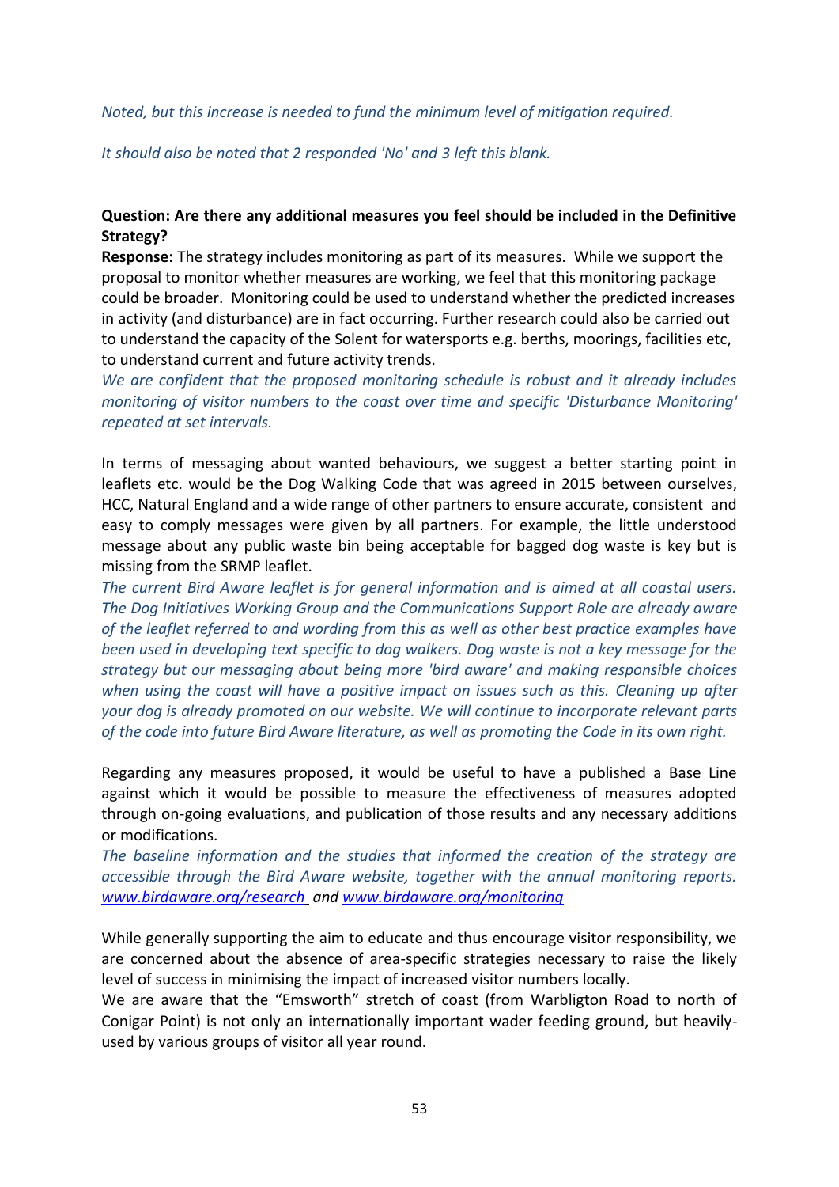*Noted, but this increase is needed to fund the minimum level of mitigation required.*

*It should also be noted that 2 responded 'No' and 3 left this blank.*

**Question: Are there any additional measures you feel should be included in the Definitive Strategy?**

**Response:** The strategy includes monitoring as part of its measures. While we support the proposal to monitor whether measures are working, we feel that this monitoring package could be broader. Monitoring could be used to understand whether the predicted increases in activity (and disturbance) are in fact occurring. Further research could also be carried out to understand the capacity of the Solent for watersports e.g. berths, moorings, facilities etc, to understand current and future activity trends.

*We are confident that the proposed monitoring schedule is robust and it already includes monitoring of visitor numbers to the coast over time and specific 'Disturbance Monitoring' repeated at set intervals.*

In terms of messaging about wanted behaviours, we suggest a better starting point in leaflets etc. would be the Dog Walking Code that was agreed in 2015 between ourselves, HCC, Natural England and a wide range of other partners to ensure accurate, consistent and easy to comply messages were given by all partners. For example, the little understood message about any public waste bin being acceptable for bagged dog waste is key but is missing from the SRMP leaflet.

*The current Bird Aware leaflet is for general information and is aimed at all coastal users. The Dog Initiatives Working Group and the Communications Support Role are already aware of the leaflet referred to and wording from this as well as other best practice examples have been used in developing text specific to dog walkers. Dog waste is not a key message for the strategy but our messaging about being more 'bird aware' and making responsible choices when using the coast will have a positive impact on issues such as this. Cleaning up after your dog is already promoted on our website. We will continue to incorporate relevant parts of the code into future Bird Aware literature, as well as promoting the Code in its own right.*

Regarding any measures proposed, it would be useful to have a published a Base Line against which it would be possible to measure the effectiveness of measures adopted through on-going evaluations, and publication of those results and any necessary additions or modifications.

*The baseline information and the studies that informed the creation of the strategy are accessible through the Bird Aware website, together with the annual monitoring reports. [www.birdaware.org/research](www.birdaware.org/research) and [www.birdaware.org/monitoring](www.birdaware.org/monitoring)*

While generally supporting the aim to educate and thus encourage visitor responsibility, we are concerned about the absence of area-specific strategies necessary to raise the likely level of success in minimising the impact of increased visitor numbers locally.

We are aware that the "Emsworth" stretch of coast (from Warbligton Road to north of Conigar Point) is not only an internationally important wader feeding ground, but heavily-used by various groups of visitor all year round.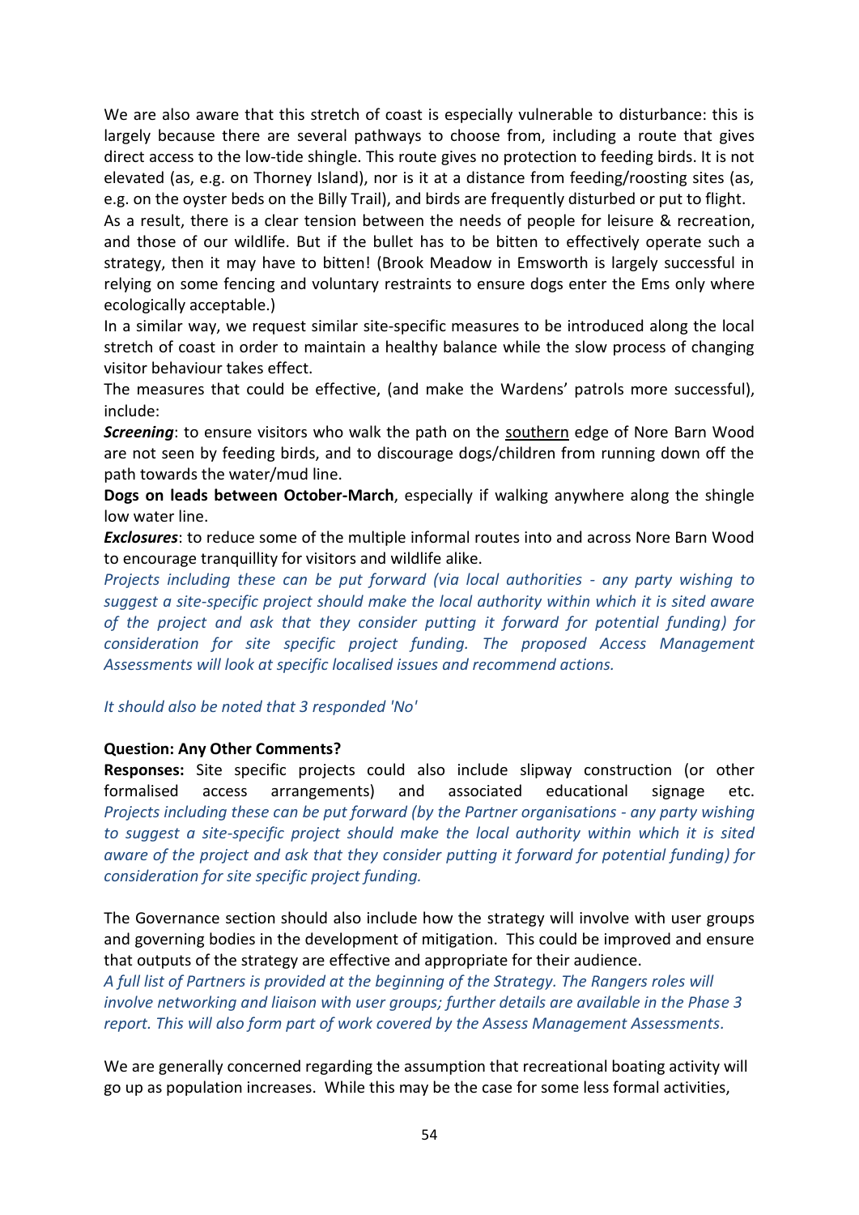We are also aware that this stretch of coast is especially vulnerable to disturbance: this is largely because there are several pathways to choose from, including a route that gives direct access to the low-tide shingle. This route gives no protection to feeding birds. It is not elevated (as, e.g. on Thorney Island), nor is it at a distance from feeding/roosting sites (as, e.g. on the oyster beds on the Billy Trail), and birds are frequently disturbed or put to flight.

As a result, there is a clear tension between the needs of people for leisure & recreation, and those of our wildlife. But if the bullet has to be bitten to effectively operate such a strategy, then it may have to bitten! (Brook Meadow in Emsworth is largely successful in relying on some fencing and voluntary restraints to ensure dogs enter the Ems only where ecologically acceptable.)

In a similar way, we request similar site-specific measures to be introduced along the local stretch of coast in order to maintain a healthy balance while the slow process of changing visitor behaviour takes effect.

The measures that could be effective, (and make the Wardens' patrols more successful), include:

***Screening***: to ensure visitors who walk the path on the <u>southern</u> edge of Nore Barn Wood are not seen by feeding birds, and to discourage dogs/children from running down off the path towards the water/mud line.

**Dogs on leads between October-March**, especially if walking anywhere along the shingle low water line.

***Exclosures***: to reduce some of the multiple informal routes into and across Nore Barn Wood to encourage tranquillity for visitors and wildlife alike.

*Projects including these can be put forward (via local authorities - any party wishing to suggest a site-specific project should make the local authority within which it is sited aware of the project and ask that they consider putting it forward for potential funding) for consideration for site specific project funding. The proposed Access Management Assessments will look at specific localised issues and recommend actions.*

*It should also be noted that 3 responded 'No'*

**Question: Any Other Comments?**

**Responses:** Site specific projects could also include slipway construction (or other formalised access arrangements) and associated educational signage etc. *Projects including these can be put forward (by the Partner organisations - any party wishing to suggest a site-specific project should make the local authority within which it is sited aware of the project and ask that they consider putting it forward for potential funding) for consideration for site specific project funding.*

The Governance section should also include how the strategy will involve with user groups and governing bodies in the development of mitigation. This could be improved and ensure that outputs of the strategy are effective and appropriate for their audience.

*A full list of Partners is provided at the beginning of the Strategy. The Rangers roles will involve networking and liaison with user groups; further details are available in the Phase 3 report. This will also form part of work covered by the Assess Management Assessments.*

We are generally concerned regarding the assumption that recreational boating activity will go up as population increases. While this may be the case for some less formal activities,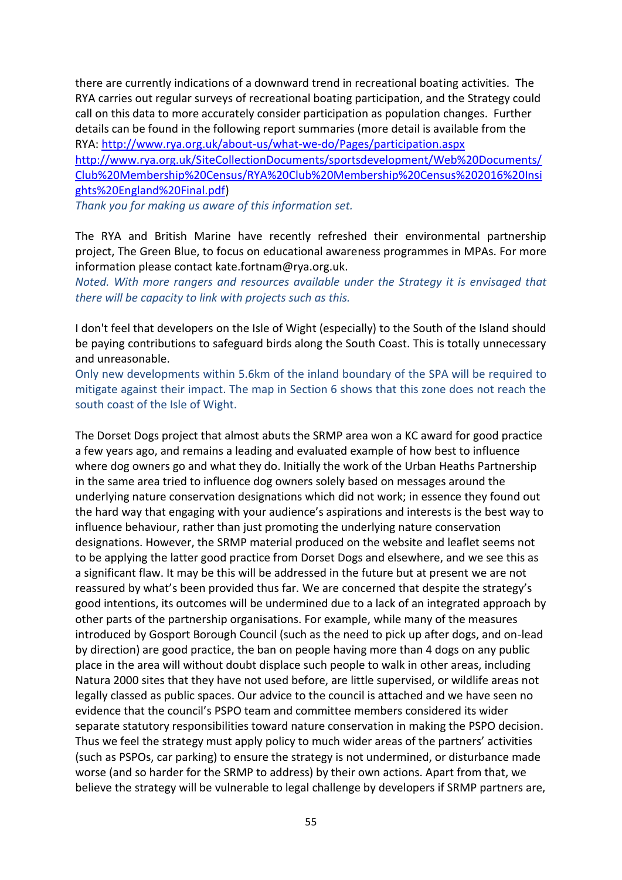there are currently indications of a downward trend in recreational boating activities. The RYA carries out regular surveys of recreational boating participation, and the Strategy could call on this data to more accurately consider participation as population changes. Further details can be found in the following report summaries (more detail is available from the RYA: http://www.rya.org.uk/about-us/what-we-do/Pages/participation.aspx http://www.rya.org.uk/SiteCollectionDocuments/sportsdevelopment/Web%20Documents/Club%20Membership%20Census/RYA%20Club%20Membership%20Census%202016%20Insights%20England%20Final.pdf)

*Thank you for making us aware of this information set.*

The RYA and British Marine have recently refreshed their environmental partnership project, The Green Blue, to focus on educational awareness programmes in MPAs. For more information please contact kate.fortnam@rya.org.uk.

*Noted. With more rangers and resources available under the Strategy it is envisaged that there will be capacity to link with projects such as this.*

I don't feel that developers on the Isle of Wight (especially) to the South of the Island should be paying contributions to safeguard birds along the South Coast. This is totally unnecessary and unreasonable.

Only new developments within 5.6km of the inland boundary of the SPA will be required to mitigate against their impact. The map in Section 6 shows that this zone does not reach the south coast of the Isle of Wight.

The Dorset Dogs project that almost abuts the SRMP area won a KC award for good practice a few years ago, and remains a leading and evaluated example of how best to influence where dog owners go and what they do. Initially the work of the Urban Heaths Partnership in the same area tried to influence dog owners solely based on messages around the underlying nature conservation designations which did not work; in essence they found out the hard way that engaging with your audience's aspirations and interests is the best way to influence behaviour, rather than just promoting the underlying nature conservation designations. However, the SRMP material produced on the website and leaflet seems not to be applying the latter good practice from Dorset Dogs and elsewhere, and we see this as a significant flaw. It may be this will be addressed in the future but at present we are not reassured by what's been provided thus far. We are concerned that despite the strategy's good intentions, its outcomes will be undermined due to a lack of an integrated approach by other parts of the partnership organisations. For example, while many of the measures introduced by Gosport Borough Council (such as the need to pick up after dogs, and on-lead by direction) are good practice, the ban on people having more than 4 dogs on any public place in the area will without doubt displace such people to walk in other areas, including Natura 2000 sites that they have not used before, are little supervised, or wildlife areas not legally classed as public spaces. Our advice to the council is attached and we have seen no evidence that the council's PSPO team and committee members considered its wider separate statutory responsibilities toward nature conservation in making the PSPO decision. Thus we feel the strategy must apply policy to much wider areas of the partners' activities (such as PSPOs, car parking) to ensure the strategy is not undermined, or disturbance made worse (and so harder for the SRMP to address) by their own actions. Apart from that, we believe the strategy will be vulnerable to legal challenge by developers if SRMP partners are,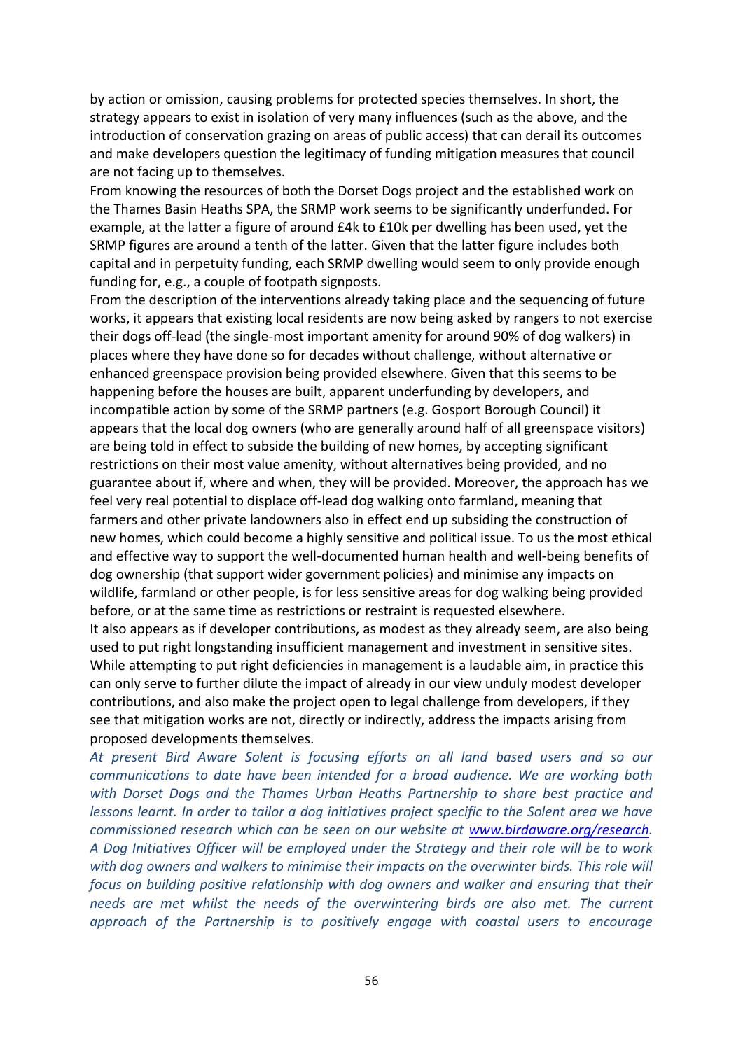by action or omission, causing problems for protected species themselves. In short, the strategy appears to exist in isolation of very many influences (such as the above, and the introduction of conservation grazing on areas of public access) that can derail its outcomes and make developers question the legitimacy of funding mitigation measures that council are not facing up to themselves.

From knowing the resources of both the Dorset Dogs project and the established work on the Thames Basin Heaths SPA, the SRMP work seems to be significantly underfunded. For example, at the latter a figure of around £4k to £10k per dwelling has been used, yet the SRMP figures are around a tenth of the latter. Given that the latter figure includes both capital and in perpetuity funding, each SRMP dwelling would seem to only provide enough funding for, e.g., a couple of footpath signposts.

From the description of the interventions already taking place and the sequencing of future works, it appears that existing local residents are now being asked by rangers to not exercise their dogs off-lead (the single-most important amenity for around 90% of dog walkers) in places where they have done so for decades without challenge, without alternative or enhanced greenspace provision being provided elsewhere. Given that this seems to be happening before the houses are built, apparent underfunding by developers, and incompatible action by some of the SRMP partners (e.g. Gosport Borough Council) it appears that the local dog owners (who are generally around half of all greenspace visitors) are being told in effect to subside the building of new homes, by accepting significant restrictions on their most value amenity, without alternatives being provided, and no guarantee about if, where and when, they will be provided. Moreover, the approach has we feel very real potential to displace off-lead dog walking onto farmland, meaning that farmers and other private landowners also in effect end up subsiding the construction of new homes, which could become a highly sensitive and political issue. To us the most ethical and effective way to support the well-documented human health and well-being benefits of dog ownership (that support wider government policies) and minimise any impacts on wildlife, farmland or other people, is for less sensitive areas for dog walking being provided before, or at the same time as restrictions or restraint is requested elsewhere.

It also appears as if developer contributions, as modest as they already seem, are also being used to put right longstanding insufficient management and investment in sensitive sites. While attempting to put right deficiencies in management is a laudable aim, in practice this can only serve to further dilute the impact of already in our view unduly modest developer contributions, and also make the project open to legal challenge from developers, if they see that mitigation works are not, directly or indirectly, address the impacts arising from proposed developments themselves.

*At present Bird Aware Solent is focusing efforts on all land based users and so our communications to date have been intended for a broad audience. We are working both with Dorset Dogs and the Thames Urban Heaths Partnership to share best practice and lessons learnt. In order to tailor a dog initiatives project specific to the Solent area we have commissioned research which can be seen on our website at [www.birdaware.org/research](www.birdaware.org/research). A Dog Initiatives Officer will be employed under the Strategy and their role will be to work with dog owners and walkers to minimise their impacts on the overwinter birds. This role will focus on building positive relationship with dog owners and walker and ensuring that their needs are met whilst the needs of the overwintering birds are also met. The current approach of the Partnership is to positively engage with coastal users to encourage*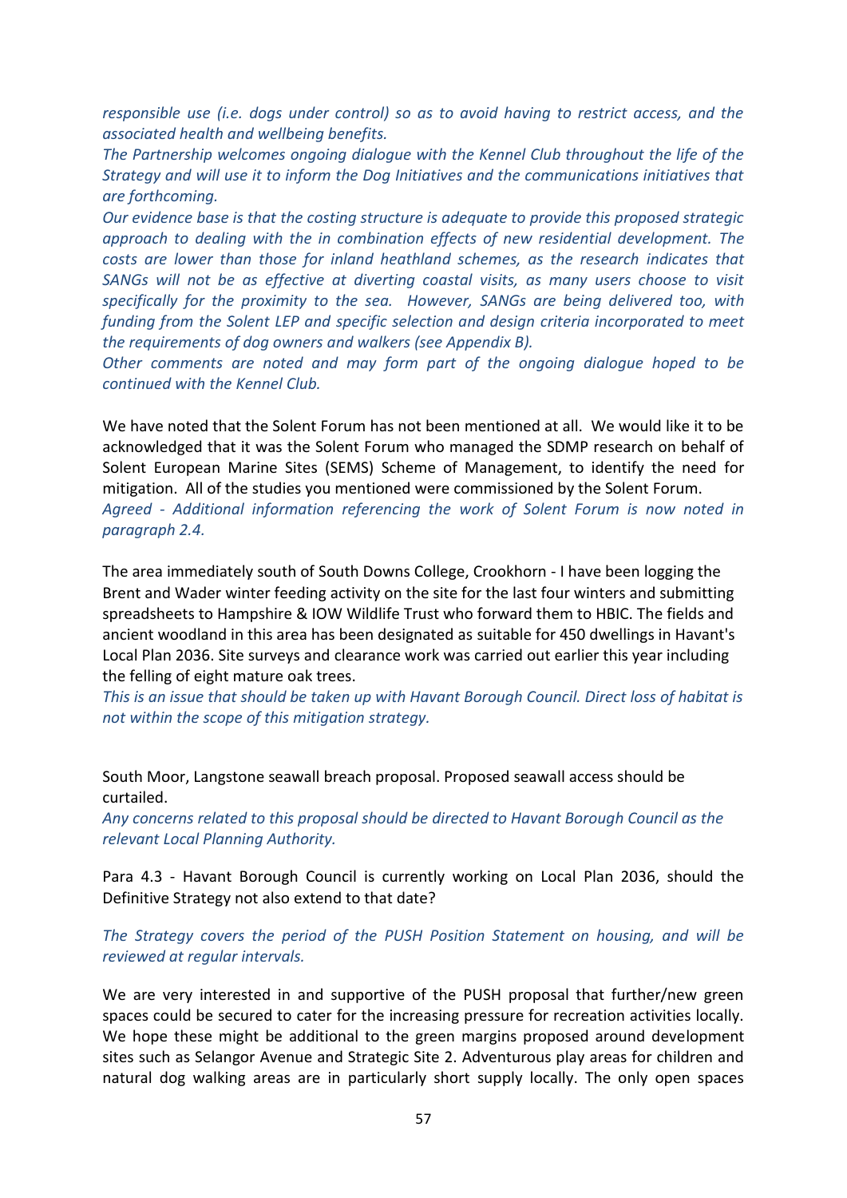*responsible use (i.e. dogs under control) so as to avoid having to restrict access, and the associated health and wellbeing benefits.*

*The Partnership welcomes ongoing dialogue with the Kennel Club throughout the life of the Strategy and will use it to inform the Dog Initiatives and the communications initiatives that are forthcoming.*

*Our evidence base is that the costing structure is adequate to provide this proposed strategic approach to dealing with the in combination effects of new residential development. The costs are lower than those for inland heathland schemes, as the research indicates that SANGs will not be as effective at diverting coastal visits, as many users choose to visit specifically for the proximity to the sea. However, SANGs are being delivered too, with funding from the Solent LEP and specific selection and design criteria incorporated to meet the requirements of dog owners and walkers (see Appendix B).*

*Other comments are noted and may form part of the ongoing dialogue hoped to be continued with the Kennel Club.*

We have noted that the Solent Forum has not been mentioned at all. We would like it to be acknowledged that it was the Solent Forum who managed the SDMP research on behalf of Solent European Marine Sites (SEMS) Scheme of Management, to identify the need for mitigation. All of the studies you mentioned were commissioned by the Solent Forum.

*Agreed - Additional information referencing the work of Solent Forum is now noted in paragraph 2.4.*

The area immediately south of South Downs College, Crookhorn - I have been logging the Brent and Wader winter feeding activity on the site for the last four winters and submitting spreadsheets to Hampshire & IOW Wildlife Trust who forward them to HBIC. The fields and ancient woodland in this area has been designated as suitable for 450 dwellings in Havant's Local Plan 2036. Site surveys and clearance work was carried out earlier this year including the felling of eight mature oak trees.

*This is an issue that should be taken up with Havant Borough Council. Direct loss of habitat is not within the scope of this mitigation strategy.*

South Moor, Langstone seawall breach proposal. Proposed seawall access should be curtailed.

*Any concerns related to this proposal should be directed to Havant Borough Council as the relevant Local Planning Authority.*

Para 4.3 - Havant Borough Council is currently working on Local Plan 2036, should the Definitive Strategy not also extend to that date?

*The Strategy covers the period of the PUSH Position Statement on housing, and will be reviewed at regular intervals.*

We are very interested in and supportive of the PUSH proposal that further/new green spaces could be secured to cater for the increasing pressure for recreation activities locally. We hope these might be additional to the green margins proposed around development sites such as Selangor Avenue and Strategic Site 2. Adventurous play areas for children and natural dog walking areas are in particularly short supply locally. The only open spaces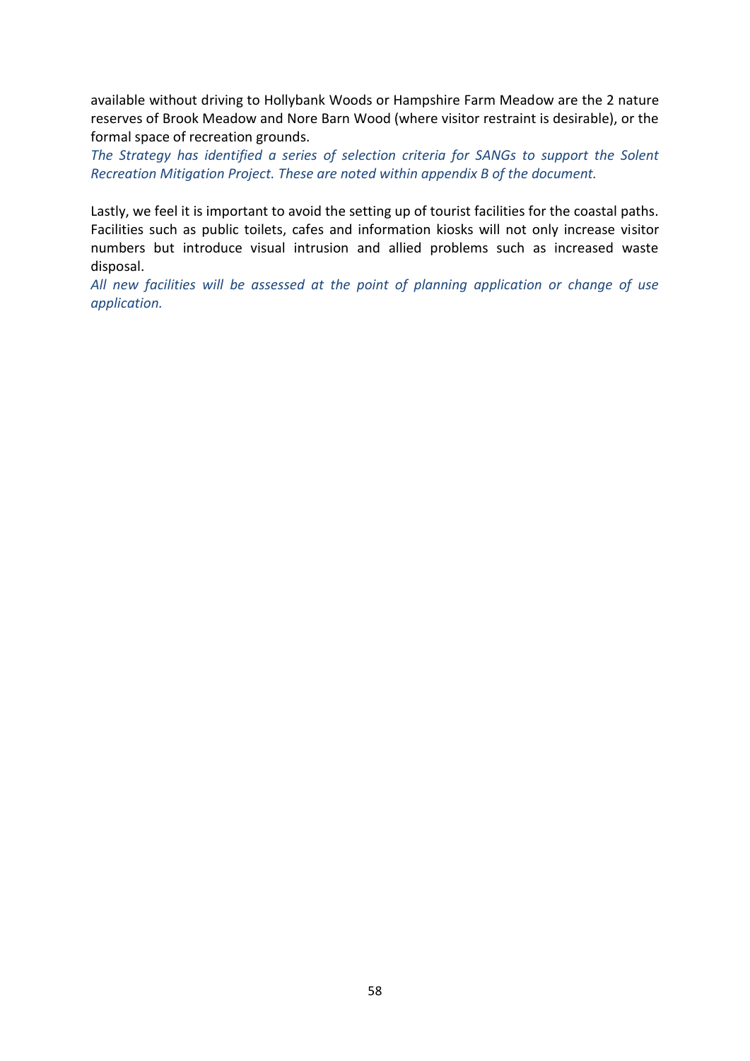available without driving to Hollybank Woods or Hampshire Farm Meadow are the 2 nature reserves of Brook Meadow and Nore Barn Wood (where visitor restraint is desirable), or the formal space of recreation grounds.

*The Strategy has identified a series of selection criteria for SANGs to support the Solent Recreation Mitigation Project. These are noted within appendix B of the document.*

Lastly, we feel it is important to avoid the setting up of tourist facilities for the coastal paths. Facilities such as public toilets, cafes and information kiosks will not only increase visitor numbers but introduce visual intrusion and allied problems such as increased waste disposal.

*All new facilities will be assessed at the point of planning application or change of use application.*